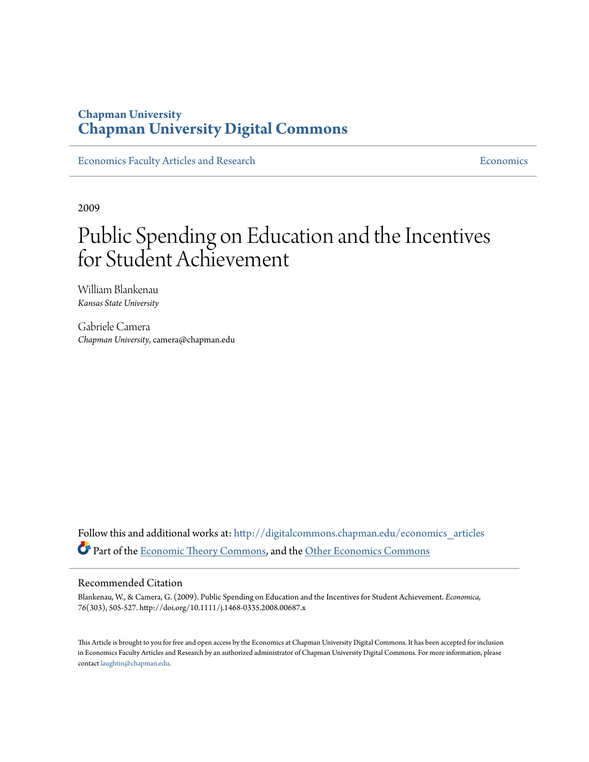Chapman University
# Chapman University Digital Commons

Economics Faculty Articles and Research | Economics

2009

# Public Spending on Education and the Incentives for Student Achievement

William Blankenau
*Kansas State University*

Gabriele Camera
*Chapman University*, camera@chapman.edu

Follow this and additional works at: http://digitalcommons.chapman.edu/economics_articles

Part of the Economic Theory Commons, and the Other Economics Commons

## Recommended Citation

Blankenau, W., & Camera, G. (2009). Public Spending on Education and the Incentives for Student Achievement. *Economica, 76*(303), 505-527. http://doi.org/10.1111/j.1468-0335.2008.00687.x

This Article is brought to you for free and open access by the Economics at Chapman University Digital Commons. It has been accepted for inclusion in Economics Faculty Articles and Research by an authorized administrator of Chapman University Digital Commons. For more information, please contact laughtin@chapman.edu.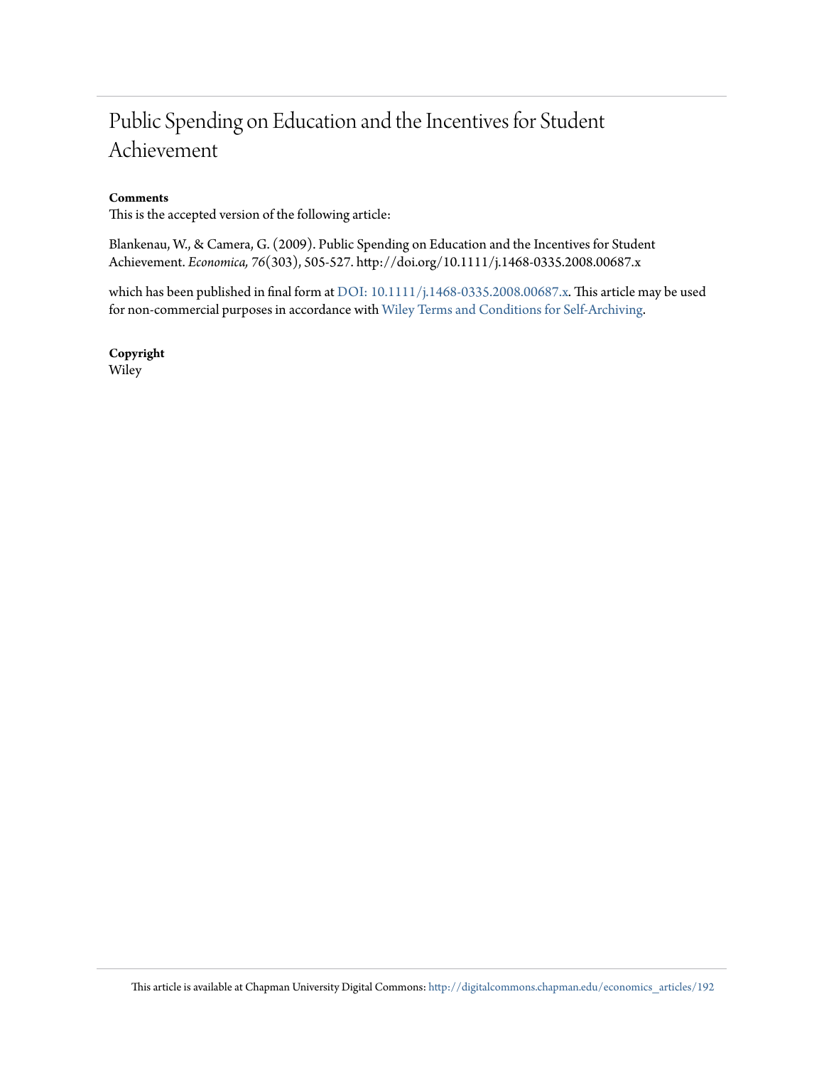# Public Spending on Education and the Incentives for Student Achievement

**Comments**

This is the accepted version of the following article:

Blankenau, W., & Camera, G. (2009). Public Spending on Education and the Incentives for Student Achievement. *Economica, 76*(303), 505-527. http://doi.org/10.1111/j.1468-0335.2008.00687.x

which has been published in final form at DOI: 10.1111/j.1468-0335.2008.00687.x. This article may be used for non-commercial purposes in accordance with Wiley Terms and Conditions for Self-Archiving.

**Copyright**

Wiley

This article is available at Chapman University Digital Commons: http://digitalcommons.chapman.edu/economics_articles/192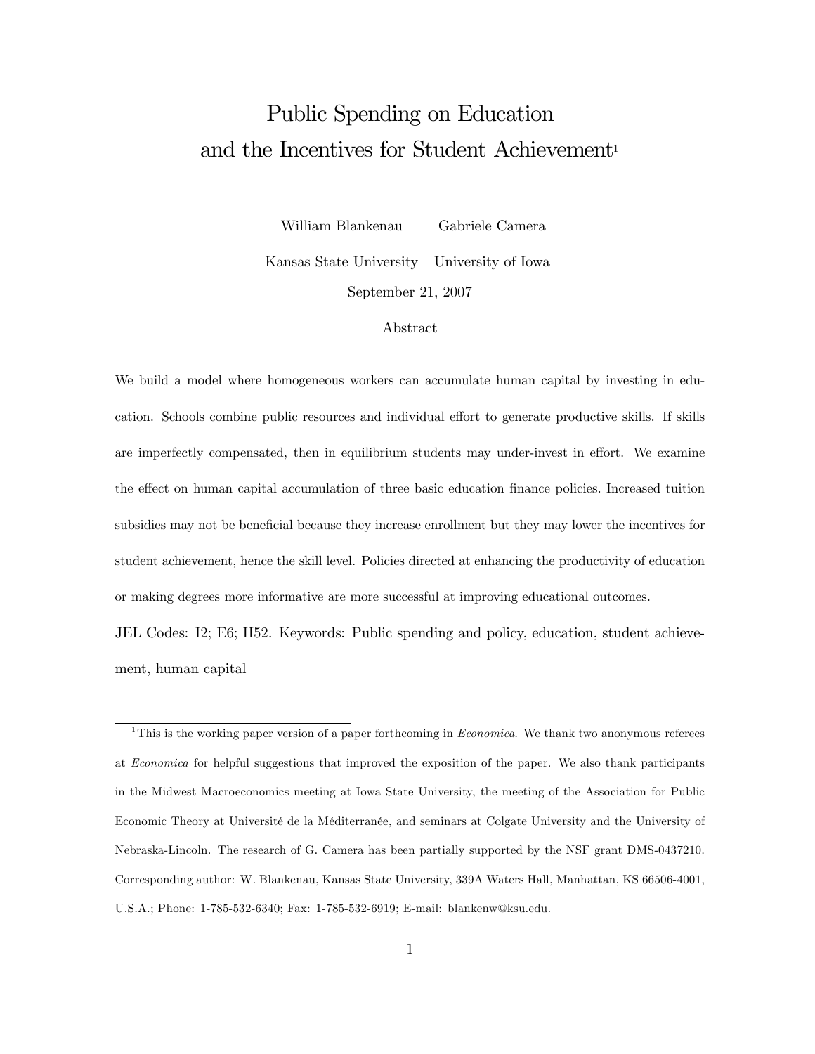# Public Spending on Education and the Incentives for Student Achievement[1]

William Blankenau  Gabriele Camera

Kansas State University  University of Iowa

September 21, 2007

## Abstract

We build a model where homogeneous workers can accumulate human capital by investing in education. Schools combine public resources and individual effort to generate productive skills. If skills are imperfectly compensated, then in equilibrium students may under-invest in effort. We examine the effect on human capital accumulation of three basic education finance policies. Increased tuition subsidies may not be beneficial because they increase enrollment but they may lower the incentives for student achievement, hence the skill level. Policies directed at enhancing the productivity of education or making degrees more informative are more successful at improving educational outcomes.

JEL Codes: I2; E6; H52. Keywords: Public spending and policy, education, student achievement, human capital

---

[1] This is the working paper version of a paper forthcoming in *Economica*. We thank two anonymous referees at *Economica* for helpful suggestions that improved the exposition of the paper. We also thank participants in the Midwest Macroeconomics meeting at Iowa State University, the meeting of the Association for Public Economic Theory at Université de la Méditerranée, and seminars at Colgate University and the University of Nebraska-Lincoln. The research of G. Camera has been partially supported by the NSF grant DMS-0437210. Corresponding author: W. Blankenau, Kansas State University, 339A Waters Hall, Manhattan, KS 66506-4001, U.S.A.; Phone: 1-785-532-6340; Fax: 1-785-532-6919; E-mail: blankenw@ksu.edu.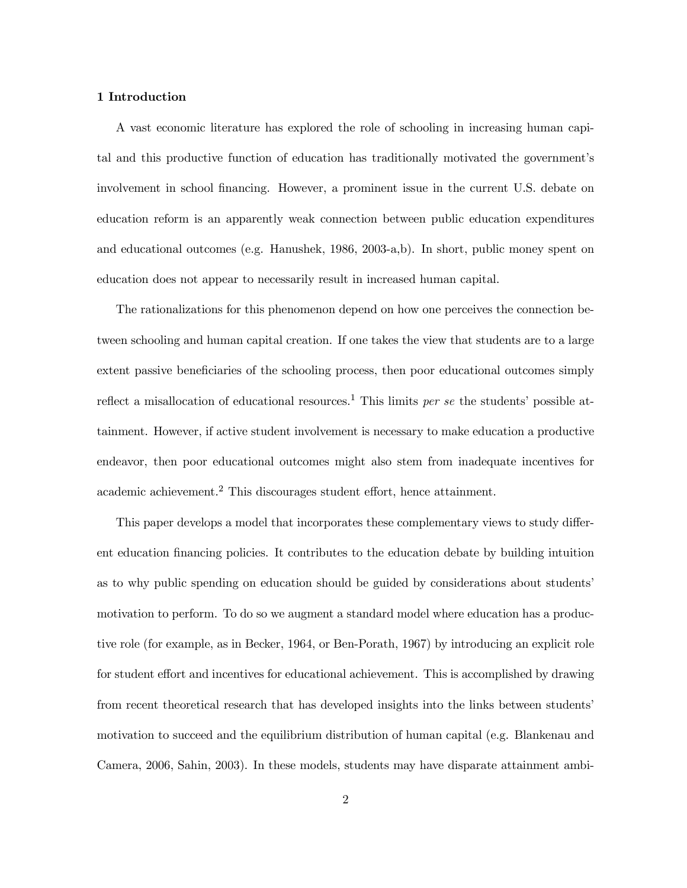## 1 Introduction

A vast economic literature has explored the role of schooling in increasing human capital and this productive function of education has traditionally motivated the government's involvement in school financing. However, a prominent issue in the current U.S. debate on education reform is an apparently weak connection between public education expenditures and educational outcomes (e.g. Hanushek, 1986, 2003-a,b). In short, public money spent on education does not appear to necessarily result in increased human capital.

The rationalizations for this phenomenon depend on how one perceives the connection between schooling and human capital creation. If one takes the view that students are to a large extent passive beneficiaries of the schooling process, then poor educational outcomes simply reflect a misallocation of educational resources.[1] This limits *per se* the students' possible attainment. However, if active student involvement is necessary to make education a productive endeavor, then poor educational outcomes might also stem from inadequate incentives for academic achievement.[2] This discourages student effort, hence attainment.

This paper develops a model that incorporates these complementary views to study different education financing policies. It contributes to the education debate by building intuition as to why public spending on education should be guided by considerations about students' motivation to perform. To do so we augment a standard model where education has a productive role (for example, as in Becker, 1964, or Ben-Porath, 1967) by introducing an explicit role for student effort and incentives for educational achievement. This is accomplished by drawing from recent theoretical research that has developed insights into the links between students' motivation to succeed and the equilibrium distribution of human capital (e.g. Blankenau and Camera, 2006, Sahin, 2003). In these models, students may have disparate attainment ambi-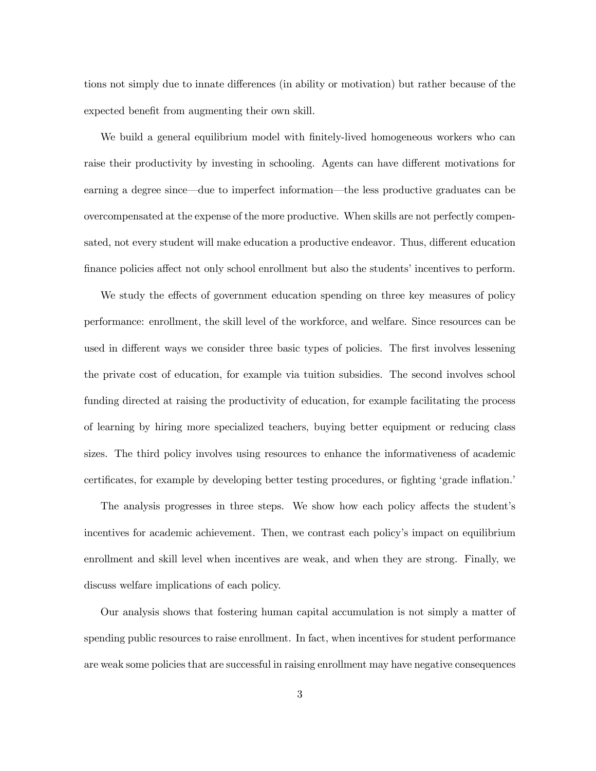tions not simply due to innate differences (in ability or motivation) but rather because of the expected benefit from augmenting their own skill.

We build a general equilibrium model with finitely-lived homogeneous workers who can raise their productivity by investing in schooling. Agents can have different motivations for earning a degree since—due to imperfect information—the less productive graduates can be overcompensated at the expense of the more productive. When skills are not perfectly compensated, not every student will make education a productive endeavor. Thus, different education finance policies affect not only school enrollment but also the students' incentives to perform.

We study the effects of government education spending on three key measures of policy performance: enrollment, the skill level of the workforce, and welfare. Since resources can be used in different ways we consider three basic types of policies. The first involves lessening the private cost of education, for example via tuition subsidies. The second involves school funding directed at raising the productivity of education, for example facilitating the process of learning by hiring more specialized teachers, buying better equipment or reducing class sizes. The third policy involves using resources to enhance the informativeness of academic certificates, for example by developing better testing procedures, or fighting 'grade inflation.'

The analysis progresses in three steps. We show how each policy affects the student's incentives for academic achievement. Then, we contrast each policy's impact on equilibrium enrollment and skill level when incentives are weak, and when they are strong. Finally, we discuss welfare implications of each policy.

Our analysis shows that fostering human capital accumulation is not simply a matter of spending public resources to raise enrollment. In fact, when incentives for student performance are weak some policies that are successful in raising enrollment may have negative consequences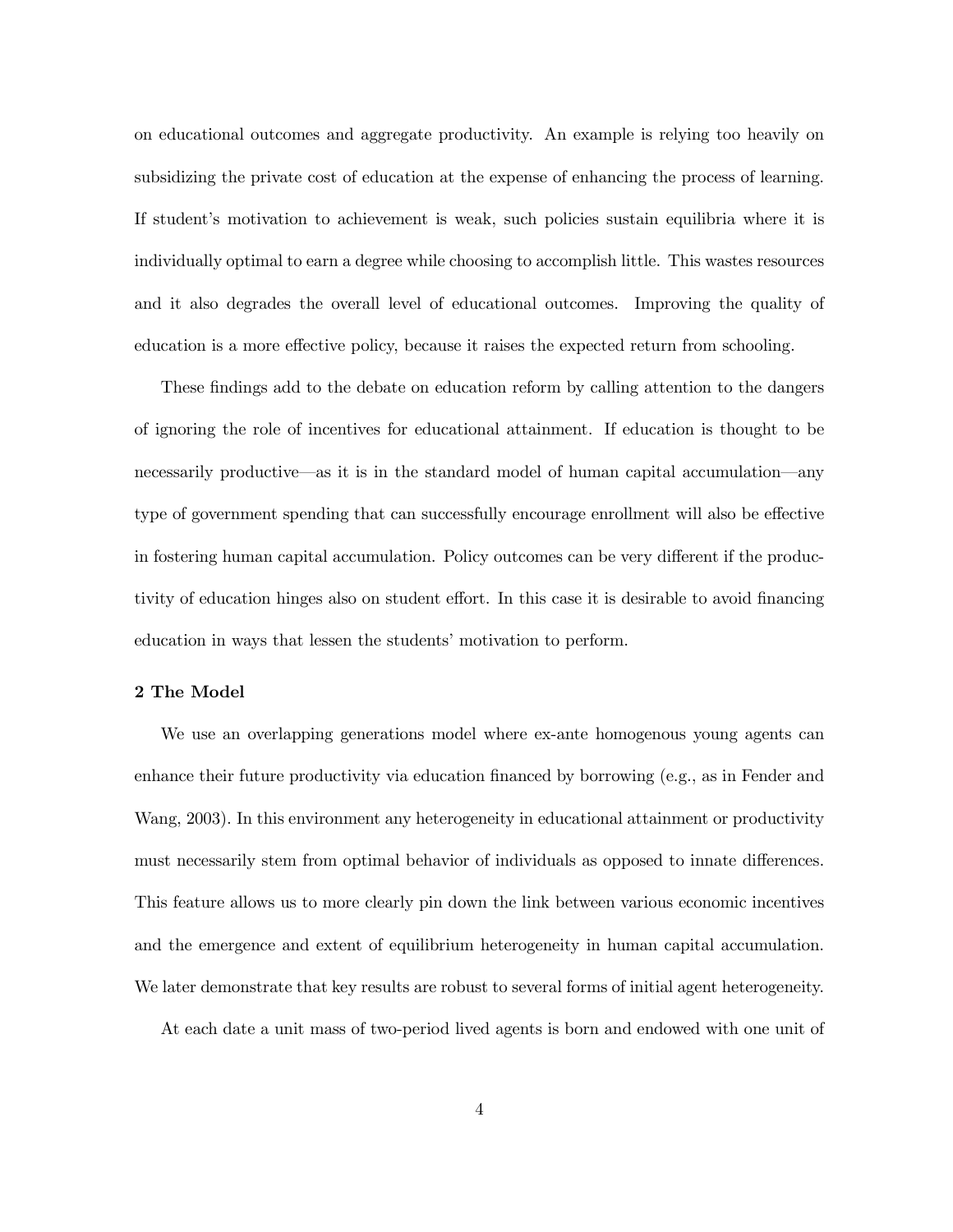on educational outcomes and aggregate productivity. An example is relying too heavily on subsidizing the private cost of education at the expense of enhancing the process of learning. If student's motivation to achievement is weak, such policies sustain equilibria where it is individually optimal to earn a degree while choosing to accomplish little. This wastes resources and it also degrades the overall level of educational outcomes. Improving the quality of education is a more effective policy, because it raises the expected return from schooling.

These findings add to the debate on education reform by calling attention to the dangers of ignoring the role of incentives for educational attainment. If education is thought to be necessarily productive—as it is in the standard model of human capital accumulation—any type of government spending that can successfully encourage enrollment will also be effective in fostering human capital accumulation. Policy outcomes can be very different if the productivity of education hinges also on student effort. In this case it is desirable to avoid financing education in ways that lessen the students' motivation to perform.

## 2 The Model

We use an overlapping generations model where ex-ante homogenous young agents can enhance their future productivity via education financed by borrowing (e.g., as in Fender and Wang, 2003). In this environment any heterogeneity in educational attainment or productivity must necessarily stem from optimal behavior of individuals as opposed to innate differences. This feature allows us to more clearly pin down the link between various economic incentives and the emergence and extent of equilibrium heterogeneity in human capital accumulation. We later demonstrate that key results are robust to several forms of initial agent heterogeneity.

At each date a unit mass of two-period lived agents is born and endowed with one unit of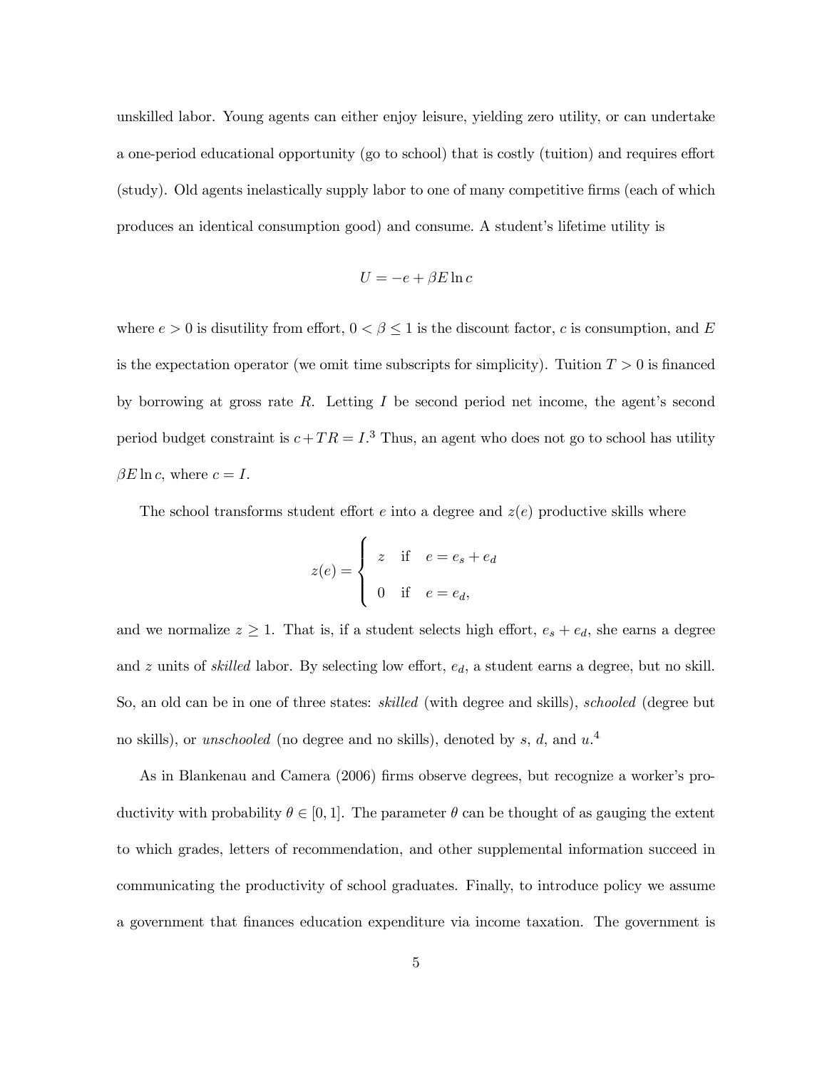unskilled labor. Young agents can either enjoy leisure, yielding zero utility, or can undertake a one-period educational opportunity (go to school) that is costly (tuition) and requires effort (study). Old agents inelastically supply labor to one of many competitive firms (each of which produces an identical consumption good) and consume. A student's lifetime utility is

$$U = -e + \beta E \ln c$$

where $e > 0$ is disutility from effort, $0 < \beta \leq 1$ is the discount factor, $c$ is consumption, and $E$ is the expectation operator (we omit time subscripts for simplicity). Tuition $T > 0$ is financed by borrowing at gross rate $R$. Letting $I$ be second period net income, the agent's second period budget constraint is $c + TR = I$.[3] Thus, an agent who does not go to school has utility $\beta E \ln c$, where $c = I$.

The school transforms student effort $e$ into a degree and $z(e)$ productive skills where

$$z(e) = \begin{cases} z & \text{if} \quad e = e_s + e_d \\ 0 & \text{if} \quad e = e_d, \end{cases}$$

and we normalize $z \geq 1$. That is, if a student selects high effort, $e_s + e_d$, she earns a degree and $z$ units of *skilled* labor. By selecting low effort, $e_d$, a student earns a degree, but no skill. So, an old can be in one of three states: *skilled* (with degree and skills), *schooled* (degree but no skills), or *unschooled* (no degree and no skills), denoted by $s$, $d$, and $u$.[4]

As in Blankenau and Camera (2006) firms observe degrees, but recognize a worker's productivity with probability $\theta \in [0, 1]$. The parameter $\theta$ can be thought of as gauging the extent to which grades, letters of recommendation, and other supplemental information succeed in communicating the productivity of school graduates. Finally, to introduce policy we assume a government that finances education expenditure via income taxation. The government is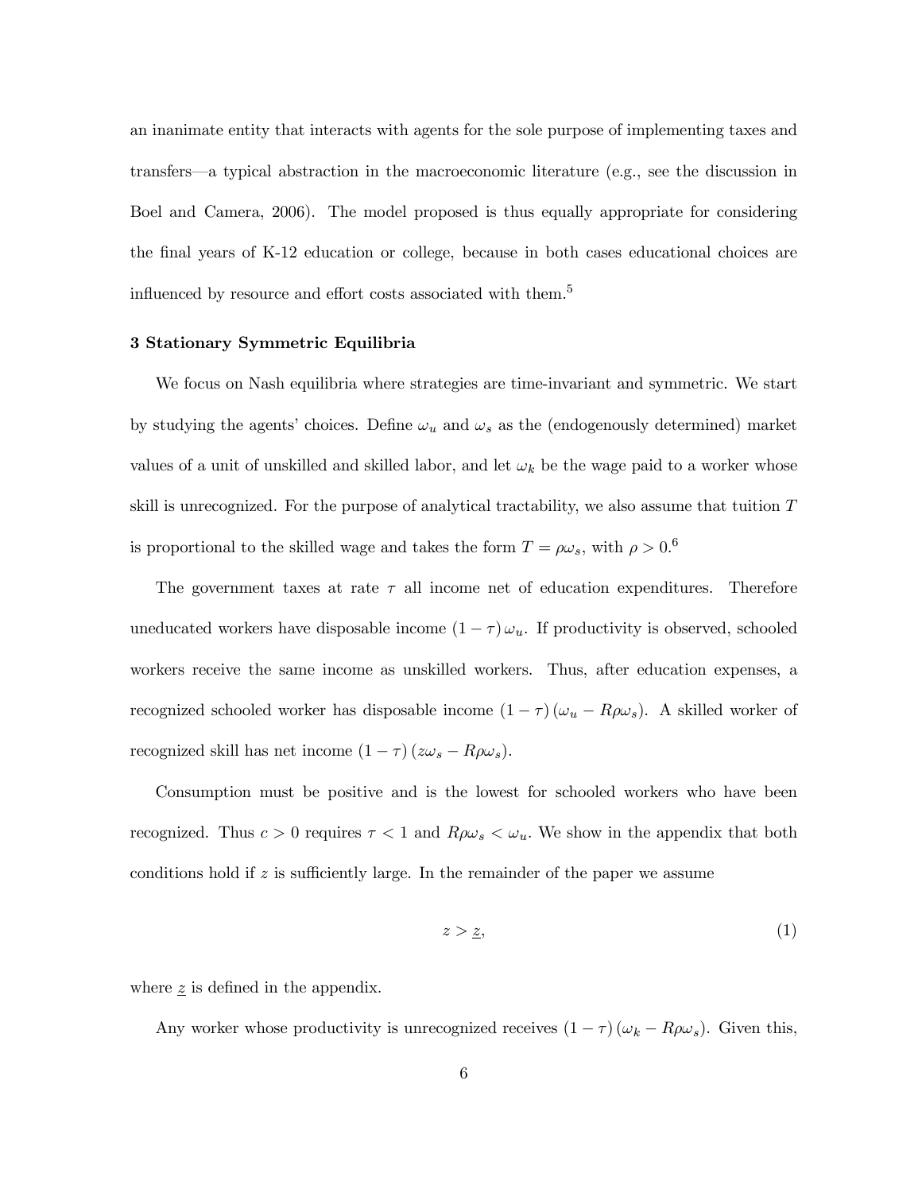an inanimate entity that interacts with agents for the sole purpose of implementing taxes and transfers—a typical abstraction in the macroeconomic literature (e.g., see the discussion in Boel and Camera, 2006). The model proposed is thus equally appropriate for considering the final years of K-12 education or college, because in both cases educational choices are influenced by resource and effort costs associated with them.[5]

## 3 Stationary Symmetric Equilibria

We focus on Nash equilibria where strategies are time-invariant and symmetric. We start by studying the agents' choices. Define $\omega_u$ and $\omega_s$ as the (endogenously determined) market values of a unit of unskilled and skilled labor, and let $\omega_k$ be the wage paid to a worker whose skill is unrecognized. For the purpose of analytical tractability, we also assume that tuition $T$ is proportional to the skilled wage and takes the form $T = \rho\omega_s$, with $\rho > 0$.[6]

The government taxes at rate $\tau$ all income net of education expenditures. Therefore uneducated workers have disposable income $(1 - \tau)\,\omega_u$. If productivity is observed, schooled workers receive the same income as unskilled workers. Thus, after education expenses, a recognized schooled worker has disposable income $(1 - \tau)\,(\omega_u - R\rho\omega_s)$. A skilled worker of recognized skill has net income $(1 - \tau)\,(z\omega_s - R\rho\omega_s)$.

Consumption must be positive and is the lowest for schooled workers who have been recognized. Thus $c > 0$ requires $\tau < 1$ and $R\rho\omega_s < \omega_u$. We show in the appendix that both conditions hold if $z$ is sufficiently large. In the remainder of the paper we assume

$$z > \underline{z}, \tag{1}$$

where $\underline{z}$ is defined in the appendix.

Any worker whose productivity is unrecognized receives $(1 - \tau)\,(\omega_k - R\rho\omega_s)$. Given this,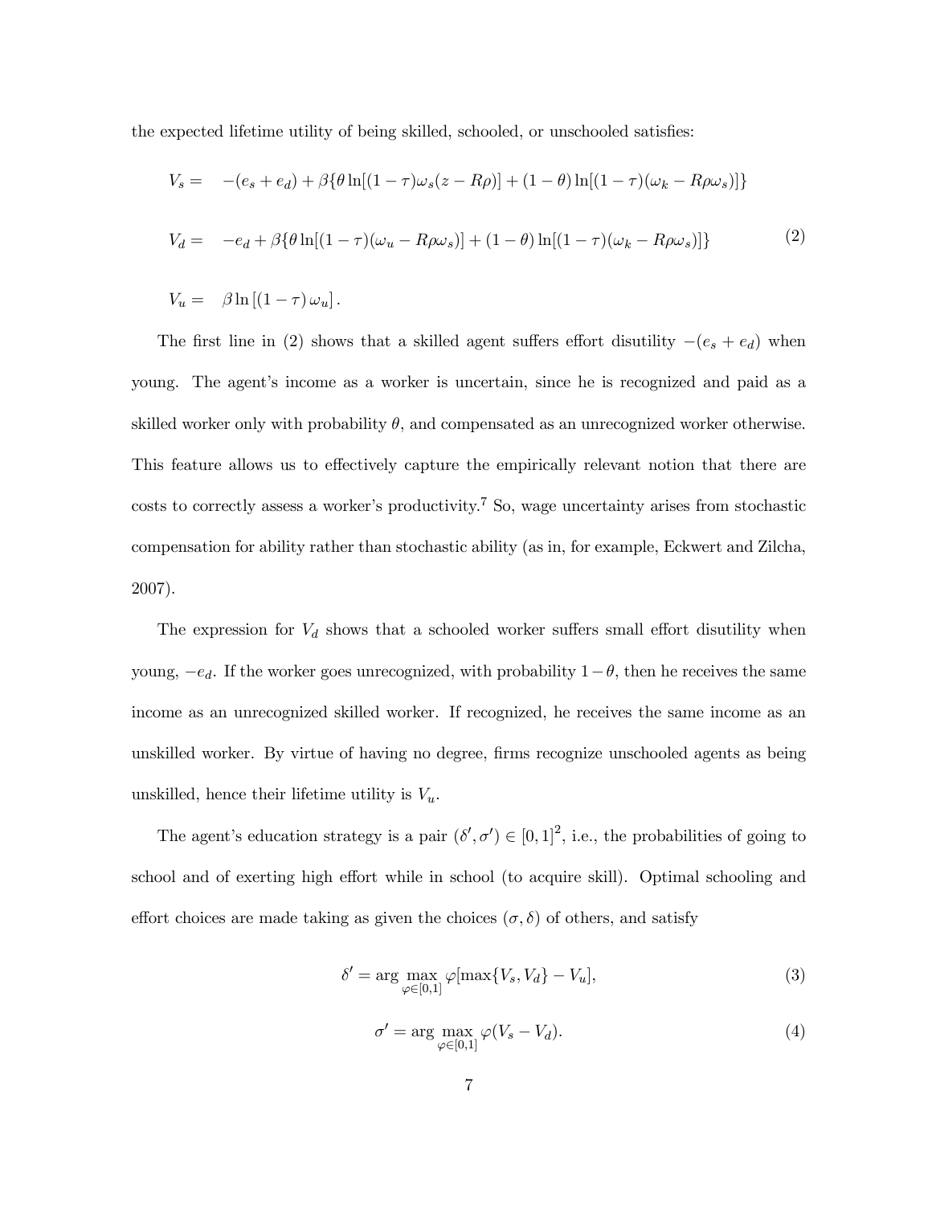the expected lifetime utility of being skilled, schooled, or unschooled satisfies:

$$
\begin{aligned}
V_s = &\quad -(e_s + e_d) + \beta\{\theta \ln[(1-\tau)\omega_s(z - R\rho)] + (1-\theta)\ln[(1-\tau)(\omega_k - R\rho\omega_s)]\} \\
V_d = &\quad -e_d + \beta\{\theta \ln[(1-\tau)(\omega_u - R\rho\omega_s)] + (1-\theta)\ln[(1-\tau)(\omega_k - R\rho\omega_s)]\} \\
V_u = &\quad \beta \ln\left[(1-\tau)\,\omega_u\right].
\end{aligned}
\tag{2}
$$

The first line in (2) shows that a skilled agent suffers effort disutility $-(e_s + e_d)$ when young. The agent's income as a worker is uncertain, since he is recognized and paid as a skilled worker only with probability $\theta$, and compensated as an unrecognized worker otherwise. This feature allows us to effectively capture the empirically relevant notion that there are costs to correctly assess a worker's productivity.[7] So, wage uncertainty arises from stochastic compensation for ability rather than stochastic ability (as in, for example, Eckwert and Zilcha, 2007).

The expression for $V_d$ shows that a schooled worker suffers small effort disutility when young, $-e_d$. If the worker goes unrecognized, with probability $1-\theta$, then he receives the same income as an unrecognized skilled worker. If recognized, he receives the same income as an unskilled worker. By virtue of having no degree, firms recognize unschooled agents as being unskilled, hence their lifetime utility is $V_u$.

The agent's education strategy is a pair $(\delta', \sigma') \in [0,1]^2$, i.e., the probabilities of going to school and of exerting high effort while in school (to acquire skill). Optimal schooling and effort choices are made taking as given the choices $(\sigma, \delta)$ of others, and satisfy

$$
\delta' = \arg\max_{\varphi \in [0,1]} \varphi[\max\{V_s, V_d\} - V_u], \tag{3}
$$

$$
\sigma' = \arg\max_{\varphi \in [0,1]} \varphi(V_s - V_d). \tag{4}
$$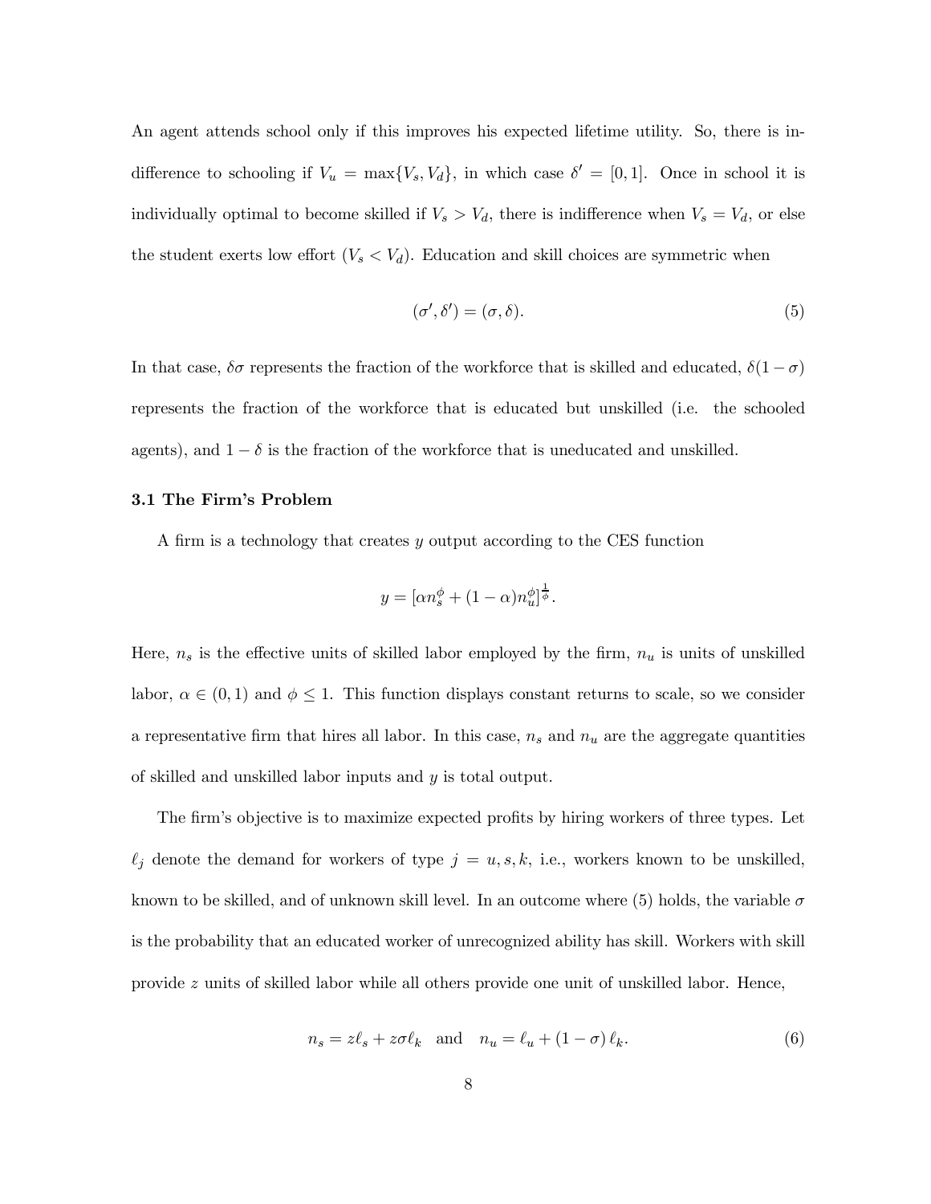An agent attends school only if this improves his expected lifetime utility. So, there is indifference to schooling if $V_u = \max\{V_s, V_d\}$, in which case $\delta' = [0, 1]$. Once in school it is individually optimal to become skilled if $V_s > V_d$, there is indifference when $V_s = V_d$, or else the student exerts low effort ($V_s < V_d$). Education and skill choices are symmetric when

$$(\sigma', \delta') = (\sigma, \delta). \tag{5}$$

In that case, $\delta\sigma$ represents the fraction of the workforce that is skilled and educated, $\delta(1 - \sigma)$ represents the fraction of the workforce that is educated but unskilled (i.e. the schooled agents), and $1 - \delta$ is the fraction of the workforce that is uneducated and unskilled.

### 3.1 The Firm's Problem

A firm is a technology that creates $y$ output according to the CES function

$$y = [\alpha n_s^{\phi} + (1 - \alpha) n_u^{\phi}]^{\frac{1}{\phi}}.$$

Here, $n_s$ is the effective units of skilled labor employed by the firm, $n_u$ is units of unskilled labor, $\alpha \in (0, 1)$ and $\phi \leq 1$. This function displays constant returns to scale, so we consider a representative firm that hires all labor. In this case, $n_s$ and $n_u$ are the aggregate quantities of skilled and unskilled labor inputs and $y$ is total output.

The firm's objective is to maximize expected profits by hiring workers of three types. Let $\ell_j$ denote the demand for workers of type $j = u, s, k$, i.e., workers known to be unskilled, known to be skilled, and of unknown skill level. In an outcome where (5) holds, the variable $\sigma$ is the probability that an educated worker of unrecognized ability has skill. Workers with skill provide $z$ units of skilled labor while all others provide one unit of unskilled labor. Hence,

$$n_s = z\ell_s + z\sigma\ell_k \quad \text{and} \quad n_u = \ell_u + (1 - \sigma)\,\ell_k. \tag{6}$$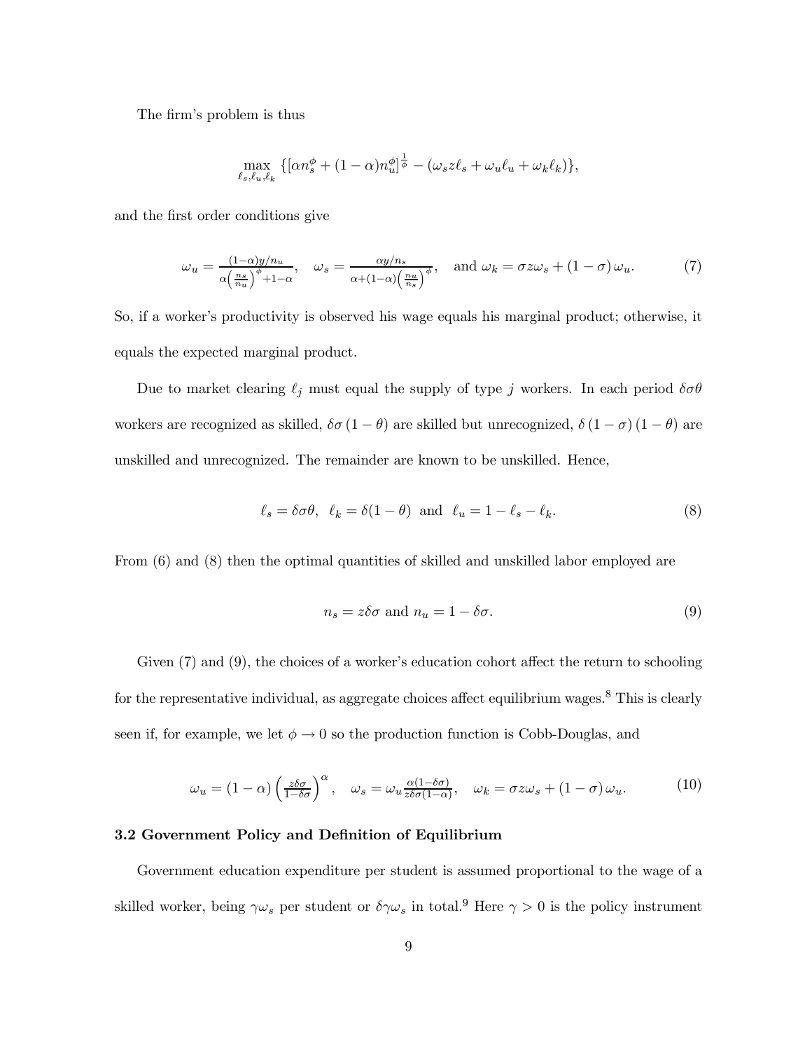The firm's problem is thus

$$\max_{\ell_s, \ell_u, \ell_k} \{[\alpha n_s^\phi + (1-\alpha) n_u^\phi]^{\frac{1}{\phi}} - (\omega_s z \ell_s + \omega_u \ell_u + \omega_k \ell_k)\},$$

and the first order conditions give

$$\omega_u = \frac{(1-\alpha)y/n_u}{\alpha\left(\frac{n_s}{n_u}\right)^\phi + 1 - \alpha}, \quad \omega_s = \frac{\alpha y/n_s}{\alpha + (1-\alpha)\left(\frac{n_u}{n_s}\right)^\phi}, \quad \text{and } \omega_k = \sigma z \omega_s + (1-\sigma)\,\omega_u. \tag{7}$$

So, if a worker's productivity is observed his wage equals his marginal product; otherwise, it equals the expected marginal product.

Due to market clearing $\ell_j$ must equal the supply of type $j$ workers. In each period $\delta\sigma\theta$ workers are recognized as skilled, $\delta\sigma(1-\theta)$ are skilled but unrecognized, $\delta(1-\sigma)(1-\theta)$ are unskilled and unrecognized. The remainder are known to be unskilled. Hence,

$$\ell_s = \delta\sigma\theta, \;\; \ell_k = \delta(1-\theta) \;\text{ and }\; \ell_u = 1 - \ell_s - \ell_k. \tag{8}$$

From (6) and (8) then the optimal quantities of skilled and unskilled labor employed are

$$n_s = z\delta\sigma \text{ and } n_u = 1 - \delta\sigma. \tag{9}$$

Given (7) and (9), the choices of a worker's education cohort affect the return to schooling for the representative individual, as aggregate choices affect equilibrium wages.[8] This is clearly seen if, for example, we let $\phi \to 0$ so the production function is Cobb-Douglas, and

$$\omega_u = (1-\alpha)\left(\frac{z\delta\sigma}{1-\delta\sigma}\right)^\alpha, \quad \omega_s = \omega_u \frac{\alpha(1-\delta\sigma)}{z\delta\sigma(1-\alpha)}, \quad \omega_k = \sigma z \omega_s + (1-\sigma)\,\omega_u. \tag{10}$$

### 3.2 Government Policy and Definition of Equilibrium

Government education expenditure per student is assumed proportional to the wage of a skilled worker, being $\gamma\omega_s$ per student or $\delta\gamma\omega_s$ in total.[9] Here $\gamma > 0$ is the policy instrument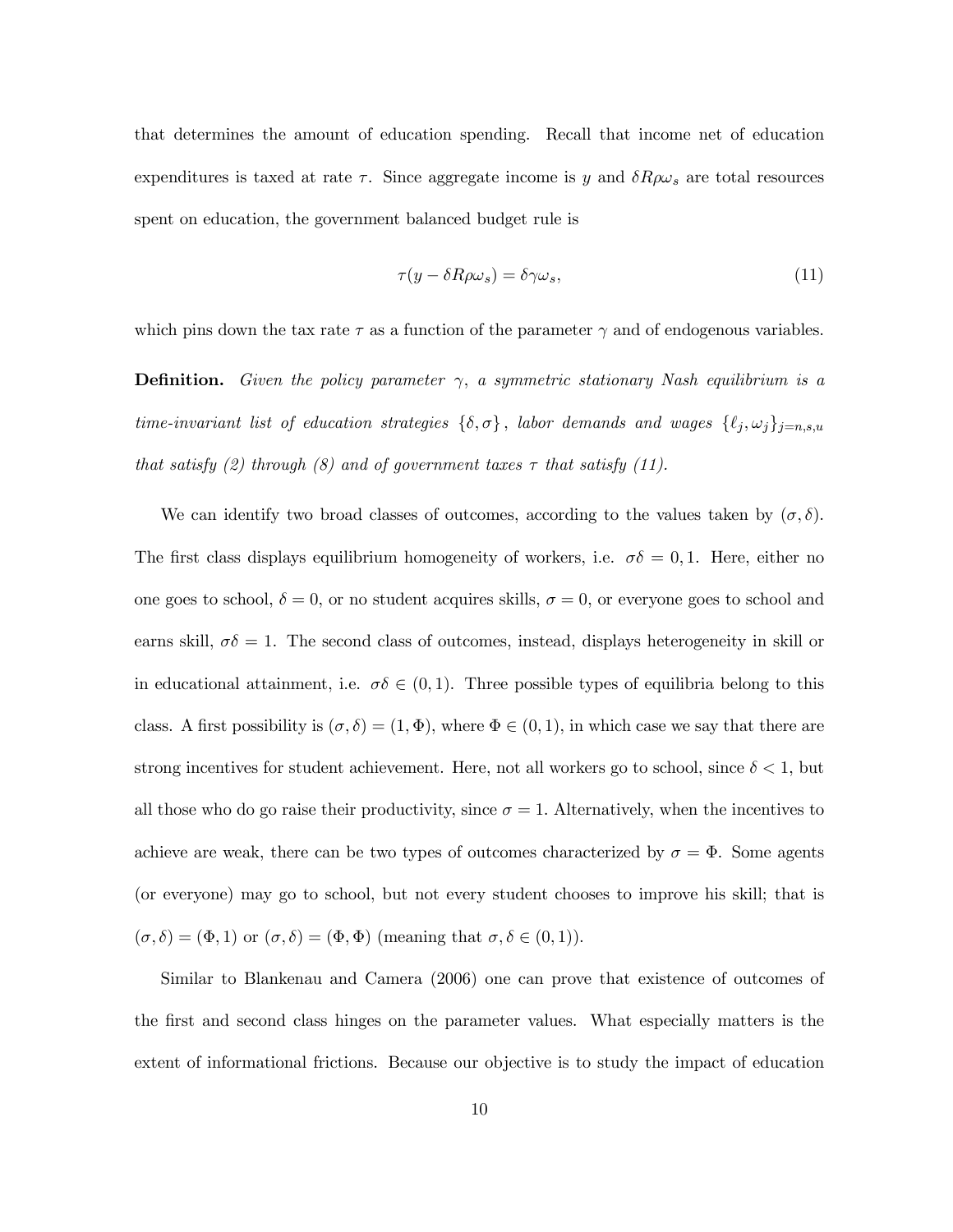that determines the amount of education spending. Recall that income net of education expenditures is taxed at rate $\tau$. Since aggregate income is $y$ and $\delta R\rho\omega_s$ are total resources spent on education, the government balanced budget rule is

$$\tau(y - \delta R\rho\omega_s) = \delta\gamma\omega_s, \tag{11}$$

which pins down the tax rate $\tau$ as a function of the parameter $\gamma$ and of endogenous variables.

**Definition.** *Given the policy parameter $\gamma$, a symmetric stationary Nash equilibrium is a time-invariant list of education strategies $\{\delta, \sigma\}$, labor demands and wages $\{\ell_j, \omega_j\}_{j=n,s,u}$ that satisfy (2) through (8) and of government taxes $\tau$ that satisfy (11).*

We can identify two broad classes of outcomes, according to the values taken by $(\sigma, \delta)$. The first class displays equilibrium homogeneity of workers, i.e. $\sigma\delta = 0, 1$. Here, either no one goes to school, $\delta = 0$, or no student acquires skills, $\sigma = 0$, or everyone goes to school and earns skill, $\sigma\delta = 1$. The second class of outcomes, instead, displays heterogeneity in skill or in educational attainment, i.e. $\sigma\delta \in (0, 1)$. Three possible types of equilibria belong to this class. A first possibility is $(\sigma, \delta) = (1, \Phi)$, where $\Phi \in (0, 1)$, in which case we say that there are strong incentives for student achievement. Here, not all workers go to school, since $\delta < 1$, but all those who do go raise their productivity, since $\sigma = 1$. Alternatively, when the incentives to achieve are weak, there can be two types of outcomes characterized by $\sigma = \Phi$. Some agents (or everyone) may go to school, but not every student chooses to improve his skill; that is $(\sigma, \delta) = (\Phi, 1)$ or $(\sigma, \delta) = (\Phi, \Phi)$ (meaning that $\sigma, \delta \in (0, 1)$).

Similar to Blankenau and Camera (2006) one can prove that existence of outcomes of the first and second class hinges on the parameter values. What especially matters is the extent of informational frictions. Because our objective is to study the impact of education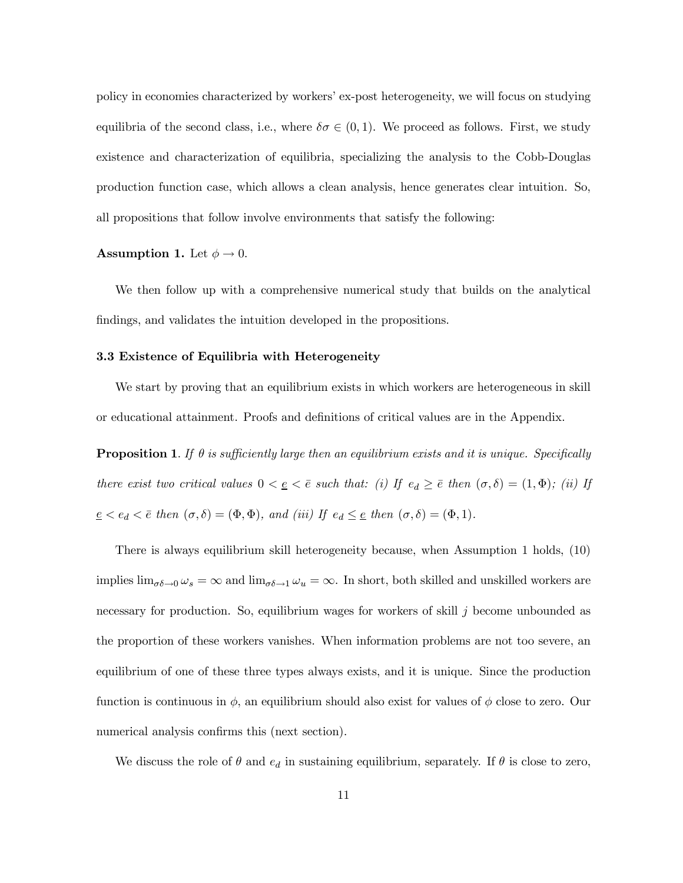policy in economies characterized by workers' ex-post heterogeneity, we will focus on studying equilibria of the second class, i.e., where $\delta\sigma \in (0,1)$. We proceed as follows. First, we study existence and characterization of equilibria, specializing the analysis to the Cobb-Douglas production function case, which allows a clean analysis, hence generates clear intuition. So, all propositions that follow involve environments that satisfy the following:

**Assumption 1.** Let $\phi \to 0$.

We then follow up with a comprehensive numerical study that builds on the analytical findings, and validates the intuition developed in the propositions.

### 3.3 Existence of Equilibria with Heterogeneity

We start by proving that an equilibrium exists in which workers are heterogeneous in skill or educational attainment. Proofs and definitions of critical values are in the Appendix.

**Proposition 1**. *If $\theta$ is sufficiently large then an equilibrium exists and it is unique. Specifically there exist two critical values $0 < \underline{e} < \bar{e}$ such that: (i) If $e_d \geq \bar{e}$ then $(\sigma, \delta) = (1, \Phi)$; (ii) If $\underline{e} < e_d < \bar{e}$ then $(\sigma, \delta) = (\Phi, \Phi)$, and (iii) If $e_d \leq \underline{e}$ then $(\sigma, \delta) = (\Phi, 1)$.*

There is always equilibrium skill heterogeneity because, when Assumption 1 holds, (10) implies $\lim_{\sigma\delta \to 0} \omega_s = \infty$ and $\lim_{\sigma\delta \to 1} \omega_u = \infty$. In short, both skilled and unskilled workers are necessary for production. So, equilibrium wages for workers of skill $j$ become unbounded as the proportion of these workers vanishes. When information problems are not too severe, an equilibrium of one of these three types always exists, and it is unique. Since the production function is continuous in $\phi$, an equilibrium should also exist for values of $\phi$ close to zero. Our numerical analysis confirms this (next section).

We discuss the role of $\theta$ and $e_d$ in sustaining equilibrium, separately. If $\theta$ is close to zero,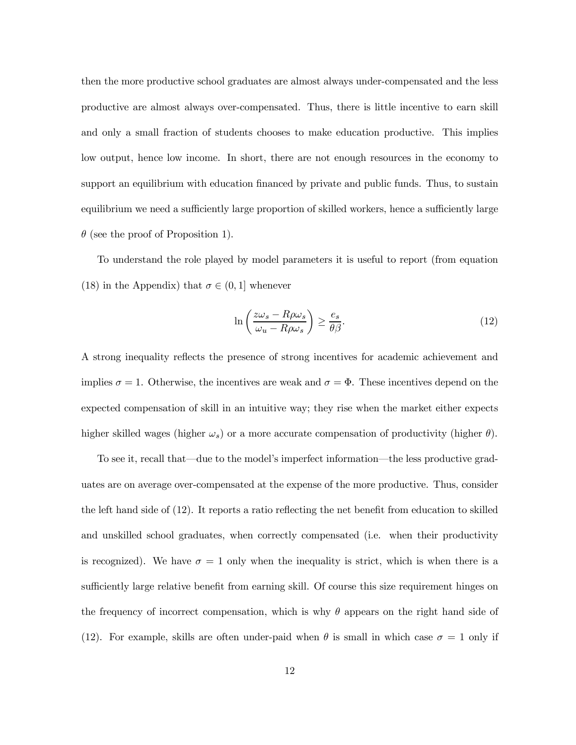then the more productive school graduates are almost always under-compensated and the less productive are almost always over-compensated. Thus, there is little incentive to earn skill and only a small fraction of students chooses to make education productive. This implies low output, hence low income. In short, there are not enough resources in the economy to support an equilibrium with education financed by private and public funds. Thus, to sustain equilibrium we need a sufficiently large proportion of skilled workers, hence a sufficiently large $\theta$ (see the proof of Proposition 1).

To understand the role played by model parameters it is useful to report (from equation (18) in the Appendix) that $\sigma \in (0, 1]$ whenever

$$\ln\left(\frac{z\omega_s - R\rho\omega_s}{\omega_u - R\rho\omega_s}\right) \geq \frac{e_s}{\theta\beta}. \tag{12}$$

A strong inequality reflects the presence of strong incentives for academic achievement and implies $\sigma = 1$. Otherwise, the incentives are weak and $\sigma = \Phi$. These incentives depend on the expected compensation of skill in an intuitive way; they rise when the market either expects higher skilled wages (higher $\omega_s$) or a more accurate compensation of productivity (higher $\theta$).

To see it, recall that—due to the model's imperfect information—the less productive graduates are on average over-compensated at the expense of the more productive. Thus, consider the left hand side of (12). It reports a ratio reflecting the net benefit from education to skilled and unskilled school graduates, when correctly compensated (i.e. when their productivity is recognized). We have $\sigma = 1$ only when the inequality is strict, which is when there is a sufficiently large relative benefit from earning skill. Of course this size requirement hinges on the frequency of incorrect compensation, which is why $\theta$ appears on the right hand side of (12). For example, skills are often under-paid when $\theta$ is small in which case $\sigma = 1$ only if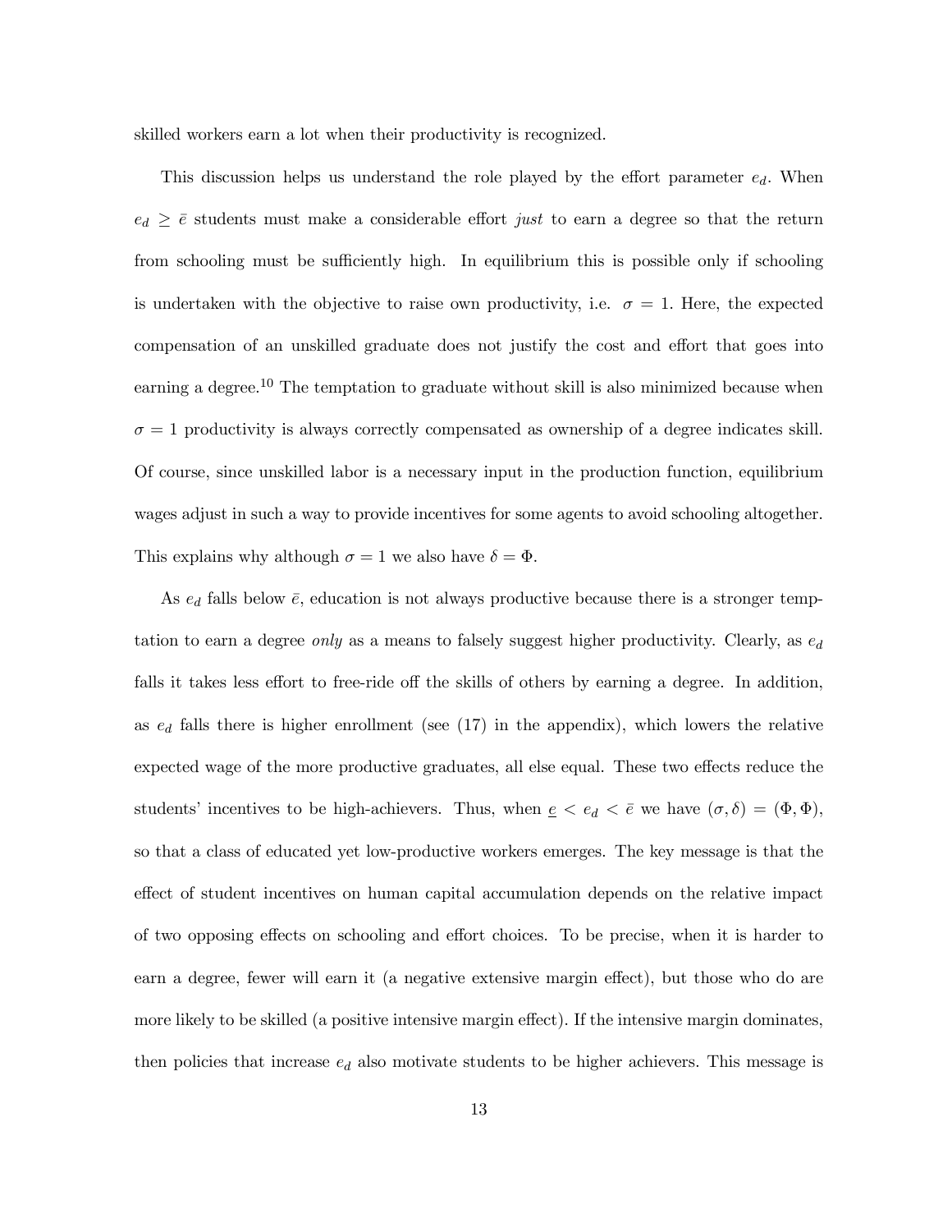skilled workers earn a lot when their productivity is recognized.

This discussion helps us understand the role played by the effort parameter $e_d$. When $e_d \geq \bar{e}$ students must make a considerable effort *just* to earn a degree so that the return from schooling must be sufficiently high. In equilibrium this is possible only if schooling is undertaken with the objective to raise own productivity, i.e. $\sigma = 1$. Here, the expected compensation of an unskilled graduate does not justify the cost and effort that goes into earning a degree.[10] The temptation to graduate without skill is also minimized because when $\sigma = 1$ productivity is always correctly compensated as ownership of a degree indicates skill. Of course, since unskilled labor is a necessary input in the production function, equilibrium wages adjust in such a way to provide incentives for some agents to avoid schooling altogether. This explains why although $\sigma = 1$ we also have $\delta = \Phi$.

As $e_d$ falls below $\bar{e}$, education is not always productive because there is a stronger temptation to earn a degree *only* as a means to falsely suggest higher productivity. Clearly, as $e_d$ falls it takes less effort to free-ride off the skills of others by earning a degree. In addition, as $e_d$ falls there is higher enrollment (see (17) in the appendix), which lowers the relative expected wage of the more productive graduates, all else equal. These two effects reduce the students' incentives to be high-achievers. Thus, when $\underline{e} < e_d < \bar{e}$ we have $(\sigma, \delta) = (\Phi, \Phi)$, so that a class of educated yet low-productive workers emerges. The key message is that the effect of student incentives on human capital accumulation depends on the relative impact of two opposing effects on schooling and effort choices. To be precise, when it is harder to earn a degree, fewer will earn it (a negative extensive margin effect), but those who do are more likely to be skilled (a positive intensive margin effect). If the intensive margin dominates, then policies that increase $e_d$ also motivate students to be higher achievers. This message is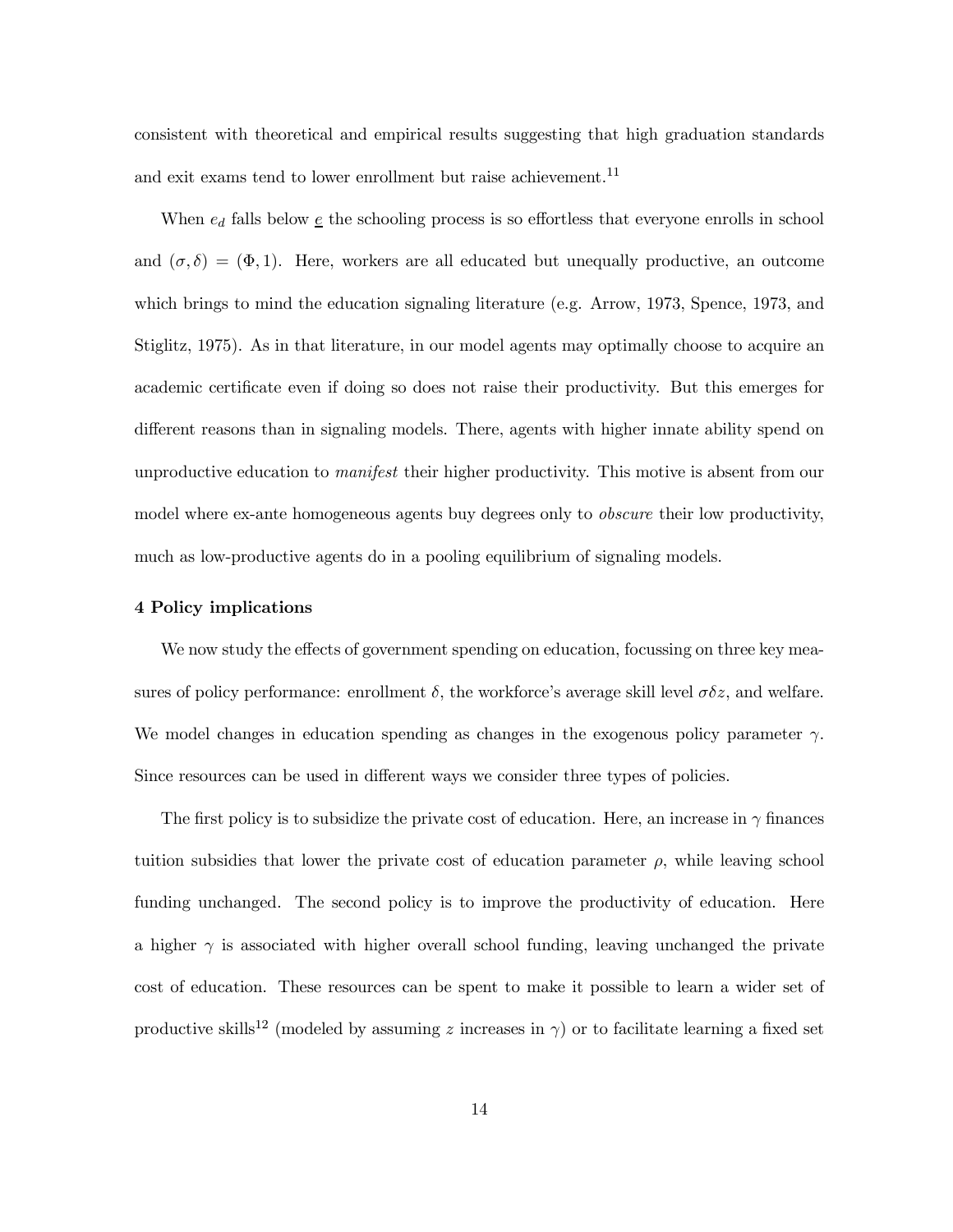consistent with theoretical and empirical results suggesting that high graduation standards and exit exams tend to lower enrollment but raise achievement.[11]

When $e_d$ falls below $\underline{e}$ the schooling process is so effortless that everyone enrolls in school and $(\sigma, \delta) = (\Phi, 1)$. Here, workers are all educated but unequally productive, an outcome which brings to mind the education signaling literature (e.g. Arrow, 1973, Spence, 1973, and Stiglitz, 1975). As in that literature, in our model agents may optimally choose to acquire an academic certificate even if doing so does not raise their productivity. But this emerges for different reasons than in signaling models. There, agents with higher innate ability spend on unproductive education to *manifest* their higher productivity. This motive is absent from our model where ex-ante homogeneous agents buy degrees only to *obscure* their low productivity, much as low-productive agents do in a pooling equilibrium of signaling models.

## 4 Policy implications

We now study the effects of government spending on education, focussing on three key measures of policy performance: enrollment $\delta$, the workforce's average skill level $\sigma\delta z$, and welfare. We model changes in education spending as changes in the exogenous policy parameter $\gamma$. Since resources can be used in different ways we consider three types of policies.

The first policy is to subsidize the private cost of education. Here, an increase in $\gamma$ finances tuition subsidies that lower the private cost of education parameter $\rho$, while leaving school funding unchanged. The second policy is to improve the productivity of education. Here a higher $\gamma$ is associated with higher overall school funding, leaving unchanged the private cost of education. These resources can be spent to make it possible to learn a wider set of productive skills[12] (modeled by assuming $z$ increases in $\gamma$) or to facilitate learning a fixed set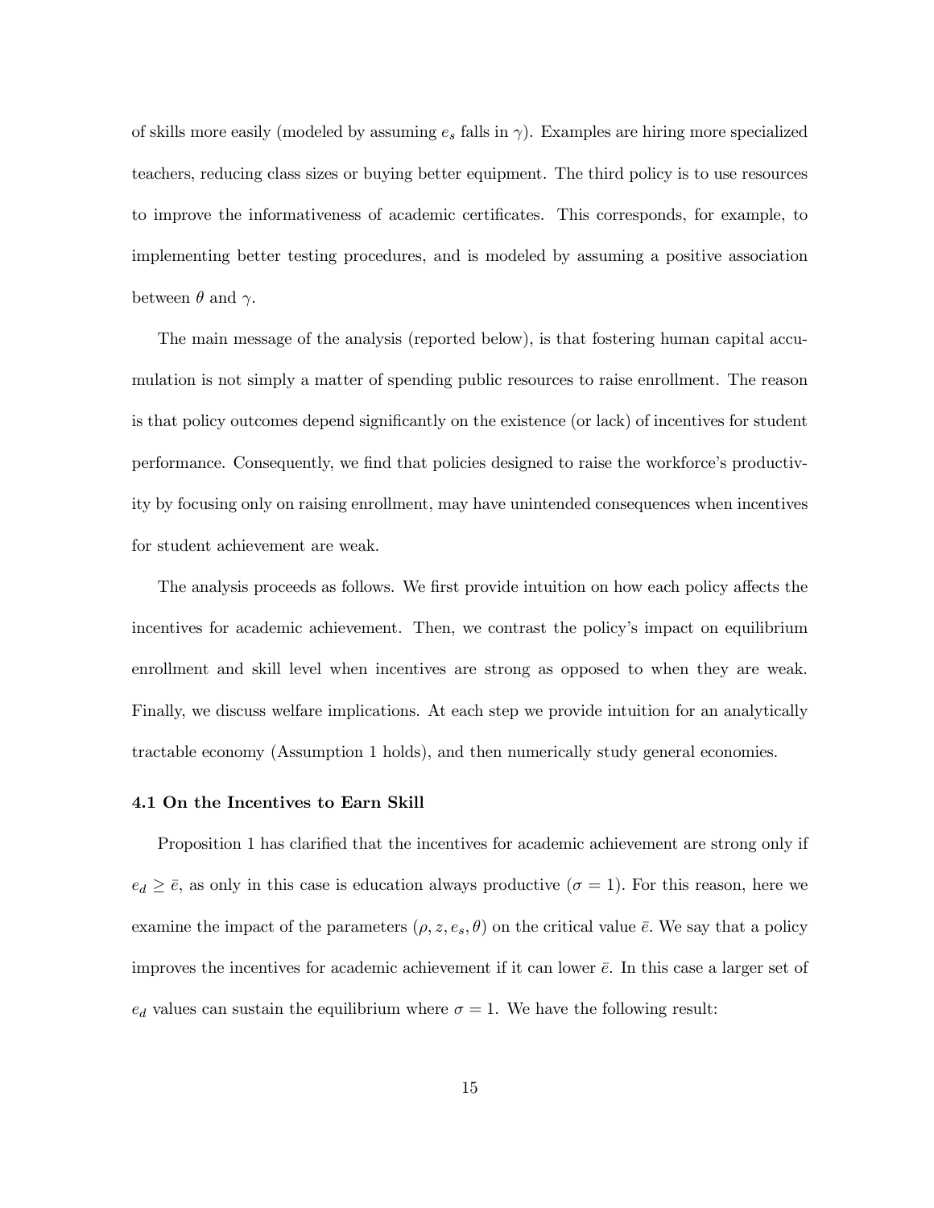of skills more easily (modeled by assuming $e_s$ falls in $\gamma$). Examples are hiring more specialized teachers, reducing class sizes or buying better equipment. The third policy is to use resources to improve the informativeness of academic certificates. This corresponds, for example, to implementing better testing procedures, and is modeled by assuming a positive association between $\theta$ and $\gamma$.

The main message of the analysis (reported below), is that fostering human capital accumulation is not simply a matter of spending public resources to raise enrollment. The reason is that policy outcomes depend significantly on the existence (or lack) of incentives for student performance. Consequently, we find that policies designed to raise the workforce's productivity by focusing only on raising enrollment, may have unintended consequences when incentives for student achievement are weak.

The analysis proceeds as follows. We first provide intuition on how each policy affects the incentives for academic achievement. Then, we contrast the policy's impact on equilibrium enrollment and skill level when incentives are strong as opposed to when they are weak. Finally, we discuss welfare implications. At each step we provide intuition for an analytically tractable economy (Assumption 1 holds), and then numerically study general economies.

### 4.1 On the Incentives to Earn Skill

Proposition 1 has clarified that the incentives for academic achievement are strong only if $e_d \geq \bar{e}$, as only in this case is education always productive ($\sigma = 1$). For this reason, here we examine the impact of the parameters $(\rho, z, e_s, \theta)$ on the critical value $\bar{e}$. We say that a policy improves the incentives for academic achievement if it can lower $\bar{e}$. In this case a larger set of $e_d$ values can sustain the equilibrium where $\sigma = 1$. We have the following result: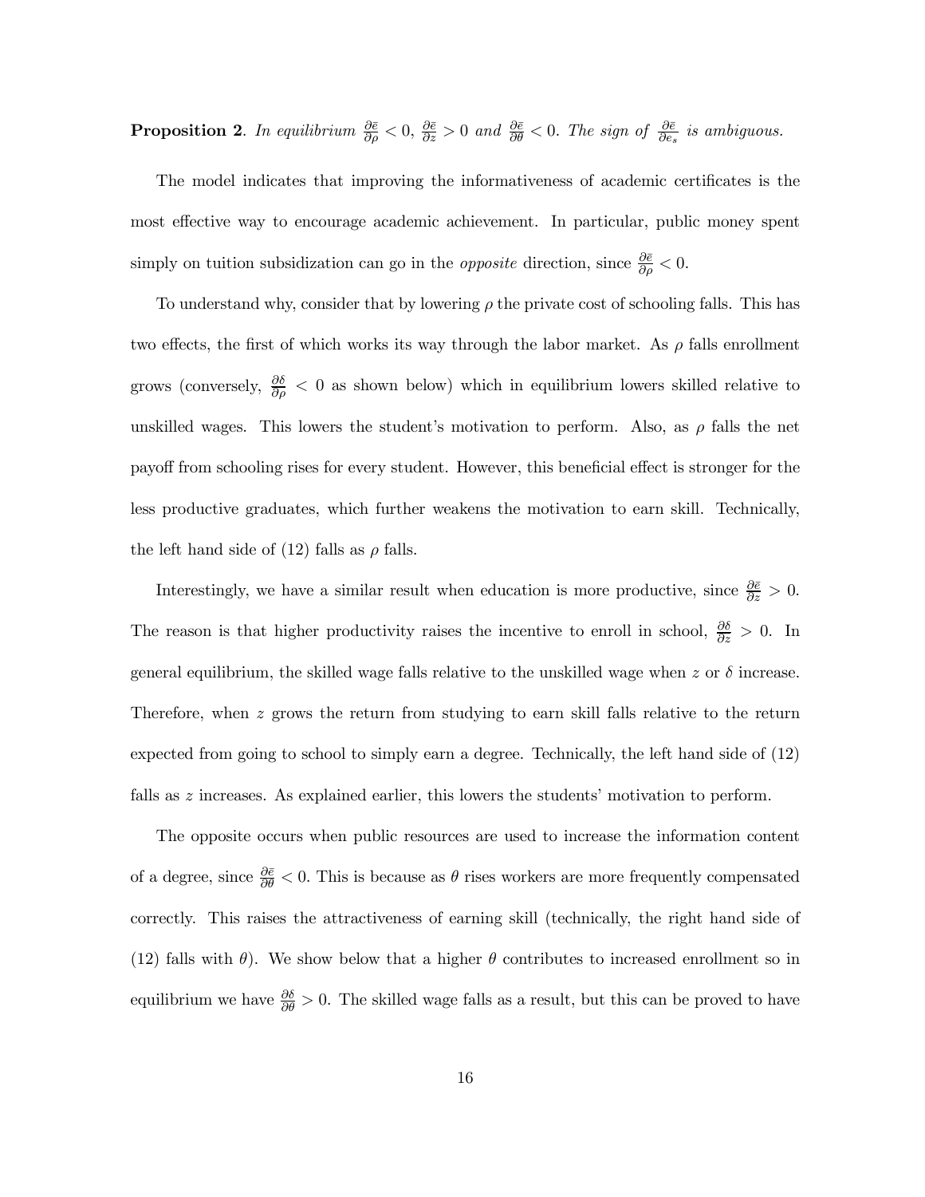**Proposition 2**. *In equilibrium $\frac{\partial \bar{e}}{\partial \rho} < 0$, $\frac{\partial \bar{e}}{\partial z} > 0$ and $\frac{\partial \bar{e}}{\partial \theta} < 0$. The sign of $\frac{\partial \bar{e}}{\partial e_s}$ is ambiguous.*

The model indicates that improving the informativeness of academic certificates is the most effective way to encourage academic achievement. In particular, public money spent simply on tuition subsidization can go in the *opposite* direction, since $\frac{\partial \bar{e}}{\partial \rho} < 0$.

To understand why, consider that by lowering $\rho$ the private cost of schooling falls. This has two effects, the first of which works its way through the labor market. As $\rho$ falls enrollment grows (conversely, $\frac{\partial \delta}{\partial \rho} < 0$ as shown below) which in equilibrium lowers skilled relative to unskilled wages. This lowers the student's motivation to perform. Also, as $\rho$ falls the net payoff from schooling rises for every student. However, this beneficial effect is stronger for the less productive graduates, which further weakens the motivation to earn skill. Technically, the left hand side of (12) falls as $\rho$ falls.

Interestingly, we have a similar result when education is more productive, since $\frac{\partial \bar{e}}{\partial z} > 0$. The reason is that higher productivity raises the incentive to enroll in school, $\frac{\partial \delta}{\partial z} > 0$. In general equilibrium, the skilled wage falls relative to the unskilled wage when $z$ or $\delta$ increase. Therefore, when $z$ grows the return from studying to earn skill falls relative to the return expected from going to school to simply earn a degree. Technically, the left hand side of (12) falls as $z$ increases. As explained earlier, this lowers the students' motivation to perform.

The opposite occurs when public resources are used to increase the information content of a degree, since $\frac{\partial \bar{e}}{\partial \theta} < 0$. This is because as $\theta$ rises workers are more frequently compensated correctly. This raises the attractiveness of earning skill (technically, the right hand side of (12) falls with $\theta$). We show below that a higher $\theta$ contributes to increased enrollment so in equilibrium we have $\frac{\partial \delta}{\partial \theta} > 0$. The skilled wage falls as a result, but this can be proved to have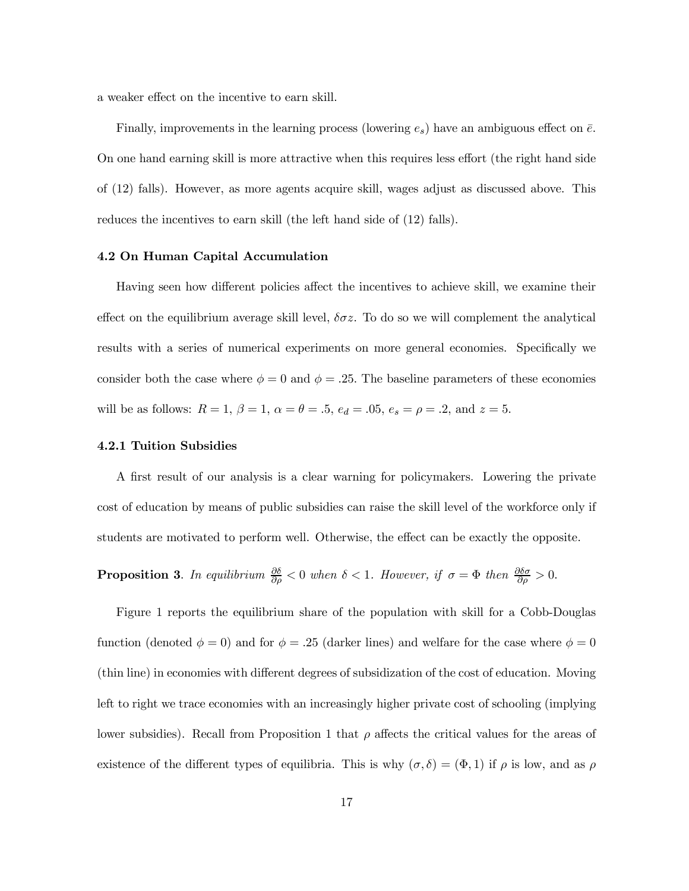a weaker effect on the incentive to earn skill.

Finally, improvements in the learning process (lowering $e_s$) have an ambiguous effect on $\bar{e}$. On one hand earning skill is more attractive when this requires less effort (the right hand side of (12) falls). However, as more agents acquire skill, wages adjust as discussed above. This reduces the incentives to earn skill (the left hand side of (12) falls).

### 4.2 On Human Capital Accumulation

Having seen how different policies affect the incentives to achieve skill, we examine their effect on the equilibrium average skill level, $\delta\sigma z$. To do so we will complement the analytical results with a series of numerical experiments on more general economies. Specifically we consider both the case where $\phi = 0$ and $\phi = .25$. The baseline parameters of these economies will be as follows: $R = 1$, $\beta = 1$, $\alpha = \theta = .5$, $e_d = .05$, $e_s = \rho = .2$, and $z = 5$.

#### 4.2.1 Tuition Subsidies

A first result of our analysis is a clear warning for policymakers. Lowering the private cost of education by means of public subsidies can raise the skill level of the workforce only if students are motivated to perform well. Otherwise, the effect can be exactly the opposite.

**Proposition 3**. *In equilibrium* $\frac{\partial \delta}{\partial \rho} < 0$ *when* $\delta < 1$. *However, if* $\sigma = \Phi$ *then* $\frac{\partial \delta \sigma}{\partial \rho} > 0$.

Figure 1 reports the equilibrium share of the population with skill for a Cobb-Douglas function (denoted $\phi = 0$) and for $\phi = .25$ (darker lines) and welfare for the case where $\phi = 0$ (thin line) in economies with different degrees of subsidization of the cost of education. Moving left to right we trace economies with an increasingly higher private cost of schooling (implying lower subsidies). Recall from Proposition 1 that $\rho$ affects the critical values for the areas of existence of the different types of equilibria. This is why $(\sigma, \delta) = (\Phi, 1)$ if $\rho$ is low, and as $\rho$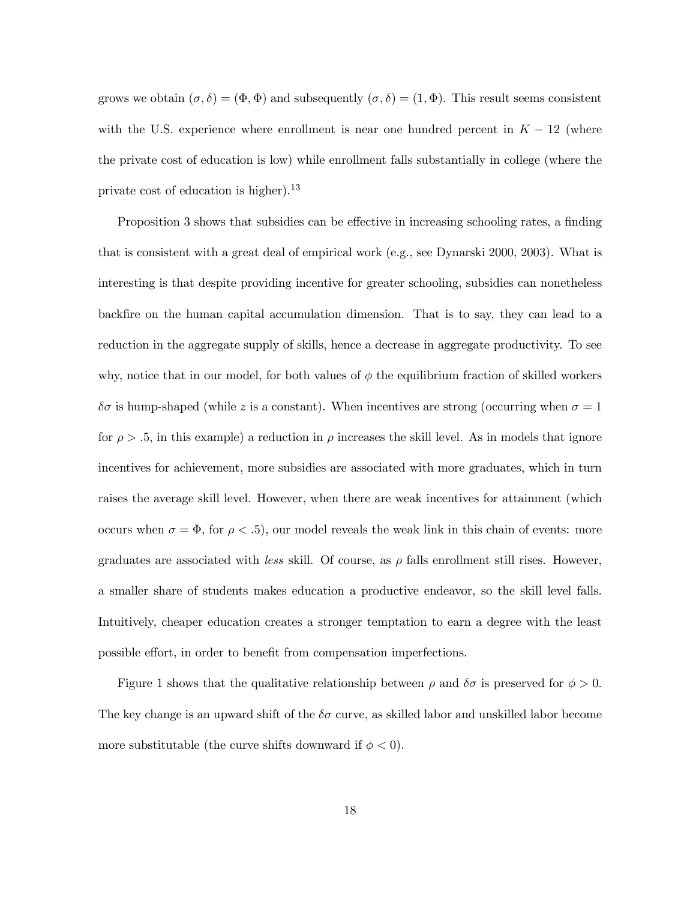grows we obtain $(\sigma, \delta) = (\Phi, \Phi)$ and subsequently $(\sigma, \delta) = (1, \Phi)$. This result seems consistent with the U.S. experience where enrollment is near one hundred percent in $K - 12$ (where the private cost of education is low) while enrollment falls substantially in college (where the private cost of education is higher).[13]

Proposition 3 shows that subsidies can be effective in increasing schooling rates, a finding that is consistent with a great deal of empirical work (e.g., see Dynarski 2000, 2003). What is interesting is that despite providing incentive for greater schooling, subsidies can nonetheless backfire on the human capital accumulation dimension. That is to say, they can lead to a reduction in the aggregate supply of skills, hence a decrease in aggregate productivity. To see why, notice that in our model, for both values of $\phi$ the equilibrium fraction of skilled workers $\delta\sigma$ is hump-shaped (while $z$ is a constant). When incentives are strong (occurring when $\sigma = 1$ for $\rho > .5$, in this example) a reduction in $\rho$ increases the skill level. As in models that ignore incentives for achievement, more subsidies are associated with more graduates, which in turn raises the average skill level. However, when there are weak incentives for attainment (which occurs when $\sigma = \Phi$, for $\rho < .5$), our model reveals the weak link in this chain of events: more graduates are associated with *less* skill. Of course, as $\rho$ falls enrollment still rises. However, a smaller share of students makes education a productive endeavor, so the skill level falls. Intuitively, cheaper education creates a stronger temptation to earn a degree with the least possible effort, in order to benefit from compensation imperfections.

Figure 1 shows that the qualitative relationship between $\rho$ and $\delta\sigma$ is preserved for $\phi > 0$. The key change is an upward shift of the $\delta\sigma$ curve, as skilled labor and unskilled labor become more substitutable (the curve shifts downward if $\phi < 0$).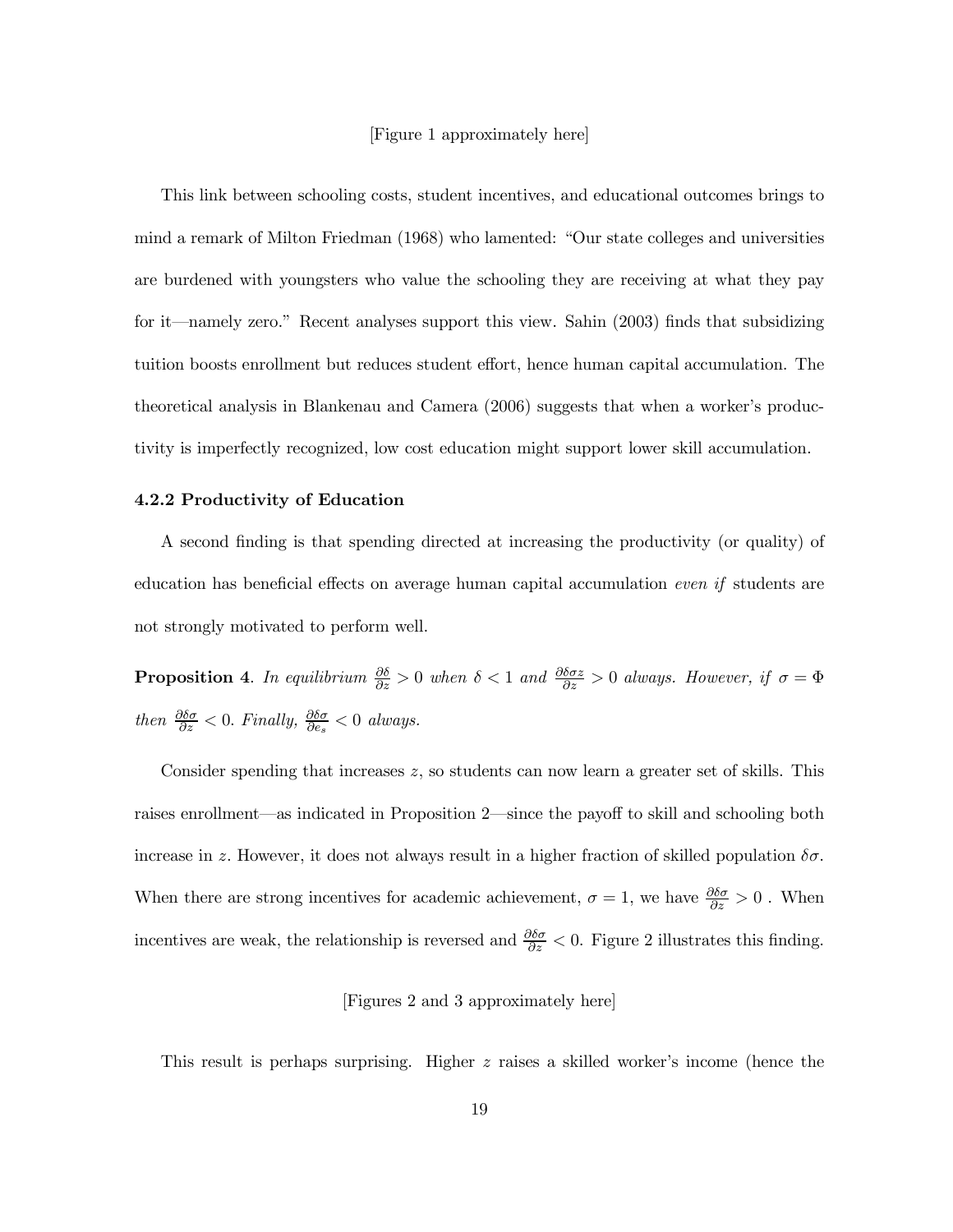[Figure 1 approximately here]

This link between schooling costs, student incentives, and educational outcomes brings to mind a remark of Milton Friedman (1968) who lamented: "Our state colleges and universities are burdened with youngsters who value the schooling they are receiving at what they pay for it—namely zero." Recent analyses support this view. Sahin (2003) finds that subsidizing tuition boosts enrollment but reduces student effort, hence human capital accumulation. The theoretical analysis in Blankenau and Camera (2006) suggests that when a worker's productivity is imperfectly recognized, low cost education might support lower skill accumulation.

### 4.2.2 Productivity of Education

A second finding is that spending directed at increasing the productivity (or quality) of education has beneficial effects on average human capital accumulation *even if* students are not strongly motivated to perform well.

**Proposition 4**. *In equilibrium* $\frac{\partial \delta}{\partial z} > 0$ *when* $\delta < 1$ *and* $\frac{\partial \delta \sigma z}{\partial z} > 0$ *always. However, if* $\sigma = \Phi$ *then* $\frac{\partial \delta \sigma}{\partial z} < 0$*. Finally,* $\frac{\partial \delta \sigma}{\partial e_s} < 0$ *always.*

Consider spending that increases $z$, so students can now learn a greater set of skills. This raises enrollment—as indicated in Proposition 2—since the payoff to skill and schooling both increase in $z$. However, it does not always result in a higher fraction of skilled population $\delta\sigma$. When there are strong incentives for academic achievement, $\sigma = 1$, we have $\frac{\partial \delta \sigma}{\partial z} > 0$ . When incentives are weak, the relationship is reversed and $\frac{\partial \delta \sigma}{\partial z} < 0$. Figure 2 illustrates this finding.

[Figures 2 and 3 approximately here]

This result is perhaps surprising. Higher $z$ raises a skilled worker's income (hence the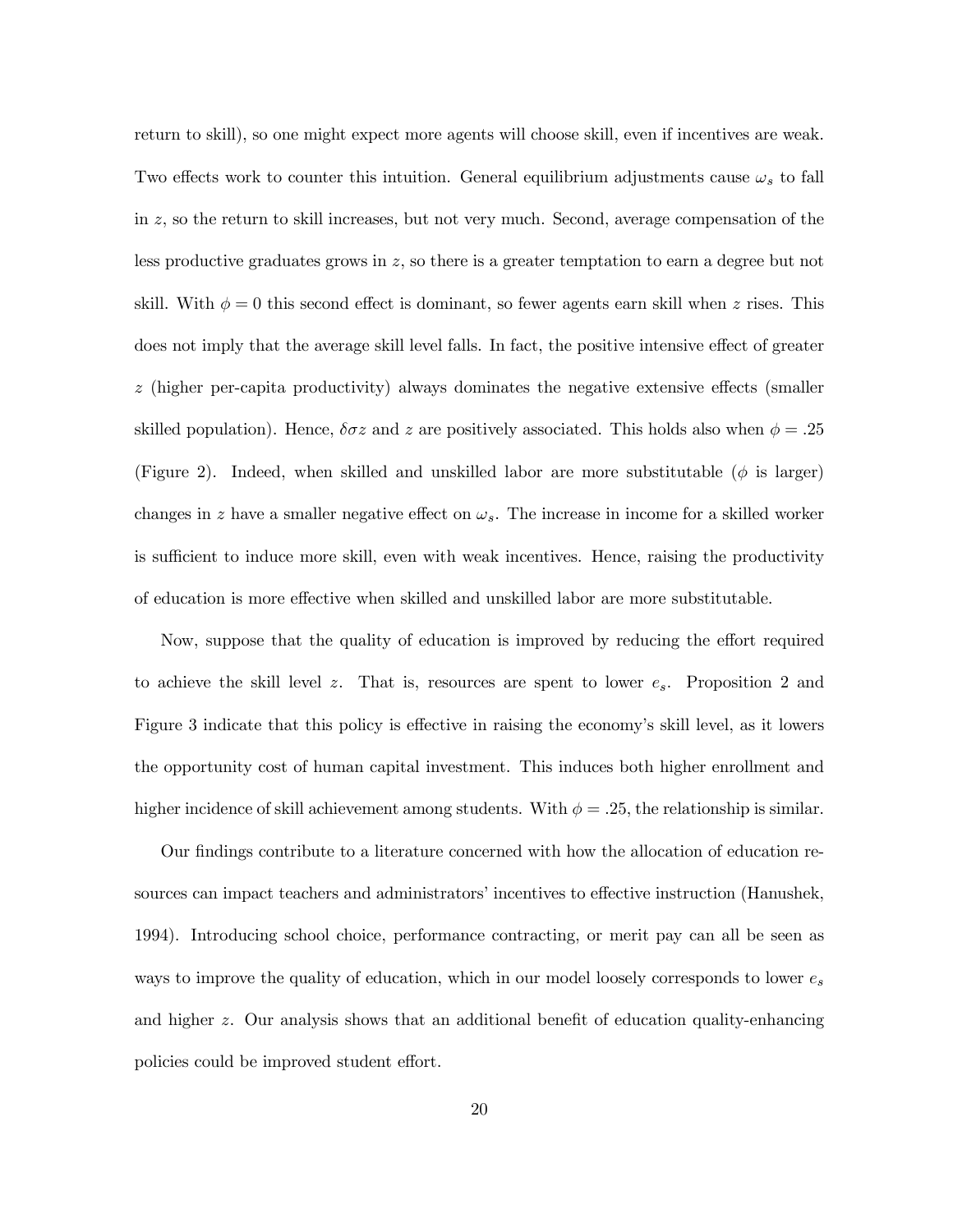return to skill), so one might expect more agents will choose skill, even if incentives are weak. Two effects work to counter this intuition. General equilibrium adjustments cause $\omega_s$ to fall in $z$, so the return to skill increases, but not very much. Second, average compensation of the less productive graduates grows in $z$, so there is a greater temptation to earn a degree but not skill. With $\phi = 0$ this second effect is dominant, so fewer agents earn skill when $z$ rises. This does not imply that the average skill level falls. In fact, the positive intensive effect of greater $z$ (higher per-capita productivity) always dominates the negative extensive effects (smaller skilled population). Hence, $\delta\sigma z$ and $z$ are positively associated. This holds also when $\phi = .25$ (Figure 2). Indeed, when skilled and unskilled labor are more substitutable ($\phi$ is larger) changes in $z$ have a smaller negative effect on $\omega_s$. The increase in income for a skilled worker is sufficient to induce more skill, even with weak incentives. Hence, raising the productivity of education is more effective when skilled and unskilled labor are more substitutable.

Now, suppose that the quality of education is improved by reducing the effort required to achieve the skill level $z$. That is, resources are spent to lower $e_s$. Proposition 2 and Figure 3 indicate that this policy is effective in raising the economy's skill level, as it lowers the opportunity cost of human capital investment. This induces both higher enrollment and higher incidence of skill achievement among students. With $\phi = .25$, the relationship is similar.

Our findings contribute to a literature concerned with how the allocation of education resources can impact teachers and administrators' incentives to effective instruction (Hanushek, 1994). Introducing school choice, performance contracting, or merit pay can all be seen as ways to improve the quality of education, which in our model loosely corresponds to lower $e_s$ and higher $z$. Our analysis shows that an additional benefit of education quality-enhancing policies could be improved student effort.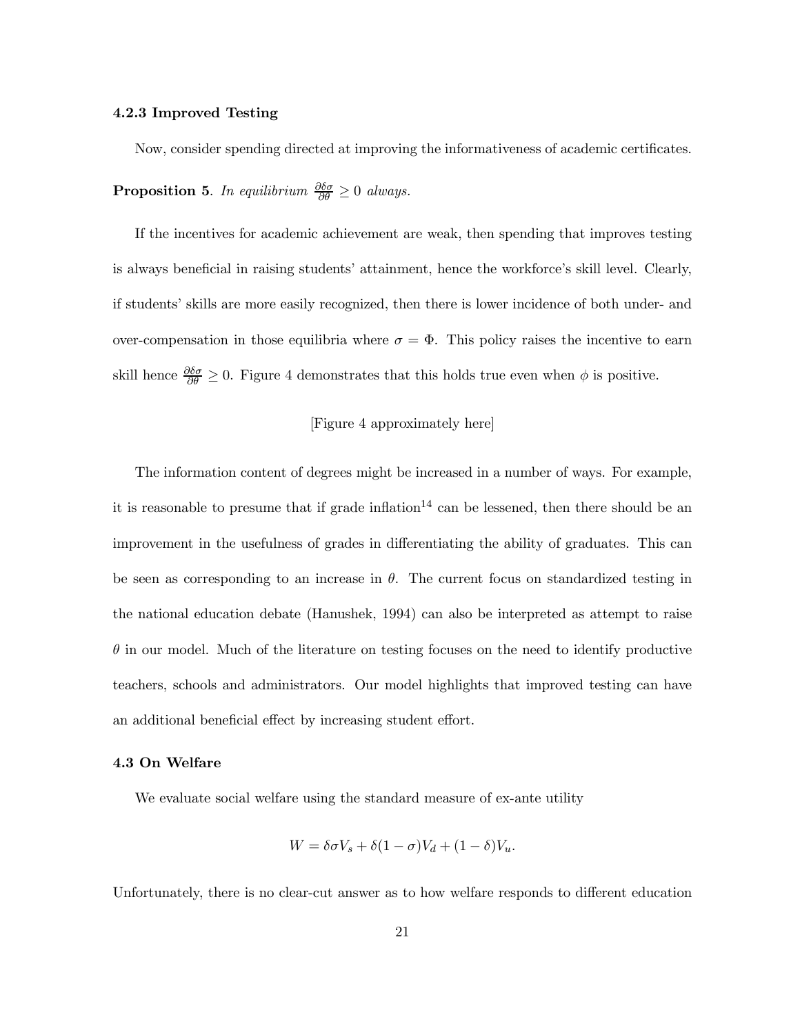#### 4.2.3 Improved Testing

Now, consider spending directed at improving the informativeness of academic certificates.

**Proposition 5**. *In equilibrium* $\frac{\partial \delta \sigma}{\partial \theta} \geq 0$ *always.*

If the incentives for academic achievement are weak, then spending that improves testing is always beneficial in raising students' attainment, hence the workforce's skill level. Clearly, if students' skills are more easily recognized, then there is lower incidence of both under- and over-compensation in those equilibria where $\sigma = \Phi$. This policy raises the incentive to earn skill hence $\frac{\partial \delta \sigma}{\partial \theta} \geq 0$. Figure 4 demonstrates that this holds true even when $\phi$ is positive.

[Figure 4 approximately here]

The information content of degrees might be increased in a number of ways. For example, it is reasonable to presume that if grade inflation[14] can be lessened, then there should be an improvement in the usefulness of grades in differentiating the ability of graduates. This can be seen as corresponding to an increase in $\theta$. The current focus on standardized testing in the national education debate (Hanushek, 1994) can also be interpreted as attempt to raise $\theta$ in our model. Much of the literature on testing focuses on the need to identify productive teachers, schools and administrators. Our model highlights that improved testing can have an additional beneficial effect by increasing student effort.

### 4.3 On Welfare

We evaluate social welfare using the standard measure of ex-ante utility

$$W = \delta \sigma V_s + \delta(1 - \sigma)V_d + (1 - \delta)V_u.$$

Unfortunately, there is no clear-cut answer as to how welfare responds to different education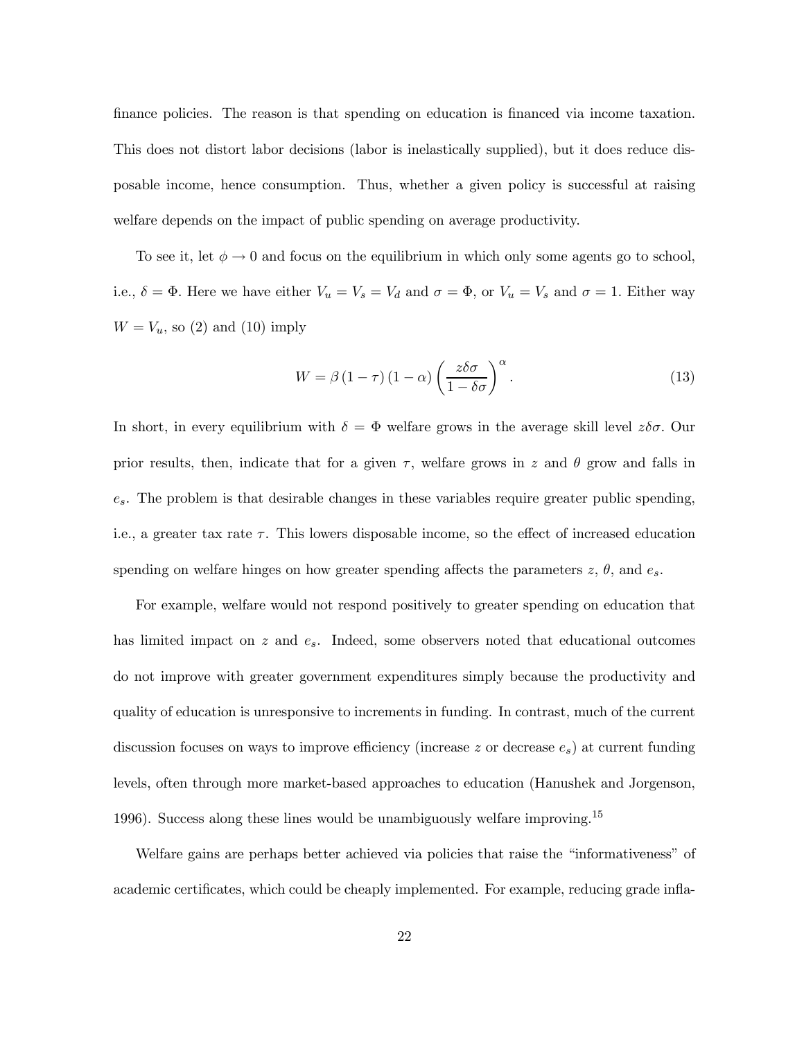finance policies. The reason is that spending on education is financed via income taxation. This does not distort labor decisions (labor is inelastically supplied), but it does reduce disposable income, hence consumption. Thus, whether a given policy is successful at raising welfare depends on the impact of public spending on average productivity.

To see it, let $\phi \to 0$ and focus on the equilibrium in which only some agents go to school, i.e., $\delta = \Phi$. Here we have either $V_u = V_s = V_d$ and $\sigma = \Phi$, or $V_u = V_s$ and $\sigma = 1$. Either way $W = V_u$, so (2) and (10) imply

$$W = \beta(1-\tau)(1-\alpha)\left(\frac{z\delta\sigma}{1-\delta\sigma}\right)^{\alpha}. \tag{13}$$

In short, in every equilibrium with $\delta = \Phi$ welfare grows in the average skill level $z\delta\sigma$. Our prior results, then, indicate that for a given $\tau$, welfare grows in $z$ and $\theta$ grow and falls in $e_s$. The problem is that desirable changes in these variables require greater public spending, i.e., a greater tax rate $\tau$. This lowers disposable income, so the effect of increased education spending on welfare hinges on how greater spending affects the parameters $z$, $\theta$, and $e_s$.

For example, welfare would not respond positively to greater spending on education that has limited impact on $z$ and $e_s$. Indeed, some observers noted that educational outcomes do not improve with greater government expenditures simply because the productivity and quality of education is unresponsive to increments in funding. In contrast, much of the current discussion focuses on ways to improve efficiency (increase $z$ or decrease $e_s$) at current funding levels, often through more market-based approaches to education (Hanushek and Jorgenson, 1996). Success along these lines would be unambiguously welfare improving.[15]

Welfare gains are perhaps better achieved via policies that raise the "informativeness" of academic certificates, which could be cheaply implemented. For example, reducing grade infla-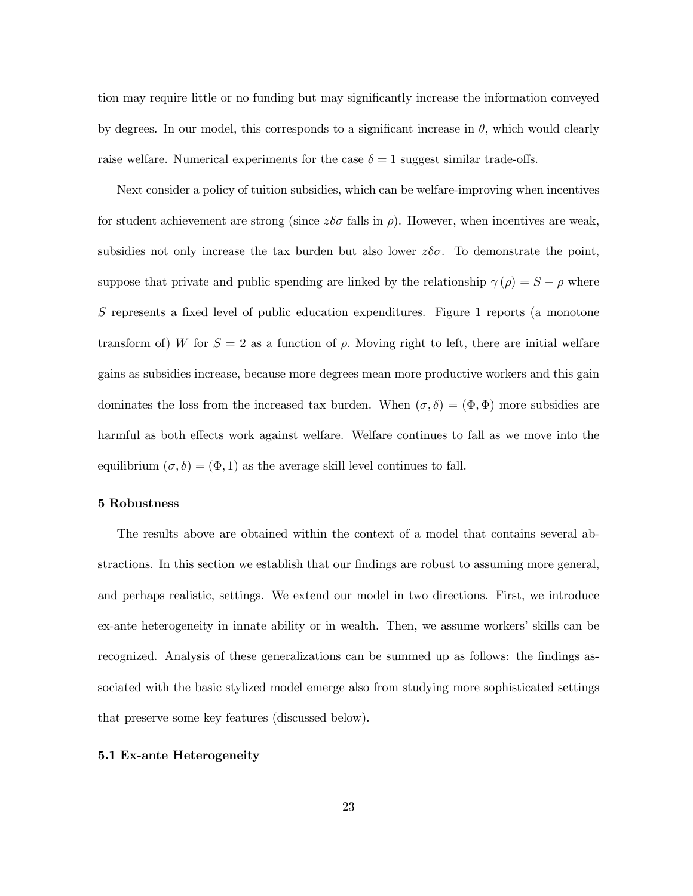tion may require little or no funding but may significantly increase the information conveyed by degrees. In our model, this corresponds to a significant increase in $\theta$, which would clearly raise welfare. Numerical experiments for the case $\delta = 1$ suggest similar trade-offs.

Next consider a policy of tuition subsidies, which can be welfare-improving when incentives for student achievement are strong (since $z\delta\sigma$ falls in $\rho$). However, when incentives are weak, subsidies not only increase the tax burden but also lower $z\delta\sigma$. To demonstrate the point, suppose that private and public spending are linked by the relationship $\gamma(\rho) = S - \rho$ where $S$ represents a fixed level of public education expenditures. Figure 1 reports (a monotone transform of) $W$ for $S = 2$ as a function of $\rho$. Moving right to left, there are initial welfare gains as subsidies increase, because more degrees mean more productive workers and this gain dominates the loss from the increased tax burden. When $(\sigma, \delta) = (\Phi, \Phi)$ more subsidies are harmful as both effects work against welfare. Welfare continues to fall as we move into the equilibrium $(\sigma, \delta) = (\Phi, 1)$ as the average skill level continues to fall.

## 5 Robustness

The results above are obtained within the context of a model that contains several abstractions. In this section we establish that our findings are robust to assuming more general, and perhaps realistic, settings. We extend our model in two directions. First, we introduce ex-ante heterogeneity in innate ability or in wealth. Then, we assume workers' skills can be recognized. Analysis of these generalizations can be summed up as follows: the findings associated with the basic stylized model emerge also from studying more sophisticated settings that preserve some key features (discussed below).

### 5.1 Ex-ante Heterogeneity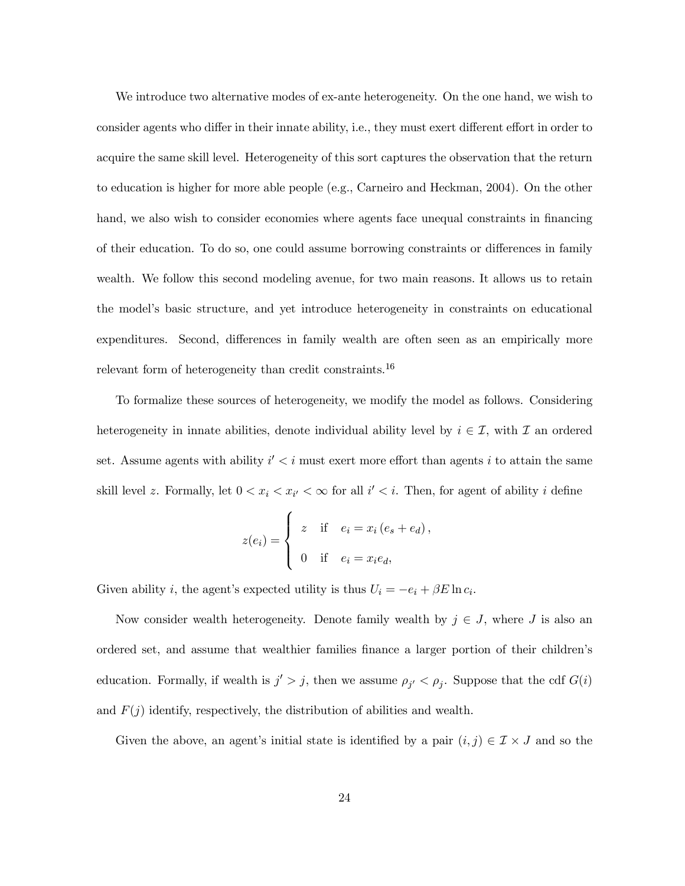We introduce two alternative modes of ex-ante heterogeneity. On the one hand, we wish to consider agents who differ in their innate ability, i.e., they must exert different effort in order to acquire the same skill level. Heterogeneity of this sort captures the observation that the return to education is higher for more able people (e.g., Carneiro and Heckman, 2004). On the other hand, we also wish to consider economies where agents face unequal constraints in financing of their education. To do so, one could assume borrowing constraints or differences in family wealth. We follow this second modeling avenue, for two main reasons. It allows us to retain the model's basic structure, and yet introduce heterogeneity in constraints on educational expenditures. Second, differences in family wealth are often seen as an empirically more relevant form of heterogeneity than credit constraints.[16]

To formalize these sources of heterogeneity, we modify the model as follows. Considering heterogeneity in innate abilities, denote individual ability level by $i \in \mathcal{I}$, with $\mathcal{I}$ an ordered set. Assume agents with ability $i' < i$ must exert more effort than agents $i$ to attain the same skill level $z$. Formally, let $0 < x_i < x_{i'} < \infty$ for all $i' < i$. Then, for agent of ability $i$ define

$$z(e_i) = \begin{cases} z & \text{if} \quad e_i = x_i \left( e_s + e_d \right), \\ 0 & \text{if} \quad e_i = x_i e_d, \end{cases}$$

Given ability $i$, the agent's expected utility is thus $U_i = -e_i + \beta E \ln c_i$.

Now consider wealth heterogeneity. Denote family wealth by $j \in J$, where $J$ is also an ordered set, and assume that wealthier families finance a larger portion of their children's education. Formally, if wealth is $j' > j$, then we assume $\rho_{j'} < \rho_j$. Suppose that the cdf $G(i)$ and $F(j)$ identify, respectively, the distribution of abilities and wealth.

Given the above, an agent's initial state is identified by a pair $(i, j) \in \mathcal{I} \times J$ and so the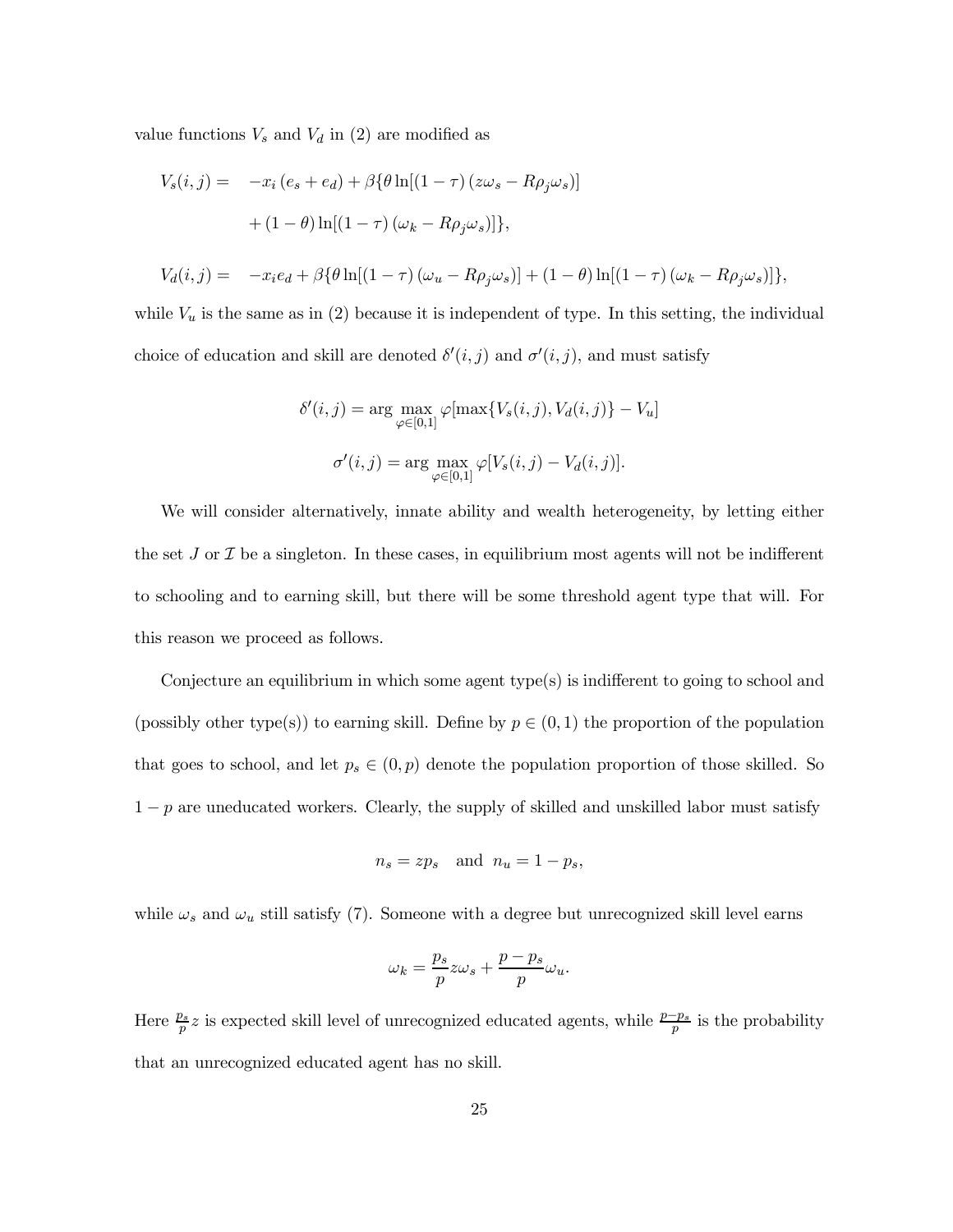value functions $V_s$ and $V_d$ in (2) are modified as

$$
\begin{aligned}
V_s(i,j) = \quad & -x_i\left(e_s + e_d\right) + \beta\{\theta \ln[(1-\tau)\left(z\omega_s - R\rho_j\omega_s\right)] \\
& + (1-\theta)\ln[(1-\tau)\left(\omega_k - R\rho_j\omega_s\right)]\},
\end{aligned}
$$

$$
V_d(i,j) = \quad -x_i e_d + \beta\{\theta \ln[(1-\tau)\left(\omega_u - R\rho_j\omega_s\right)] + (1-\theta)\ln[(1-\tau)\left(\omega_k - R\rho_j\omega_s\right)]\},
$$

while $V_u$ is the same as in (2) because it is independent of type. In this setting, the individual choice of education and skill are denoted $\delta'(i,j)$ and $\sigma'(i,j)$, and must satisfy

$$
\delta'(i,j) = \arg\max_{\varphi\in[0,1]} \varphi[\max\{V_s(i,j), V_d(i,j)\} - V_u]
$$

$$
\sigma'(i,j) = \arg\max_{\varphi\in[0,1]} \varphi[V_s(i,j) - V_d(i,j)].
$$

We will consider alternatively, innate ability and wealth heterogeneity, by letting either the set $J$ or $\mathcal{I}$ be a singleton. In these cases, in equilibrium most agents will not be indifferent to schooling and to earning skill, but there will be some threshold agent type that will. For this reason we proceed as follows.

Conjecture an equilibrium in which some agent type(s) is indifferent to going to school and (possibly other type(s)) to earning skill. Define by $p \in (0,1)$ the proportion of the population that goes to school, and let $p_s \in (0,p)$ denote the population proportion of those skilled. So $1-p$ are uneducated workers. Clearly, the supply of skilled and unskilled labor must satisfy

$$
n_s = zp_s \quad \text{and} \quad n_u = 1 - p_s,
$$

while $\omega_s$ and $\omega_u$ still satisfy (7). Someone with a degree but unrecognized skill level earns

$$
\omega_k = \frac{p_s}{p} z\omega_s + \frac{p-p_s}{p}\omega_u.
$$

Here $\frac{p_s}{p}z$ is expected skill level of unrecognized educated agents, while $\frac{p-p_s}{p}$ is the probability that an unrecognized educated agent has no skill.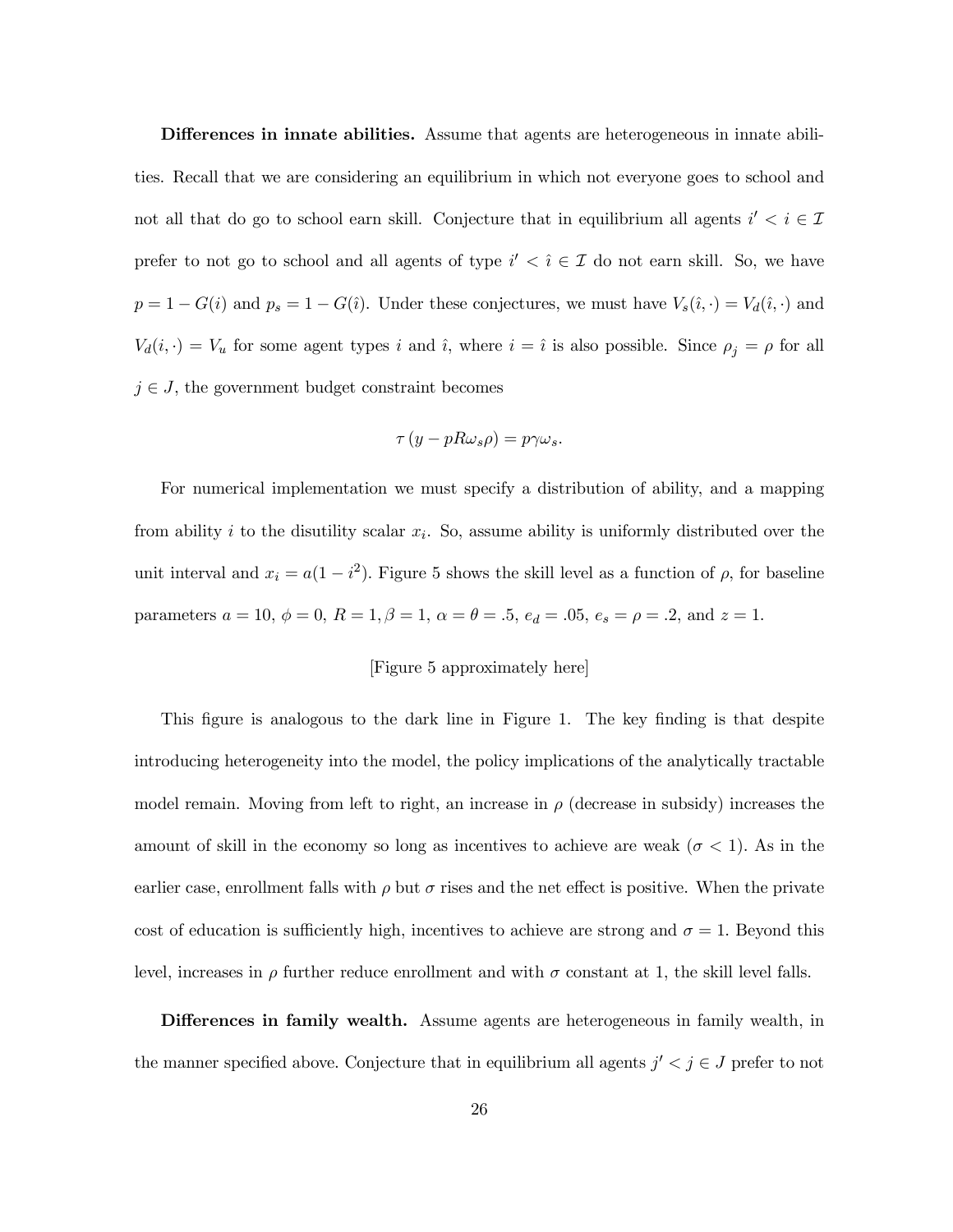**Differences in innate abilities.** Assume that agents are heterogeneous in innate abilities. Recall that we are considering an equilibrium in which not everyone goes to school and not all that do go to school earn skill. Conjecture that in equilibrium all agents $i' < i \in \mathcal{I}$ prefer to not go to school and all agents of type $i' < \hat{\imath} \in \mathcal{I}$ do not earn skill. So, we have $p = 1 - G(i)$ and $p_s = 1 - G(\hat{\imath})$. Under these conjectures, we must have $V_s(\hat{\imath}, \cdot) = V_d(\hat{\imath}, \cdot)$ and $V_d(i, \cdot) = V_u$ for some agent types $i$ and $\hat{\imath}$, where $i = \hat{\imath}$ is also possible. Since $\rho_j = \rho$ for all $j \in J$, the government budget constraint becomes

$$\tau \left( y - pR\omega_s \rho \right) = p\gamma\omega_s.$$

For numerical implementation we must specify a distribution of ability, and a mapping from ability $i$ to the disutility scalar $x_i$. So, assume ability is uniformly distributed over the unit interval and $x_i = a(1 - i^2)$. Figure 5 shows the skill level as a function of $\rho$, for baseline parameters $a = 10$, $\phi = 0$, $R = 1, \beta = 1$, $\alpha = \theta = .5$, $e_d = .05$, $e_s = \rho = .2$, and $z = 1$.

[Figure 5 approximately here]

This figure is analogous to the dark line in Figure 1. The key finding is that despite introducing heterogeneity into the model, the policy implications of the analytically tractable model remain. Moving from left to right, an increase in $\rho$ (decrease in subsidy) increases the amount of skill in the economy so long as incentives to achieve are weak ($\sigma < 1$). As in the earlier case, enrollment falls with $\rho$ but $\sigma$ rises and the net effect is positive. When the private cost of education is sufficiently high, incentives to achieve are strong and $\sigma = 1$. Beyond this level, increases in $\rho$ further reduce enrollment and with $\sigma$ constant at 1, the skill level falls.

**Differences in family wealth.** Assume agents are heterogeneous in family wealth, in the manner specified above. Conjecture that in equilibrium all agents $j' < j \in J$ prefer to not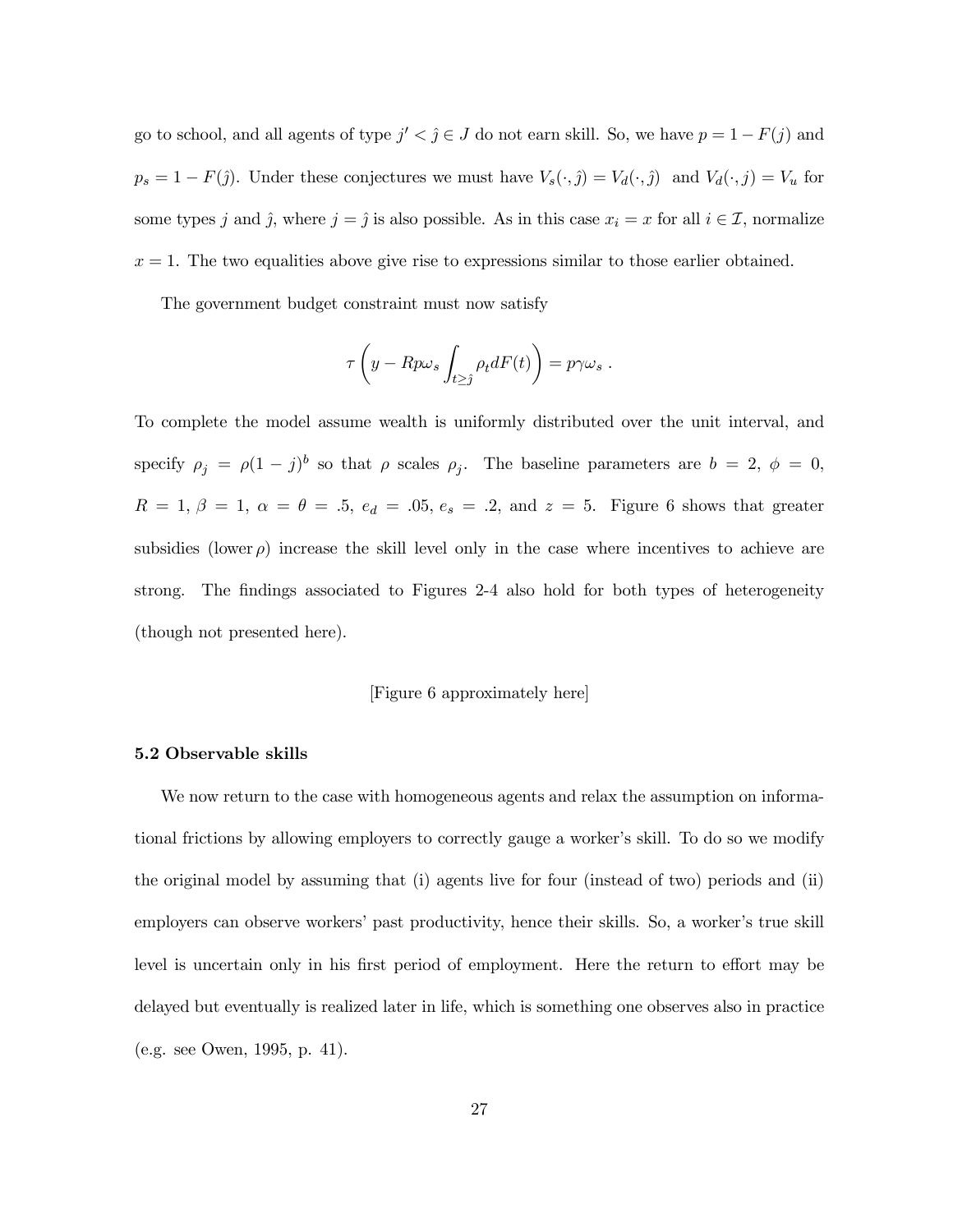go to school, and all agents of type $j' < \hat{j} \in J$ do not earn skill. So, we have $p = 1 - F(j)$ and $p_s = 1 - F(\hat{j})$. Under these conjectures we must have $V_s(\cdot, \hat{j}) = V_d(\cdot, \hat{j})$ and $V_d(\cdot, j) = V_u$ for some types $j$ and $\hat{j}$, where $j = \hat{j}$ is also possible. As in this case $x_i = x$ for all $i \in \mathcal{I}$, normalize $x = 1$. The two equalities above give rise to expressions similar to those earlier obtained.

The government budget constraint must now satisfy

$$\tau \left( y - Rp\omega_s \int_{t \geq \hat{j}} \rho_t dF(t) \right) = p\gamma\omega_s \ .$$

To complete the model assume wealth is uniformly distributed over the unit interval, and specify $\rho_j = \rho(1-j)^b$ so that $\rho$ scales $\rho_j$. The baseline parameters are $b = 2$, $\phi = 0$, $R = 1$, $\beta = 1$, $\alpha = \theta = .5$, $e_d = .05$, $e_s = .2$, and $z = 5$. Figure 6 shows that greater subsidies (lower $\rho$) increase the skill level only in the case where incentives to achieve are strong. The findings associated to Figures 2-4 also hold for both types of heterogeneity (though not presented here).

[Figure 6 approximately here]

**5.2 Observable skills**

We now return to the case with homogeneous agents and relax the assumption on informational frictions by allowing employers to correctly gauge a worker's skill. To do so we modify the original model by assuming that (i) agents live for four (instead of two) periods and (ii) employers can observe workers' past productivity, hence their skills. So, a worker's true skill level is uncertain only in his first period of employment. Here the return to effort may be delayed but eventually is realized later in life, which is something one observes also in practice (e.g. see Owen, 1995, p. 41).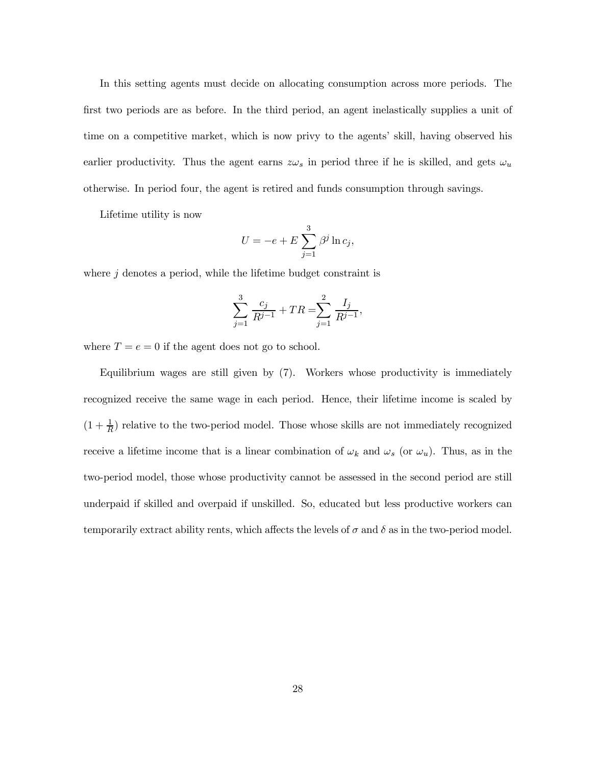In this setting agents must decide on allocating consumption across more periods. The first two periods are as before. In the third period, an agent inelastically supplies a unit of time on a competitive market, which is now privy to the agents' skill, having observed his earlier productivity. Thus the agent earns $z\omega_s$ in period three if he is skilled, and gets $\omega_u$ otherwise. In period four, the agent is retired and funds consumption through savings.

Lifetime utility is now

$$U = -e + E\sum_{j=1}^{3} \beta^j \ln c_j,$$

where $j$ denotes a period, while the lifetime budget constraint is

$$\sum_{j=1}^{3} \frac{c_j}{R^{j-1}} + TR = \sum_{j=1}^{2} \frac{I_j}{R^{j-1}},$$

where $T = e = 0$ if the agent does not go to school.

Equilibrium wages are still given by (7). Workers whose productivity is immediately recognized receive the same wage in each period. Hence, their lifetime income is scaled by $(1 + \frac{1}{R})$ relative to the two-period model. Those whose skills are not immediately recognized receive a lifetime income that is a linear combination of $\omega_k$ and $\omega_s$ (or $\omega_u$). Thus, as in the two-period model, those whose productivity cannot be assessed in the second period are still underpaid if skilled and overpaid if unskilled. So, educated but less productive workers can temporarily extract ability rents, which affects the levels of $\sigma$ and $\delta$ as in the two-period model.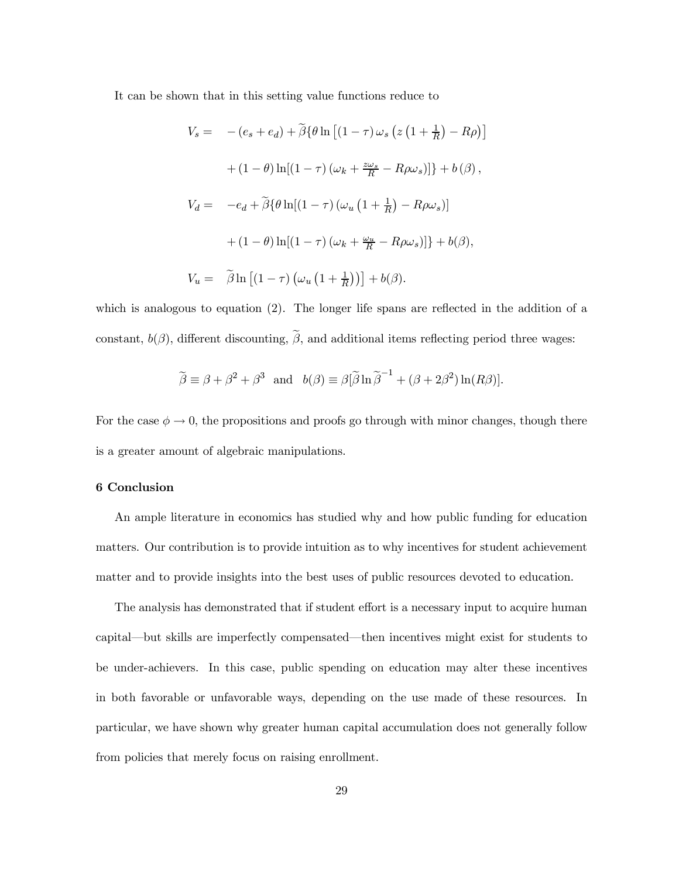It can be shown that in this setting value functions reduce to

$$
\begin{aligned}
V_s = & \quad -(e_s + e_d) + \widetilde{\beta}\{\theta \ln\left[(1-\tau)\,\omega_s\left(z\left(1+\tfrac{1}{R}\right) - R\rho\right)\right] \\
& + (1-\theta)\ln[(1-\tau)\left(\omega_k + \tfrac{z\omega_s}{R} - R\rho\omega_s\right)]\} + b\left(\beta\right), \\
V_d = & \quad -e_d + \widetilde{\beta}\{\theta \ln[(1-\tau)\left(\omega_u\left(1+\tfrac{1}{R}\right) - R\rho\omega_s\right)] \\
& + (1-\theta)\ln[(1-\tau)\left(\omega_k + \tfrac{\omega_u}{R} - R\rho\omega_s\right)]\} + b(\beta), \\
V_u = & \quad \widetilde{\beta}\ln\left[(1-\tau)\left(\omega_u\left(1+\tfrac{1}{R}\right)\right)\right] + b(\beta).
\end{aligned}
$$

which is analogous to equation (2). The longer life spans are reflected in the addition of a constant, $b(\beta)$, different discounting, $\widetilde{\beta}$, and additional items reflecting period three wages:

$$
\widetilde{\beta} \equiv \beta + \beta^2 + \beta^3 \quad \text{and} \quad b(\beta) \equiv \beta[\widetilde{\beta}\ln\widetilde{\beta}^{-1} + (\beta + 2\beta^2)\ln(R\beta)].
$$

For the case $\phi \to 0$, the propositions and proofs go through with minor changes, though there is a greater amount of algebraic manipulations.

## 6 Conclusion

An ample literature in economics has studied why and how public funding for education matters. Our contribution is to provide intuition as to why incentives for student achievement matter and to provide insights into the best uses of public resources devoted to education.

The analysis has demonstrated that if student effort is a necessary input to acquire human capital—but skills are imperfectly compensated—then incentives might exist for students to be under-achievers. In this case, public spending on education may alter these incentives in both favorable or unfavorable ways, depending on the use made of these resources. In particular, we have shown why greater human capital accumulation does not generally follow from policies that merely focus on raising enrollment.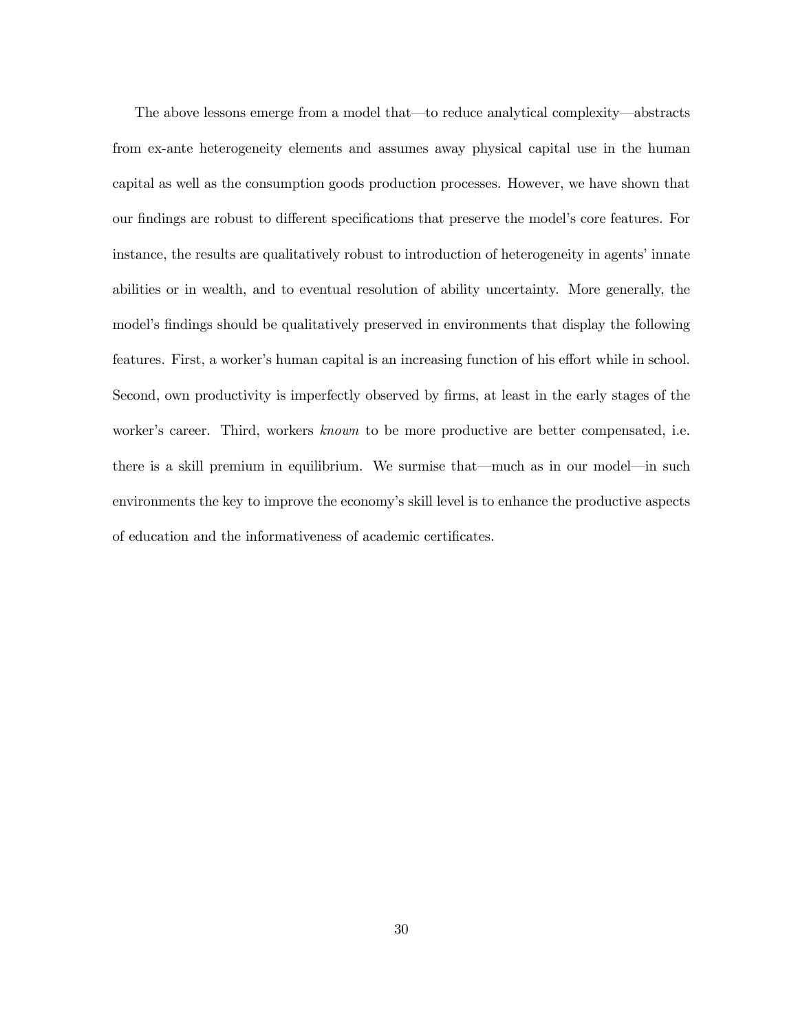The above lessons emerge from a model that—to reduce analytical complexity—abstracts from ex-ante heterogeneity elements and assumes away physical capital use in the human capital as well as the consumption goods production processes. However, we have shown that our findings are robust to different specifications that preserve the model's core features. For instance, the results are qualitatively robust to introduction of heterogeneity in agents' innate abilities or in wealth, and to eventual resolution of ability uncertainty. More generally, the model's findings should be qualitatively preserved in environments that display the following features. First, a worker's human capital is an increasing function of his effort while in school. Second, own productivity is imperfectly observed by firms, at least in the early stages of the worker's career. Third, workers *known* to be more productive are better compensated, i.e. there is a skill premium in equilibrium. We surmise that—much as in our model—in such environments the key to improve the economy's skill level is to enhance the productive aspects of education and the informativeness of academic certificates.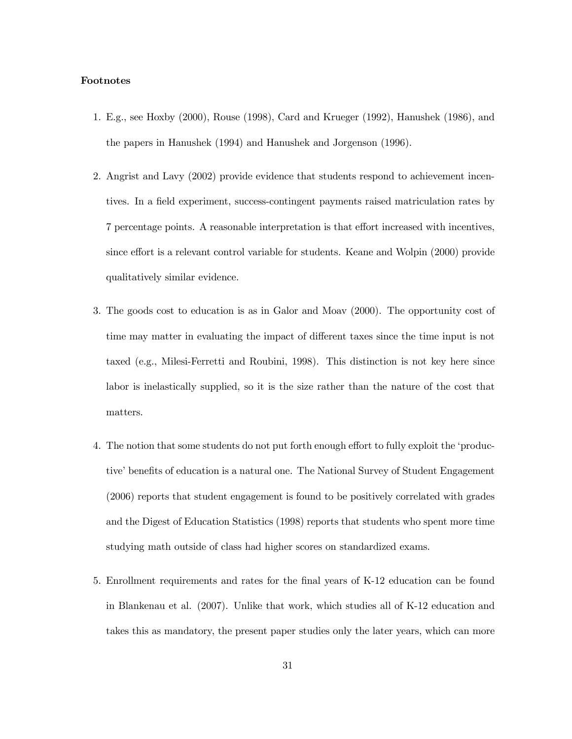**Footnotes**

1. E.g., see Hoxby (2000), Rouse (1998), Card and Krueger (1992), Hanushek (1986), and the papers in Hanushek (1994) and Hanushek and Jorgenson (1996).

2. Angrist and Lavy (2002) provide evidence that students respond to achievement incentives. In a field experiment, success-contingent payments raised matriculation rates by 7 percentage points. A reasonable interpretation is that effort increased with incentives, since effort is a relevant control variable for students. Keane and Wolpin (2000) provide qualitatively similar evidence.

3. The goods cost to education is as in Galor and Moav (2000). The opportunity cost of time may matter in evaluating the impact of different taxes since the time input is not taxed (e.g., Milesi-Ferretti and Roubini, 1998). This distinction is not key here since labor is inelastically supplied, so it is the size rather than the nature of the cost that matters.

4. The notion that some students do not put forth enough effort to fully exploit the 'productive' benefits of education is a natural one. The National Survey of Student Engagement (2006) reports that student engagement is found to be positively correlated with grades and the Digest of Education Statistics (1998) reports that students who spent more time studying math outside of class had higher scores on standardized exams.

5. Enrollment requirements and rates for the final years of K-12 education can be found in Blankenau et al. (2007). Unlike that work, which studies all of K-12 education and takes this as mandatory, the present paper studies only the later years, which can more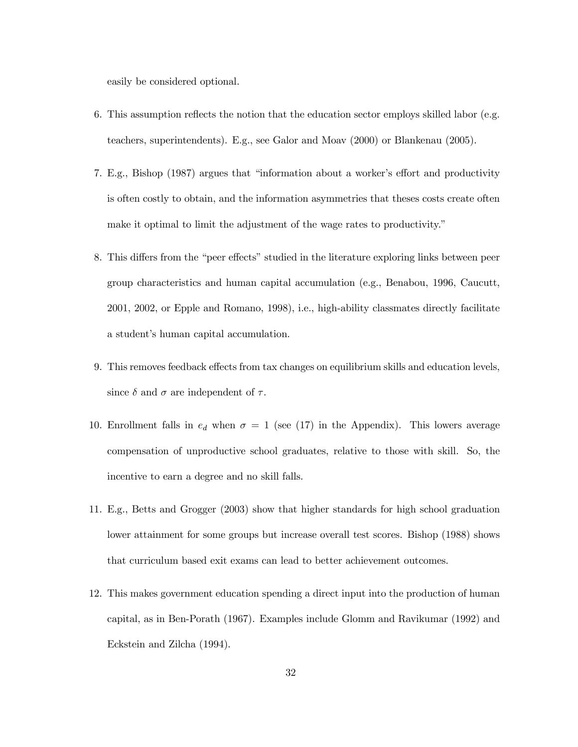easily be considered optional.

6. This assumption reflects the notion that the education sector employs skilled labor (e.g. teachers, superintendents). E.g., see Galor and Moav (2000) or Blankenau (2005).

7. E.g., Bishop (1987) argues that "information about a worker's effort and productivity is often costly to obtain, and the information asymmetries that theses costs create often make it optimal to limit the adjustment of the wage rates to productivity."

8. This differs from the "peer effects" studied in the literature exploring links between peer group characteristics and human capital accumulation (e.g., Benabou, 1996, Caucutt, 2001, 2002, or Epple and Romano, 1998), i.e., high-ability classmates directly facilitate a student's human capital accumulation.

9. This removes feedback effects from tax changes on equilibrium skills and education levels, since $\delta$ and $\sigma$ are independent of $\tau$.

10. Enrollment falls in $e_d$ when $\sigma = 1$ (see (17) in the Appendix). This lowers average compensation of unproductive school graduates, relative to those with skill. So, the incentive to earn a degree and no skill falls.

11. E.g., Betts and Grogger (2003) show that higher standards for high school graduation lower attainment for some groups but increase overall test scores. Bishop (1988) shows that curriculum based exit exams can lead to better achievement outcomes.

12. This makes government education spending a direct input into the production of human capital, as in Ben-Porath (1967). Examples include Glomm and Ravikumar (1992) and Eckstein and Zilcha (1994).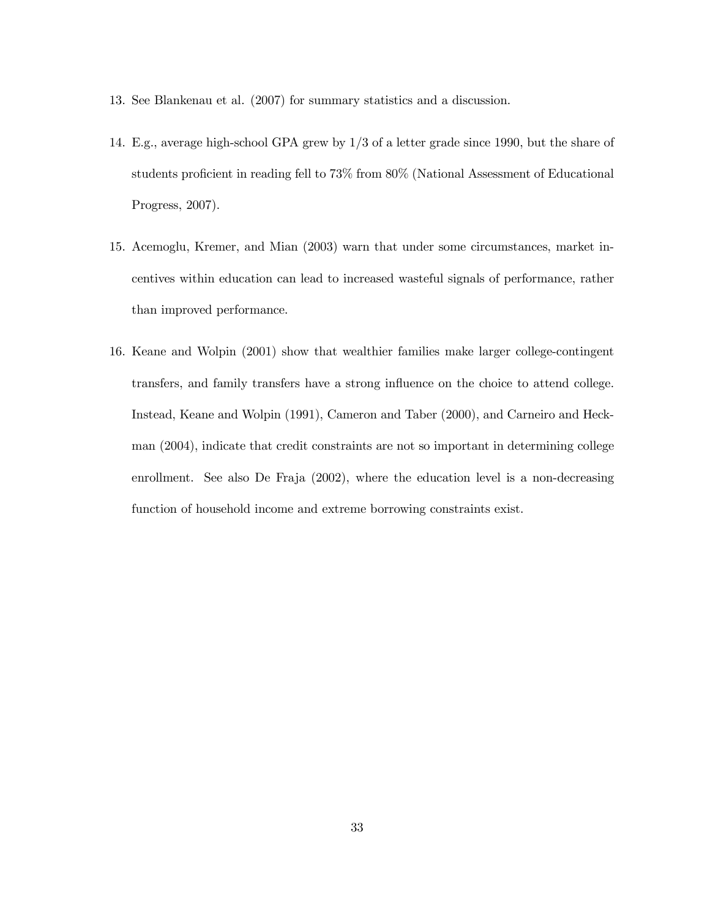13. See Blankenau et al. (2007) for summary statistics and a discussion.

14. E.g., average high-school GPA grew by 1/3 of a letter grade since 1990, but the share of students proficient in reading fell to 73% from 80% (National Assessment of Educational Progress, 2007).

15. Acemoglu, Kremer, and Mian (2003) warn that under some circumstances, market incentives within education can lead to increased wasteful signals of performance, rather than improved performance.

16. Keane and Wolpin (2001) show that wealthier families make larger college-contingent transfers, and family transfers have a strong influence on the choice to attend college. Instead, Keane and Wolpin (1991), Cameron and Taber (2000), and Carneiro and Heckman (2004), indicate that credit constraints are not so important in determining college enrollment. See also De Fraja (2002), where the education level is a non-decreasing function of household income and extreme borrowing constraints exist.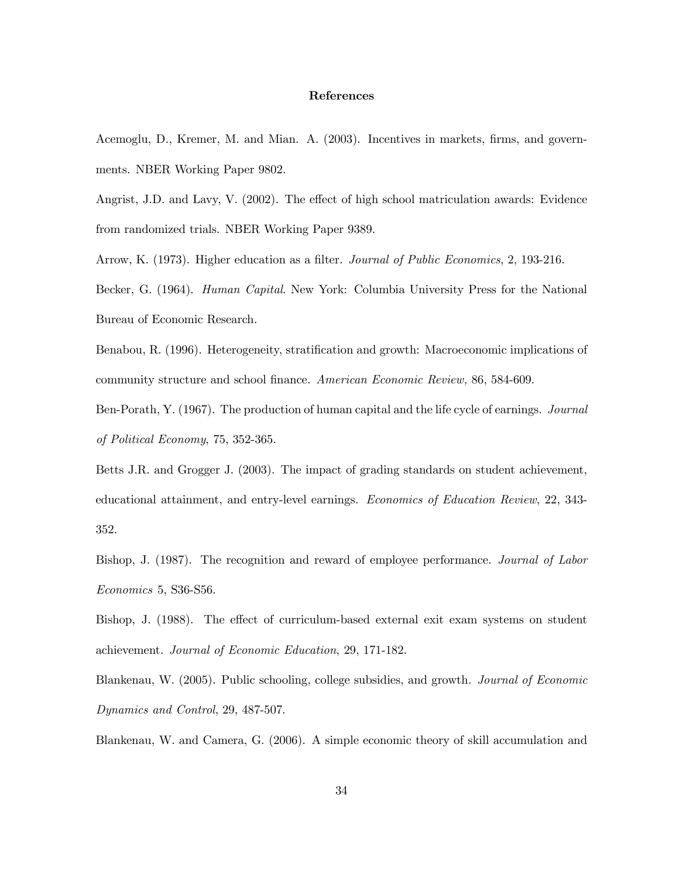**References**

Acemoglu, D., Kremer, M. and Mian. A. (2003). Incentives in markets, firms, and governments. NBER Working Paper 9802.

Angrist, J.D. and Lavy, V. (2002). The effect of high school matriculation awards: Evidence from randomized trials. NBER Working Paper 9389.

Arrow, K. (1973). Higher education as a filter. *Journal of Public Economics*, 2, 193-216.

Becker, G. (1964). *Human Capital*. New York: Columbia University Press for the National Bureau of Economic Research.

Benabou, R. (1996). Heterogeneity, stratification and growth: Macroeconomic implications of community structure and school finance. *American Economic Review,* 86, 584-609.

Ben-Porath, Y. (1967). The production of human capital and the life cycle of earnings. *Journal of Political Economy*, 75, 352-365.

Betts J.R. and Grogger J. (2003). The impact of grading standards on student achievement, educational attainment, and entry-level earnings. *Economics of Education Review*, 22, 343-352.

Bishop, J. (1987). The recognition and reward of employee performance. *Journal of Labor Economics* 5, S36-S56.

Bishop, J. (1988). The effect of curriculum-based external exit exam systems on student achievement. *Journal of Economic Education*, 29, 171-182.

Blankenau, W. (2005). Public schooling, college subsidies, and growth. *Journal of Economic Dynamics and Control*, 29, 487-507.

Blankenau, W. and Camera, G. (2006). A simple economic theory of skill accumulation and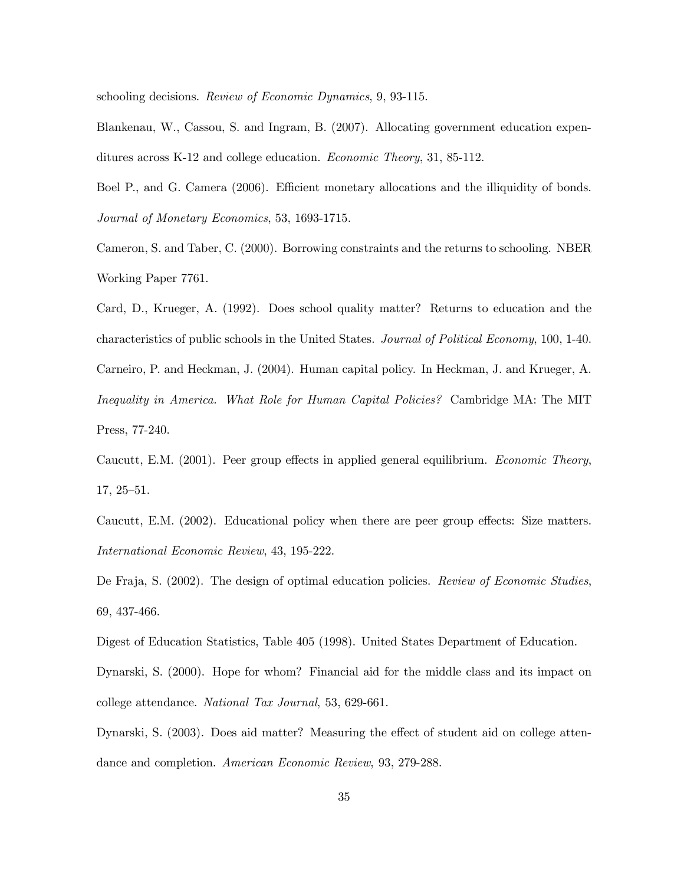schooling decisions. *Review of Economic Dynamics*, 9, 93-115.

Blankenau, W., Cassou, S. and Ingram, B. (2007). Allocating government education expenditures across K-12 and college education. *Economic Theory*, 31, 85-112.

Boel P., and G. Camera (2006). Efficient monetary allocations and the illiquidity of bonds. *Journal of Monetary Economics*, 53, 1693-1715.

Cameron, S. and Taber, C. (2000). Borrowing constraints and the returns to schooling. NBER Working Paper 7761.

Card, D., Krueger, A. (1992). Does school quality matter? Returns to education and the characteristics of public schools in the United States. *Journal of Political Economy*, 100, 1-40.

Carneiro, P. and Heckman, J. (2004). Human capital policy. In Heckman, J. and Krueger, A. *Inequality in America. What Role for Human Capital Policies?* Cambridge MA: The MIT Press, 77-240.

Caucutt, E.M. (2001). Peer group effects in applied general equilibrium. *Economic Theory*, 17, 25–51.

Caucutt, E.M. (2002). Educational policy when there are peer group effects: Size matters. *International Economic Review*, 43, 195-222.

De Fraja, S. (2002). The design of optimal education policies. *Review of Economic Studies*, 69, 437-466.

Digest of Education Statistics, Table 405 (1998). United States Department of Education.

Dynarski, S. (2000). Hope for whom? Financial aid for the middle class and its impact on college attendance. *National Tax Journal*, 53, 629-661.

Dynarski, S. (2003). Does aid matter? Measuring the effect of student aid on college attendance and completion. *American Economic Review*, 93, 279-288.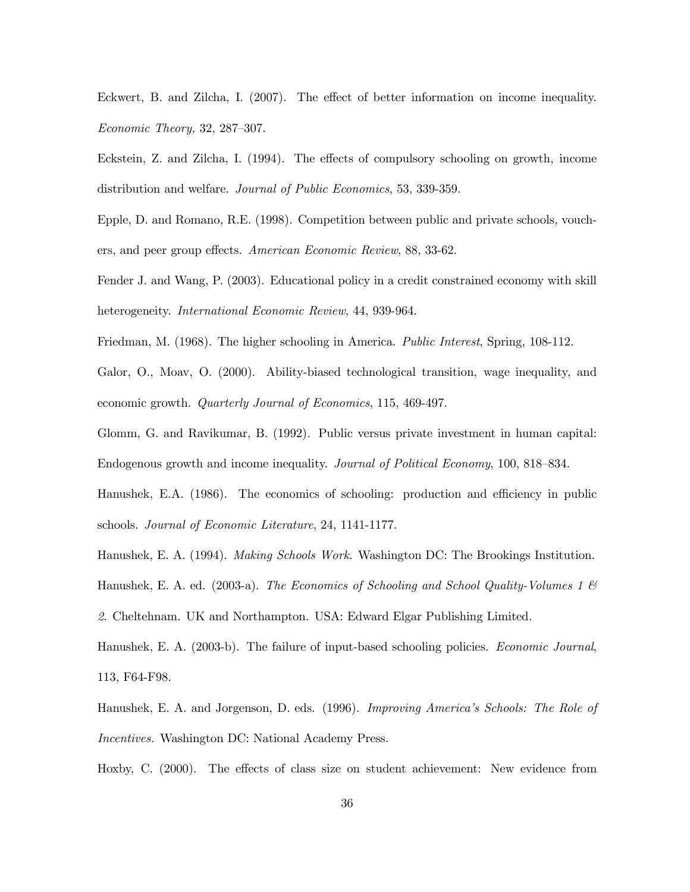Eckwert, B. and Zilcha, I. (2007). The effect of better information on income inequality. *Economic Theory,* 32, 287–307.

Eckstein, Z. and Zilcha, I. (1994). The effects of compulsory schooling on growth, income distribution and welfare. *Journal of Public Economics*, 53, 339-359.

Epple, D. and Romano, R.E. (1998). Competition between public and private schools, vouchers, and peer group effects. *American Economic Review*, 88, 33-62.

Fender J. and Wang, P. (2003). Educational policy in a credit constrained economy with skill heterogeneity. *International Economic Review*, 44, 939-964.

Friedman, M. (1968). The higher schooling in America. *Public Interest*, Spring, 108-112.

Galor, O., Moav, O. (2000). Ability-biased technological transition, wage inequality, and economic growth. *Quarterly Journal of Economics*, 115, 469-497.

Glomm, G. and Ravikumar, B. (1992). Public versus private investment in human capital: Endogenous growth and income inequality. *Journal of Political Economy*, 100, 818–834.

Hanushek, E.A. (1986). The economics of schooling: production and efficiency in public schools. *Journal of Economic Literature*, 24, 1141-1177.

Hanushek, E. A. (1994). *Making Schools Work*. Washington DC: The Brookings Institution.

Hanushek, E. A. ed. (2003-a). *The Economics of Schooling and School Quality-Volumes 1 & 2*. Cheltehnam. UK and Northampton. USA: Edward Elgar Publishing Limited.

Hanushek, E. A. (2003-b). The failure of input-based schooling policies. *Economic Journal*, 113, F64-F98.

Hanushek, E. A. and Jorgenson, D. eds. (1996). *Improving America's Schools: The Role of Incentives.* Washington DC: National Academy Press.

Hoxby, C. (2000). The effects of class size on student achievement: New evidence from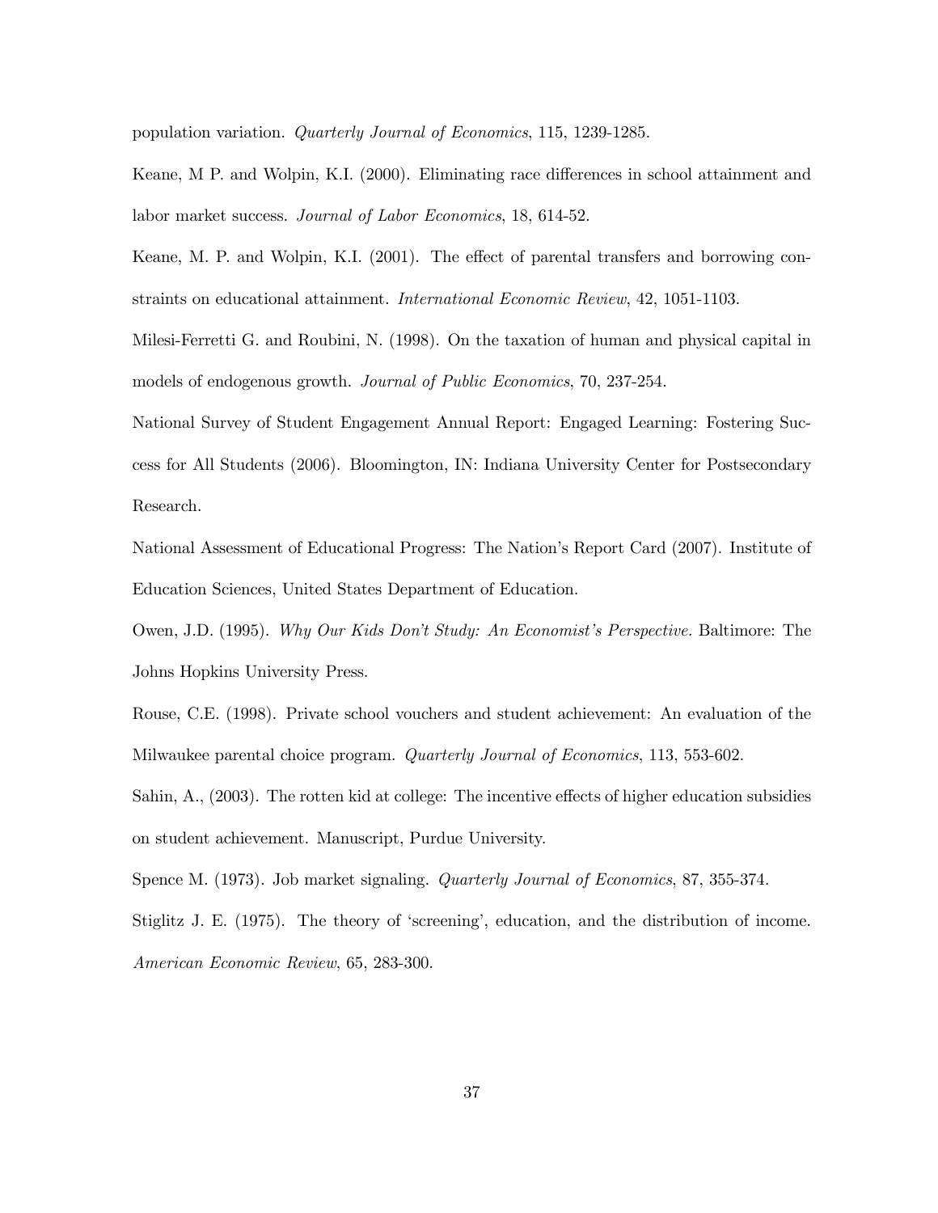population variation. *Quarterly Journal of Economics*, 115, 1239-1285.

Keane, M P. and Wolpin, K.I. (2000). Eliminating race differences in school attainment and labor market success. *Journal of Labor Economics*, 18, 614-52.

Keane, M. P. and Wolpin, K.I. (2001). The effect of parental transfers and borrowing constraints on educational attainment. *International Economic Review*, 42, 1051-1103.

Milesi-Ferretti G. and Roubini, N. (1998). On the taxation of human and physical capital in models of endogenous growth. *Journal of Public Economics*, 70, 237-254.

National Survey of Student Engagement Annual Report: Engaged Learning: Fostering Success for All Students (2006). Bloomington, IN: Indiana University Center for Postsecondary Research.

National Assessment of Educational Progress: The Nation's Report Card (2007). Institute of Education Sciences, United States Department of Education.

Owen, J.D. (1995). *Why Our Kids Don't Study: An Economist's Perspective.* Baltimore: The Johns Hopkins University Press.

Rouse, C.E. (1998). Private school vouchers and student achievement: An evaluation of the Milwaukee parental choice program. *Quarterly Journal of Economics*, 113, 553-602.

Sahin, A., (2003). The rotten kid at college: The incentive effects of higher education subsidies on student achievement. Manuscript, Purdue University.

Spence M. (1973). Job market signaling. *Quarterly Journal of Economics*, 87, 355-374.

Stiglitz J. E. (1975). The theory of 'screening', education, and the distribution of income. *American Economic Review*, 65, 283-300.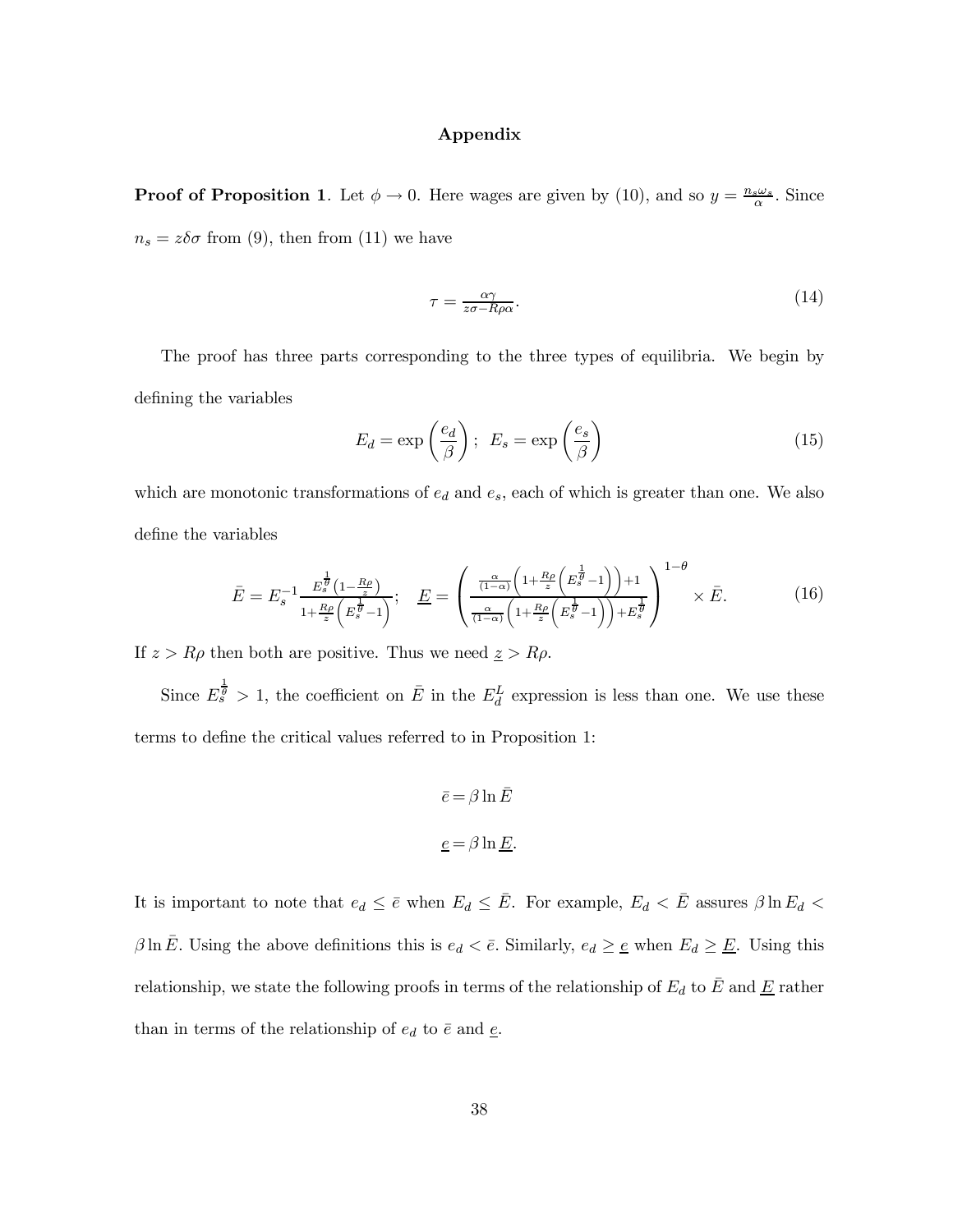## Appendix

**Proof of Proposition 1**. Let $\phi \to 0$. Here wages are given by (10), and so $y = \frac{n_s \omega_s}{\alpha}$. Since $n_s = z\delta\sigma$ from (9), then from (11) we have

$$\tau = \frac{\alpha\gamma}{z\sigma - R\rho\alpha}. \tag{14}$$

The proof has three parts corresponding to the three types of equilibria. We begin by defining the variables

$$E_d = \exp\left(\frac{e_d}{\beta}\right); \;\; E_s = \exp\left(\frac{e_s}{\beta}\right) \tag{15}$$

which are monotonic transformations of $e_d$ and $e_s$, each of which is greater than one. We also define the variables

$$\bar{E} = E_s^{-1} \frac{E_s^{\frac{1}{\theta}}\left(1 - \frac{R\rho}{z}\right)}{1 + \frac{R\rho}{z}\left(E_s^{\frac{1}{\theta}} - 1\right)}; \quad \underline{E} = \left( \frac{\frac{\alpha}{(1-\alpha)}\left(1 + \frac{R\rho}{z}\left(E_s^{\frac{1}{\theta}} - 1\right)\right) + 1}{\frac{\alpha}{(1-\alpha)}\left(1 + \frac{R\rho}{z}\left(E_s^{\frac{1}{\theta}} - 1\right)\right) + E_s^{\frac{1}{\theta}}} \right)^{1-\theta} \times \bar{E}. \tag{16}$$

If $z > R\rho$ then both are positive. Thus we need $\underline{z} > R\rho$.

Since $E_s^{\frac{1}{\theta}} > 1$, the coefficient on $\bar{E}$ in the $E_d^L$ expression is less than one. We use these terms to define the critical values referred to in Proposition 1:

$$\bar{e} = \beta \ln \bar{E}$$

$$\underline{e} = \beta \ln \underline{E}.$$

It is important to note that $e_d \leq \bar{e}$ when $E_d \leq \bar{E}$. For example, $E_d < \bar{E}$ assures $\beta \ln E_d < \beta \ln \bar{E}$. Using the above definitions this is $e_d < \bar{e}$. Similarly, $e_d \geq \underline{e}$ when $E_d \geq \underline{E}$. Using this relationship, we state the following proofs in terms of the relationship of $E_d$ to $\bar{E}$ and $\underline{E}$ rather than in terms of the relationship of $e_d$ to $\bar{e}$ and $\underline{e}$.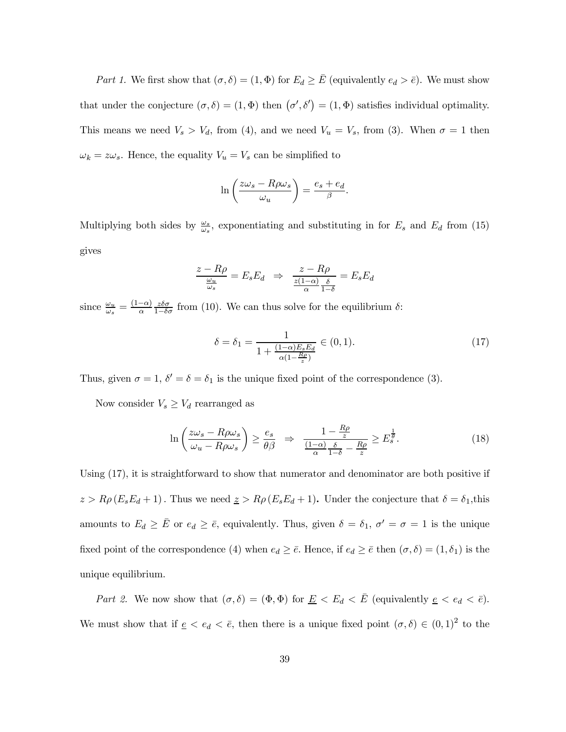*Part 1.* We first show that $(\sigma, \delta) = (1, \Phi)$ for $E_d \geq \bar{E}$ (equivalently $e_d > \bar{e}$). We must show that under the conjecture $(\sigma, \delta) = (1, \Phi)$ then $(\sigma', \delta') = (1, \Phi)$ satisfies individual optimality. This means we need $V_s > V_d$, from (4), and we need $V_u = V_s$, from (3). When $\sigma = 1$ then $\omega_k = z\omega_s$. Hence, the equality $V_u = V_s$ can be simplified to

$$\ln\left(\frac{z\omega_s - R\rho\omega_s}{\omega_u}\right) = \frac{e_s + e_d}{\beta}.$$

Multiplying both sides by $\frac{\omega_s}{\omega_s}$, exponentiating and substituting in for $E_s$ and $E_d$ from (15) gives

$$\frac{z - R\rho}{\frac{\omega_u}{\omega_s}} = E_s E_d \;\; \Rightarrow \;\; \frac{z - R\rho}{\frac{z(1-\alpha)}{\alpha}\frac{\delta}{1-\delta}} = E_s E_d$$

since $\frac{\omega_u}{\omega_s} = \frac{(1-\alpha)}{\alpha}\frac{z\delta\sigma}{1-\delta\sigma}$ from (10). We can thus solve for the equilibrium $\delta$:

$$\delta = \delta_1 = \frac{1}{1 + \frac{(1-\alpha)E_s E_d}{\alpha(1-\frac{R\rho}{z})}} \in (0, 1). \tag{17}$$

Thus, given $\sigma = 1$, $\delta' = \delta = \delta_1$ is the unique fixed point of the correspondence (3).

Now consider $V_s \geq V_d$ rearranged as

$$\ln\left(\frac{z\omega_s - R\rho\omega_s}{\omega_u - R\rho\omega_s}\right) \geq \frac{e_s}{\theta\beta} \;\; \Rightarrow \;\; \frac{1 - \frac{R\rho}{z}}{\frac{(1-\alpha)}{\alpha}\frac{\delta}{1-\delta} - \frac{R\rho}{z}} \geq E_s^{\frac{1}{\theta}}. \tag{18}$$

Using (17), it is straightforward to show that numerator and denominator are both positive if $z > R\rho(E_s E_d + 1)$. Thus we need $\underline{z} > R\rho(E_s E_d + 1)$**.** Under the conjecture that $\delta = \delta_1$,this amounts to $E_d \geq \bar{E}$ or $e_d \geq \bar{e}$, equivalently. Thus, given $\delta = \delta_1$, $\sigma' = \sigma = 1$ is the unique fixed point of the correspondence (4) when $e_d \geq \bar{e}$. Hence, if $e_d \geq \bar{e}$ then $(\sigma, \delta) = (1, \delta_1)$ is the unique equilibrium.

*Part 2.* We now show that $(\sigma, \delta) = (\Phi, \Phi)$ for $\underline{E} < E_d < \bar{E}$ (equivalently $\underline{e} < e_d < \bar{e}$). We must show that if $\underline{e} < e_d < \bar{e}$, then there is a unique fixed point $(\sigma, \delta) \in (0, 1)^2$ to the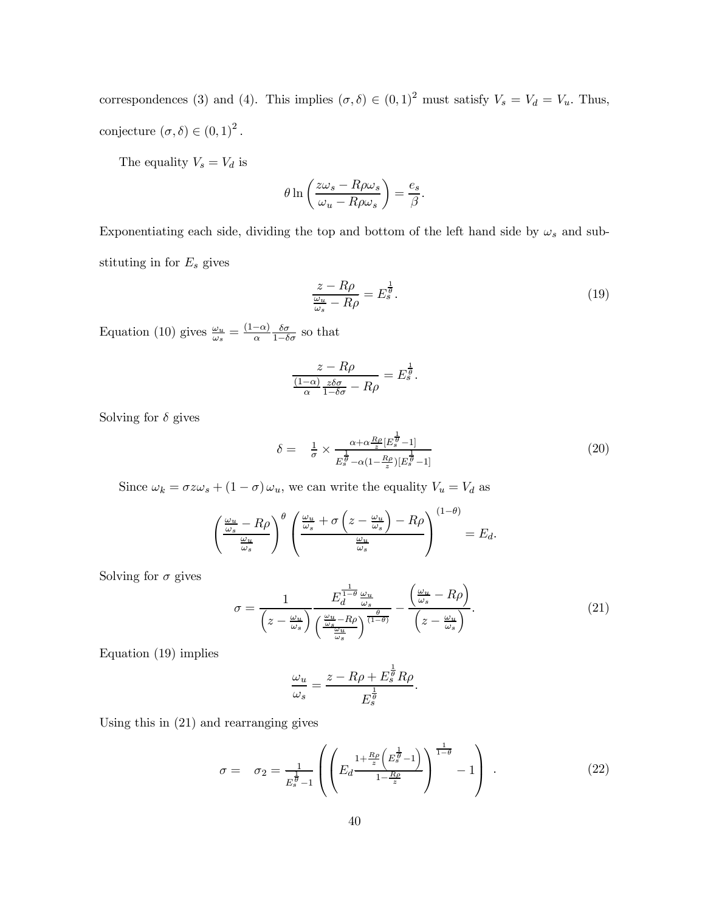correspondences (3) and (4). This implies $(\sigma, \delta) \in (0,1)^2$ must satisfy $V_s = V_d = V_u$. Thus, conjecture $(\sigma, \delta) \in (0,1)^2$.

The equality $V_s = V_d$ is

$$\theta \ln \left( \frac{z\omega_s - R\rho\omega_s}{\omega_u - R\rho\omega_s} \right) = \frac{e_s}{\beta}.$$

Exponentiating each side, dividing the top and bottom of the left hand side by $\omega_s$ and substituting in for $E_s$ gives

$$\frac{z - R\rho}{\frac{\omega_u}{\omega_s} - R\rho} = E_s^{\frac{1}{\theta}}. \tag{19}$$

Equation (10) gives $\frac{\omega_u}{\omega_s} = \frac{(1-\alpha)}{\alpha} \frac{\delta\sigma}{1-\delta\sigma}$ so that

$$\frac{z - R\rho}{\frac{(1-\alpha)}{\alpha} \frac{z\delta\sigma}{1-\delta\sigma} - R\rho} = E_s^{\frac{1}{\theta}}.$$

Solving for $\delta$ gives

$$\delta = \quad \frac{1}{\sigma} \times \frac{\alpha + \alpha \frac{R\rho}{z}[E_s^{\frac{1}{\theta}} - 1]}{E_s^{\frac{1}{\theta}} - \alpha(1 - \frac{R\rho}{z})[E_s^{\frac{1}{\theta}} - 1]} \tag{20}$$

Since $\omega_k = \sigma z \omega_s + (1-\sigma)\omega_u$, we can write the equality $V_u = V_d$ as

$$\left( \frac{\frac{\omega_u}{\omega_s} - R\rho}{\frac{\omega_u}{\omega_s}} \right)^{\theta} \left( \frac{\frac{\omega_u}{\omega_s} + \sigma\left(z - \frac{\omega_u}{\omega_s}\right) - R\rho}{\frac{\omega_u}{\omega_s}} \right)^{(1-\theta)} = E_d.$$

Solving for $\sigma$ gives

$$\sigma = \frac{1}{\left(z - \frac{\omega_u}{\omega_s}\right)} \frac{E_d^{\frac{1}{1-\theta}} \frac{\omega_u}{\omega_s}}{\left( \frac{\frac{\omega_u}{\omega_s} - R\rho}{\frac{\omega_u}{\omega_s}} \right)^{\frac{\theta}{(1-\theta)}}} - \frac{\left(\frac{\omega_u}{\omega_s} - R\rho\right)}{\left(z - \frac{\omega_u}{\omega_s}\right)}. \tag{21}$$

Equation (19) implies

$$\frac{\omega_u}{\omega_s} = \frac{z - R\rho + E_s^{\frac{1}{\theta}} R\rho}{E_s^{\frac{1}{\theta}}}.$$

Using this in (21) and rearranging gives

$$\sigma = \quad \sigma_2 = \frac{1}{E_s^{\frac{1}{\theta}} - 1} \left( \left( E_d \frac{1 + \frac{R\rho}{z}\left(E_s^{\frac{1}{\theta}} - 1\right)}{1 - \frac{R\rho}{z}} \right)^{\frac{1}{1-\theta}} - 1 \right). \tag{22}$$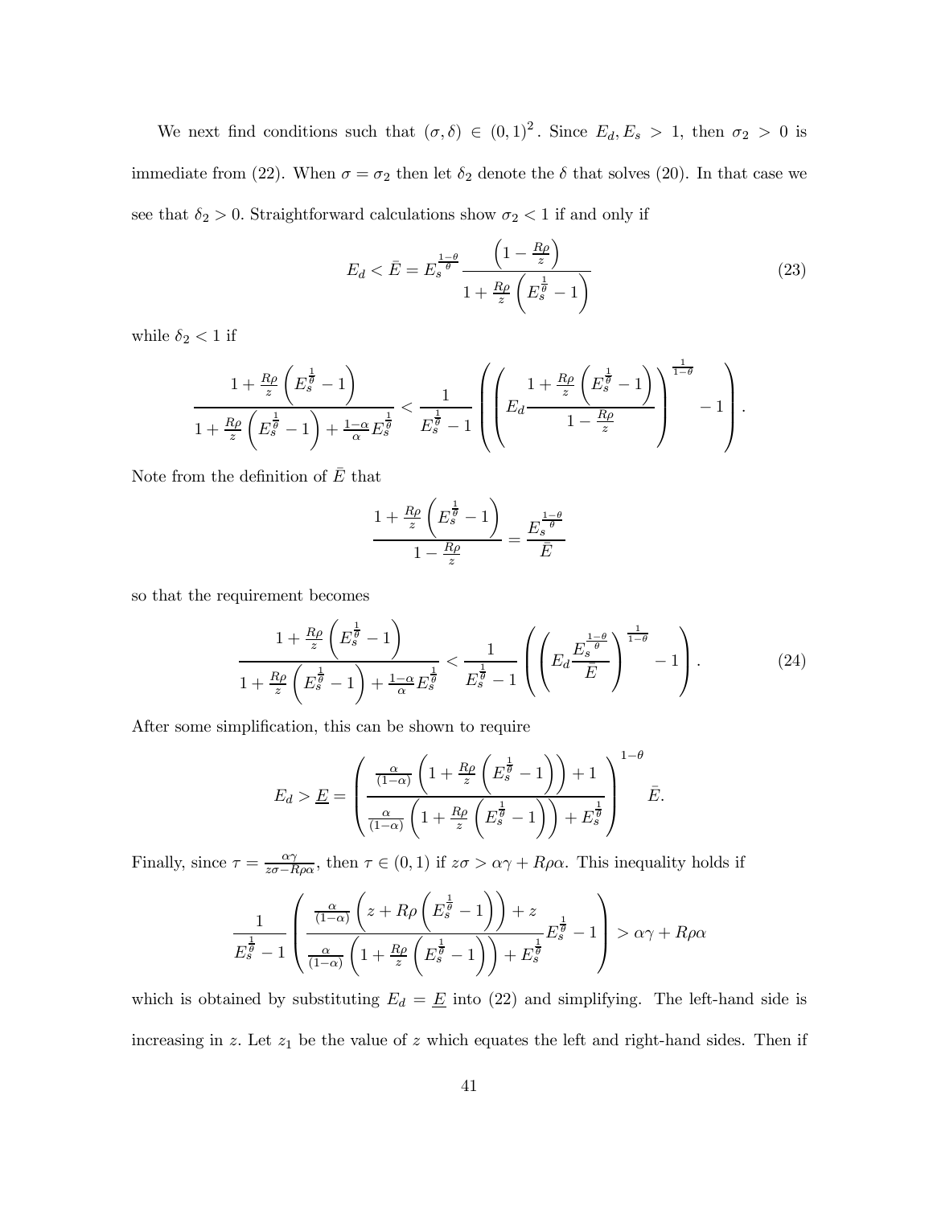We next find conditions such that $(\sigma, \delta) \in (0,1)^2$. Since $E_d, E_s > 1$, then $\sigma_2 > 0$ is immediate from (22). When $\sigma = \sigma_2$ then let $\delta_2$ denote the $\delta$ that solves (20). In that case we see that $\delta_2 > 0$. Straightforward calculations show $\sigma_2 < 1$ if and only if

$$E_d < \bar{E} = E_s^{\frac{1-\theta}{\theta}} \frac{\left(1 - \frac{R\rho}{z}\right)}{1 + \frac{R\rho}{z}\left(E_s^{\frac{1}{\theta}} - 1\right)} \tag{23}$$

while $\delta_2 < 1$ if

$$\frac{1 + \frac{R\rho}{z}\left(E_s^{\frac{1}{\theta}} - 1\right)}{1 + \frac{R\rho}{z}\left(E_s^{\frac{1}{\theta}} - 1\right) + \frac{1-\alpha}{\alpha} E_s^{\frac{1}{\theta}}} < \frac{1}{E_s^{\frac{1}{\theta}} - 1}\left(\left(E_d \frac{1 + \frac{R\rho}{z}\left(E_s^{\frac{1}{\theta}} - 1\right)}{1 - \frac{R\rho}{z}}\right)^{\frac{1}{1-\theta}} - 1\right).$$

Note from the definition of $\bar{E}$ that

$$\frac{1 + \frac{R\rho}{z}\left(E_s^{\frac{1}{\theta}} - 1\right)}{1 - \frac{R\rho}{z}} = \frac{E_s^{\frac{1-\theta}{\theta}}}{\bar{E}}$$

so that the requirement becomes

$$\frac{1 + \frac{R\rho}{z}\left(E_s^{\frac{1}{\theta}} - 1\right)}{1 + \frac{R\rho}{z}\left(E_s^{\frac{1}{\theta}} - 1\right) + \frac{1-\alpha}{\alpha} E_s^{\frac{1}{\theta}}} < \frac{1}{E_s^{\frac{1}{\theta}} - 1}\left(\left(E_d \frac{E_s^{\frac{1-\theta}{\theta}}}{\bar{E}}\right)^{\frac{1}{1-\theta}} - 1\right). \tag{24}$$

After some simplification, this can be shown to require

$$E_d > \underline{E} = \left(\frac{\frac{\alpha}{(1-\alpha)}\left(1 + \frac{R\rho}{z}\left(E_s^{\frac{1}{\theta}} - 1\right)\right) + 1}{\frac{\alpha}{(1-\alpha)}\left(1 + \frac{R\rho}{z}\left(E_s^{\frac{1}{\theta}} - 1\right)\right) + E_s^{\frac{1}{\theta}}}\right)^{1-\theta} \bar{E}.$$

Finally, since $\tau = \frac{\alpha\gamma}{z\sigma - R\rho\alpha}$, then $\tau \in (0,1)$ if $z\sigma > \alpha\gamma + R\rho\alpha$. This inequality holds if

$$\frac{1}{E_s^{\frac{1}{\theta}} - 1}\left(\frac{\frac{\alpha}{(1-\alpha)}\left(z + R\rho\left(E_s^{\frac{1}{\theta}} - 1\right)\right) + z}{\frac{\alpha}{(1-\alpha)}\left(1 + \frac{R\rho}{z}\left(E_s^{\frac{1}{\theta}} - 1\right)\right) + E_s^{\frac{1}{\theta}}} E_s^{\frac{1}{\theta}} - 1\right) > \alpha\gamma + R\rho\alpha$$

which is obtained by substituting $E_d = \underline{E}$ into (22) and simplifying. The left-hand side is increasing in $z$. Let $z_1$ be the value of $z$ which equates the left and right-hand sides. Then if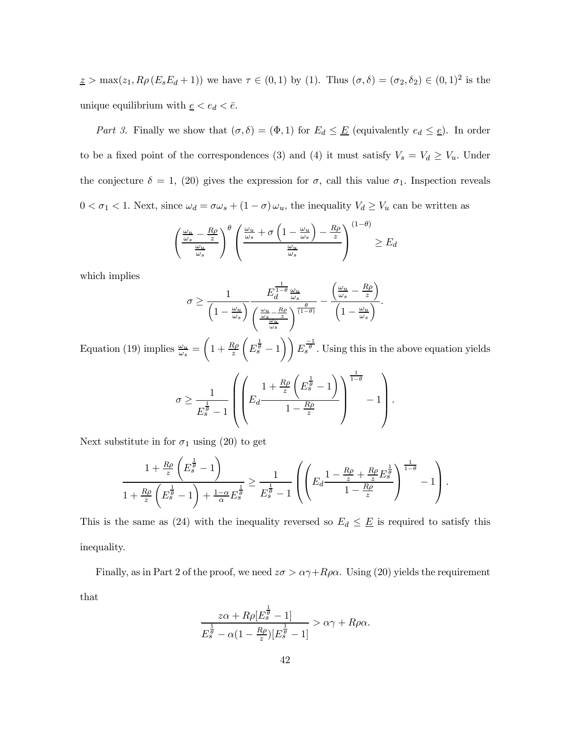$\underline{z} > \max(z_1, R\rho(E_s E_d + 1))$ we have $\tau \in (0,1)$ by (1). Thus $(\sigma, \delta) = (\sigma_2, \delta_2) \in (0,1)^2$ is the unique equilibrium with $\underline{e} < e_d < \bar{e}$.

*Part 3.* Finally we show that $(\sigma, \delta) = (\Phi, 1)$ for $E_d \leq \underline{E}$ (equivalently $e_d \leq \underline{e}$). In order to be a fixed point of the correspondences (3) and (4) it must satisfy $V_s = V_d \geq V_u$. Under the conjecture $\delta = 1$, (20) gives the expression for $\sigma$, call this value $\sigma_1$. Inspection reveals $0 < \sigma_1 < 1$. Next, since $\omega_d = \sigma\omega_s + (1-\sigma)\omega_u$, the inequality $V_d \geq V_u$ can be written as

$$\left(\frac{\frac{\omega_u}{\omega_s} - \frac{R\rho}{z}}{\frac{\omega_u}{\omega_s}}\right)^{\theta} \left(\frac{\frac{\omega_u}{\omega_s} + \sigma\left(1 - \frac{\omega_u}{\omega_s}\right) - \frac{R\rho}{z}}{\frac{\omega_u}{\omega_s}}\right)^{(1-\theta)} \geq E_d$$

which implies

$$\sigma \geq \frac{1}{\left(1 - \frac{\omega_u}{\omega_s}\right)} \frac{E_d^{\frac{1}{1-\theta}} \frac{\omega_u}{\omega_s}}{\left(\frac{\frac{\omega_u}{\omega_s} - \frac{R\rho}{z}}{\frac{\omega_u}{\omega_s}}\right)^{\frac{\theta}{(1-\theta)}}} - \frac{\left(\frac{\omega_u}{\omega_s} - \frac{R\rho}{z}\right)}{\left(1 - \frac{\omega_u}{\omega_s}\right)}.$$

Equation (19) implies $\frac{\omega_u}{\omega_s} = \left(1 + \frac{R\rho}{z}\left(E_s^{\frac{1}{\theta}} - 1\right)\right) E_s^{\frac{-1}{\theta}}$. Using this in the above equation yields

$$\sigma \geq \frac{1}{E_s^{\frac{1}{\theta}} - 1} \left(\left(E_d \frac{1 + \frac{R\rho}{z}\left(E_s^{\frac{1}{\theta}} - 1\right)}{1 - \frac{R\rho}{z}}\right)^{\frac{1}{1-\theta}} - 1\right).$$

Next substitute in for $\sigma_1$ using (20) to get

$$\frac{1 + \frac{R\rho}{z}\left(E_s^{\frac{1}{\theta}} - 1\right)}{1 + \frac{R\rho}{z}\left(E_s^{\frac{1}{\theta}} - 1\right) + \frac{1-\alpha}{\alpha} E_s^{\frac{1}{\theta}}} \geq \frac{1}{E_s^{\frac{1}{\theta}} - 1} \left(\left(E_d \frac{1 - \frac{R\rho}{z} + \frac{R\rho}{z} E_s^{\frac{1}{\theta}}}{1 - \frac{R\rho}{z}}\right)^{\frac{1}{1-\theta}} - 1\right).$$

This is the same as (24) with the inequality reversed so $E_d \leq \underline{E}$ is required to satisfy this inequality.

Finally, as in Part 2 of the proof, we need $z\sigma > \alpha\gamma + R\rho\alpha$. Using (20) yields the requirement that

$$\frac{z\alpha + R\rho[E_s^{\frac{1}{\theta}} - 1]}{E_s^{\frac{1}{\theta}} - \alpha(1 - \frac{R\rho}{z})[E_s^{\frac{1}{\theta}} - 1]} > \alpha\gamma + R\rho\alpha.$$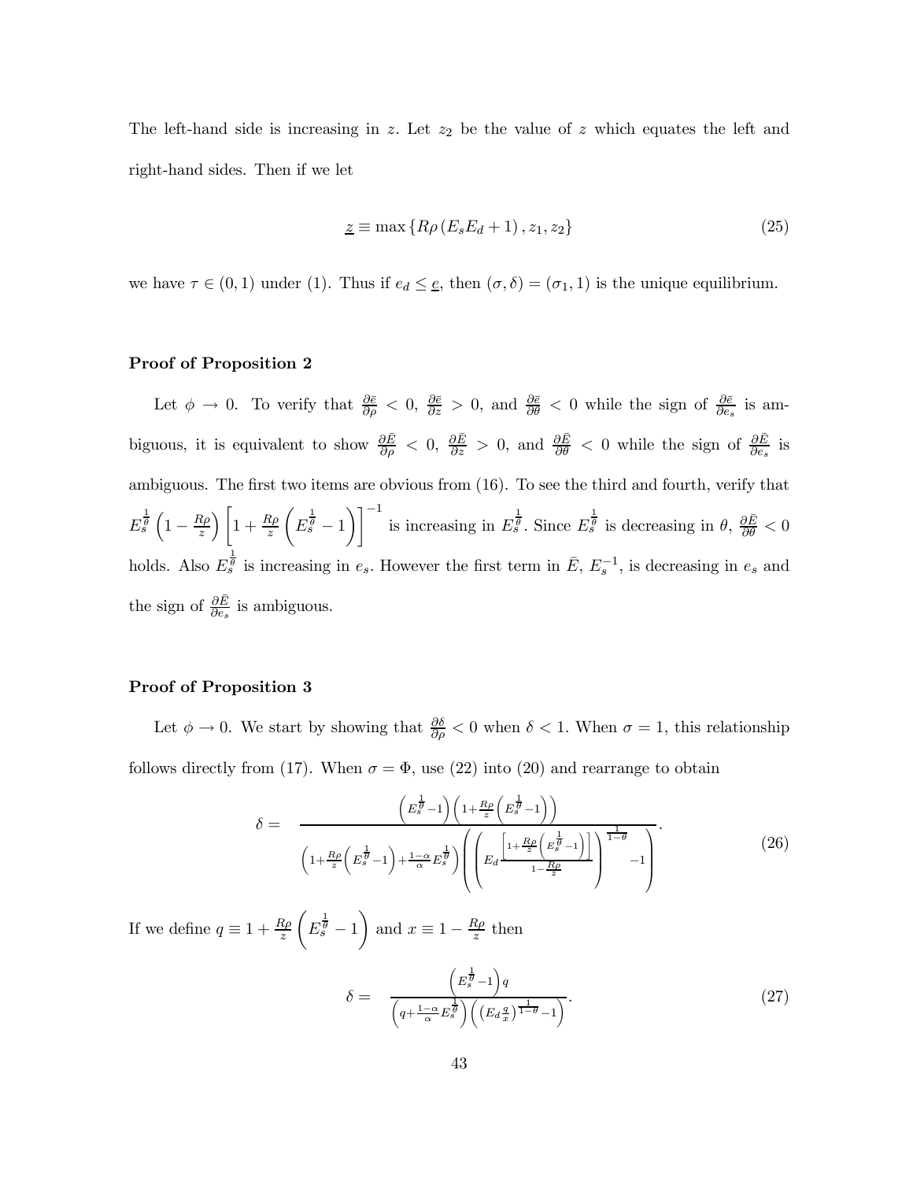The left-hand side is increasing in $z$. Let $z_2$ be the value of $z$ which equates the left and right-hand sides. Then if we let

$$\underline{z} \equiv \max\left\{R\rho\left(E_s E_d + 1\right), z_1, z_2\right\} \tag{25}$$

we have $\tau \in (0,1)$ under (1). Thus if $e_d \leq \underline{e}$, then $(\sigma, \delta) = (\sigma_1, 1)$ is the unique equilibrium.

**Proof of Proposition 2**

Let $\phi \to 0$. To verify that $\frac{\partial \bar{e}}{\partial \rho} < 0$, $\frac{\partial \bar{e}}{\partial z} > 0$, and $\frac{\partial \bar{e}}{\partial \theta} < 0$ while the sign of $\frac{\partial \bar{e}}{\partial e_s}$ is ambiguous, it is equivalent to show $\frac{\partial \bar{E}}{\partial \rho} < 0$, $\frac{\partial \bar{E}}{\partial z} > 0$, and $\frac{\partial \bar{E}}{\partial \theta} < 0$ while the sign of $\frac{\partial \bar{E}}{\partial e_s}$ is ambiguous. The first two items are obvious from (16). To see the third and fourth, verify that $E_s^{\frac{1}{\theta}}\left(1 - \frac{R\rho}{z}\right)\left[1 + \frac{R\rho}{z}\left(E_s^{\frac{1}{\theta}} - 1\right)\right]^{-1}$ is increasing in $E_s^{\frac{1}{\theta}}$. Since $E_s^{\frac{1}{\theta}}$ is decreasing in $\theta$, $\frac{\partial \bar{E}}{\partial \theta} < 0$ holds. Also $E_s^{\frac{1}{\theta}}$ is increasing in $e_s$. However the first term in $\bar{E}$, $E_s^{-1}$, is decreasing in $e_s$ and the sign of $\frac{\partial \bar{E}}{\partial e_s}$ is ambiguous.

**Proof of Proposition 3**

Let $\phi \to 0$. We start by showing that $\frac{\partial \delta}{\partial \rho} < 0$ when $\delta < 1$. When $\sigma = 1$, this relationship follows directly from (17). When $\sigma = \Phi$, use (22) into (20) and rearrange to obtain

$$\delta = \frac{\left(E_s^{\frac{1}{\theta}} - 1\right)\left(1 + \frac{R\rho}{z}\left(E_s^{\frac{1}{\theta}} - 1\right)\right)}{\left(1 + \frac{R\rho}{z}\left(E_s^{\frac{1}{\theta}} - 1\right) + \frac{1-\alpha}{\alpha}E_s^{\frac{1}{\theta}}\right)\left(\left(E_d \frac{\left[1 + \frac{R\rho}{z}\left(E_s^{\frac{1}{\theta}} - 1\right)\right]}{1 - \frac{R\rho}{z}}\right)^{\frac{1}{1-\theta}} - 1\right)}. \tag{26}$$

If we define $q \equiv 1 + \frac{R\rho}{z}\left(E_s^{\frac{1}{\theta}} - 1\right)$ and $x \equiv 1 - \frac{R\rho}{z}$ then

$$\delta = \frac{\left(E_s^{\frac{1}{\theta}} - 1\right)q}{\left(q + \frac{1-\alpha}{\alpha}E_s^{\frac{1}{\theta}}\right)\left(\left(E_d \frac{q}{x}\right)^{\frac{1}{1-\theta}} - 1\right)}. \tag{27}$$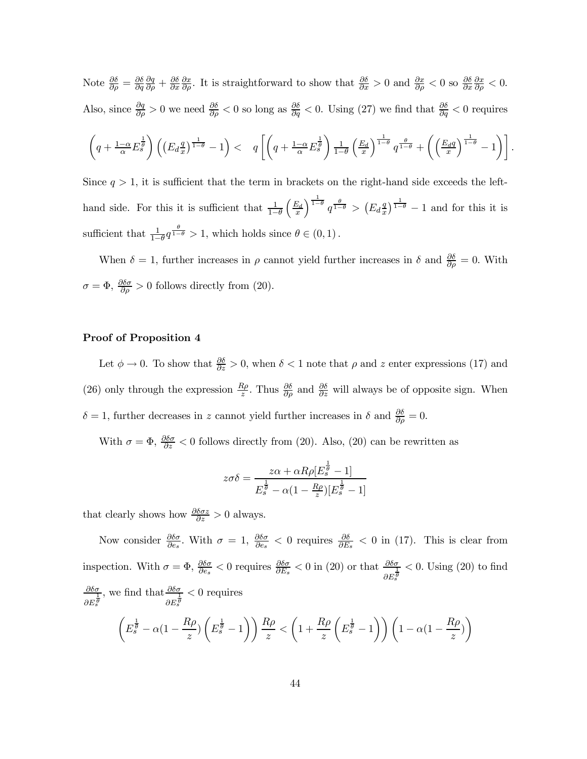Note $\frac{\partial \delta}{\partial \rho} = \frac{\partial \delta}{\partial q}\frac{\partial q}{\partial \rho} + \frac{\partial \delta}{\partial x}\frac{\partial x}{\partial \rho}$. It is straightforward to show that $\frac{\partial \delta}{\partial x} > 0$ and $\frac{\partial x}{\partial \rho} < 0$ so $\frac{\partial \delta}{\partial x}\frac{\partial x}{\partial \rho} < 0$. Also, since $\frac{\partial q}{\partial \rho} > 0$ we need $\frac{\partial \delta}{\partial \rho} < 0$ so long as $\frac{\partial \delta}{\partial q} < 0$. Using (27) we find that $\frac{\partial \delta}{\partial q} < 0$ requires

$$\left(q + \tfrac{1-\alpha}{\alpha}E_s^{\frac{1}{\theta}}\right)\left(\left(E_d \tfrac{q}{x}\right)^{\frac{1}{1-\theta}} - 1\right) < \quad q\left[\left(q + \tfrac{1-\alpha}{\alpha}E_s^{\frac{1}{\theta}}\right)\tfrac{1}{1-\theta}\left(\tfrac{E_d}{x}\right)^{\frac{1}{1-\theta}} q^{\frac{\theta}{1-\theta}} + \left(\left(\tfrac{E_d q}{x}\right)^{\frac{1}{1-\theta}} - 1\right)\right].$$

Since $q > 1$, it is sufficient that the term in brackets on the right-hand side exceeds the left-hand side. For this it is sufficient that $\frac{1}{1-\theta}\left(\frac{E_d}{x}\right)^{\frac{1}{1-\theta}} q^{\frac{\theta}{1-\theta}} > \left(E_d \frac{q}{x}\right)^{\frac{1}{1-\theta}} - 1$ and for this it is sufficient that $\frac{1}{1-\theta}q^{\frac{\theta}{1-\theta}} > 1$, which holds since $\theta \in (0,1)$.

When $\delta = 1$, further increases in $\rho$ cannot yield further increases in $\delta$ and $\frac{\partial \delta}{\partial \rho} = 0$. With $\sigma = \Phi$, $\frac{\partial \delta \sigma}{\partial \rho} > 0$ follows directly from (20).

**Proof of Proposition 4**

Let $\phi \to 0$. To show that $\frac{\partial \delta}{\partial z} > 0$, when $\delta < 1$ note that $\rho$ and $z$ enter expressions (17) and (26) only through the expression $\frac{R\rho}{z}$. Thus $\frac{\partial \delta}{\partial \rho}$ and $\frac{\partial \delta}{\partial z}$ will always be of opposite sign. When $\delta = 1$, further decreases in $z$ cannot yield further increases in $\delta$ and $\frac{\partial \delta}{\partial \rho} = 0$.

With $\sigma = \Phi$, $\frac{\partial \delta \sigma}{\partial z} < 0$ follows directly from (20). Also, (20) can be rewritten as

$$z\sigma\delta = \frac{z\alpha + \alpha R\rho[E_s^{\frac{1}{\theta}} - 1]}{E_s^{\frac{1}{\theta}} - \alpha(1 - \frac{R\rho}{z})[E_s^{\frac{1}{\theta}} - 1]}$$

that clearly shows how $\frac{\partial \delta \sigma z}{\partial z} > 0$ always.

Now consider $\frac{\partial \delta \sigma}{\partial e_s}$. With $\sigma = 1$, $\frac{\partial \delta \sigma}{\partial e_s} < 0$ requires $\frac{\partial \delta}{\partial E_s} < 0$ in (17). This is clear from inspection. With $\sigma = \Phi$, $\frac{\partial \delta \sigma}{\partial e_s} < 0$ requires $\frac{\partial \delta \sigma}{\partial E_s} < 0$ in (20) or that $\frac{\partial \delta \sigma}{\partial E_s^{\frac{1}{\theta}}} < 0$. Using (20) to find $\frac{\partial \delta \sigma}{\partial E_s^{\frac{1}{\theta}}}$, we find that $\frac{\partial \delta \sigma}{\partial E_s^{\frac{1}{\theta}}} < 0$ requires

$$\left(E_s^{\frac{1}{\theta}} - \alpha(1 - \frac{R\rho}{z})\left(E_s^{\frac{1}{\theta}} - 1\right)\right)\frac{R\rho}{z} < \left(1 + \frac{R\rho}{z}\left(E_s^{\frac{1}{\theta}} - 1\right)\right)\left(1 - \alpha(1 - \frac{R\rho}{z})\right)$$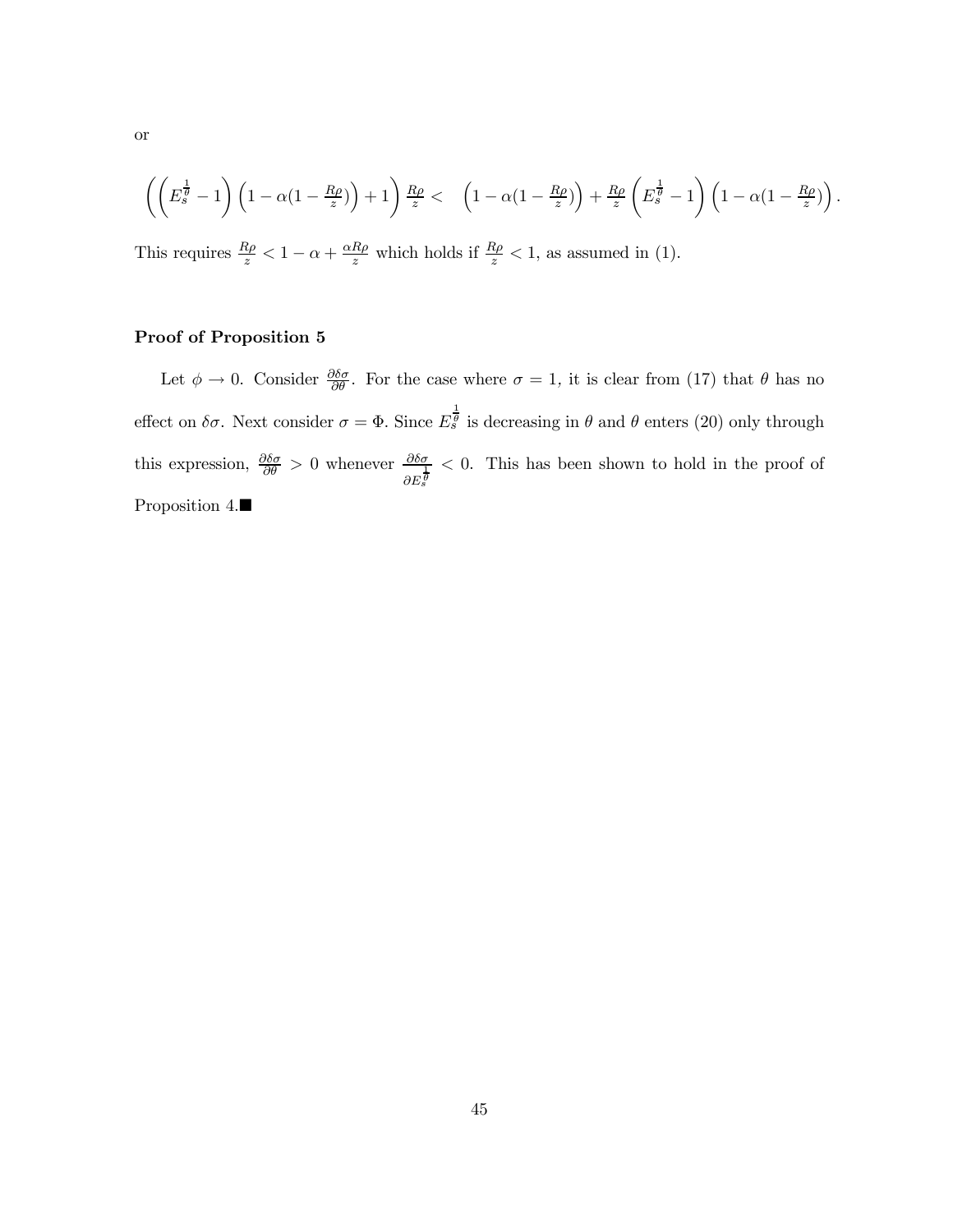or

$$\left(\left(E_s^{\frac{1}{\theta}}-1\right)\left(1-\alpha(1-\tfrac{R\rho}{z})\right)+1\right)\tfrac{R\rho}{z}<\quad\left(1-\alpha(1-\tfrac{R\rho}{z})\right)+\tfrac{R\rho}{z}\left(E_s^{\frac{1}{\theta}}-1\right)\left(1-\alpha(1-\tfrac{R\rho}{z})\right).$$

This requires $\frac{R\rho}{z}<1-\alpha+\frac{\alpha R\rho}{z}$ which holds if $\frac{R\rho}{z}<1$, as assumed in (1).

**Proof of Proposition 5**

Let $\phi\to 0$. Consider $\frac{\partial\delta\sigma}{\partial\theta}$. For the case where $\sigma=1$, it is clear from (17) that $\theta$ has no effect on $\delta\sigma$. Next consider $\sigma=\Phi$. Since $E_s^{\frac{1}{\theta}}$ is decreasing in $\theta$ and $\theta$ enters (20) only through this expression, $\frac{\partial\delta\sigma}{\partial\theta}>0$ whenever $\frac{\partial\delta\sigma}{\partial E_s^{\frac{1}{\theta}}}<0$. This has been shown to hold in the proof of Proposition 4.■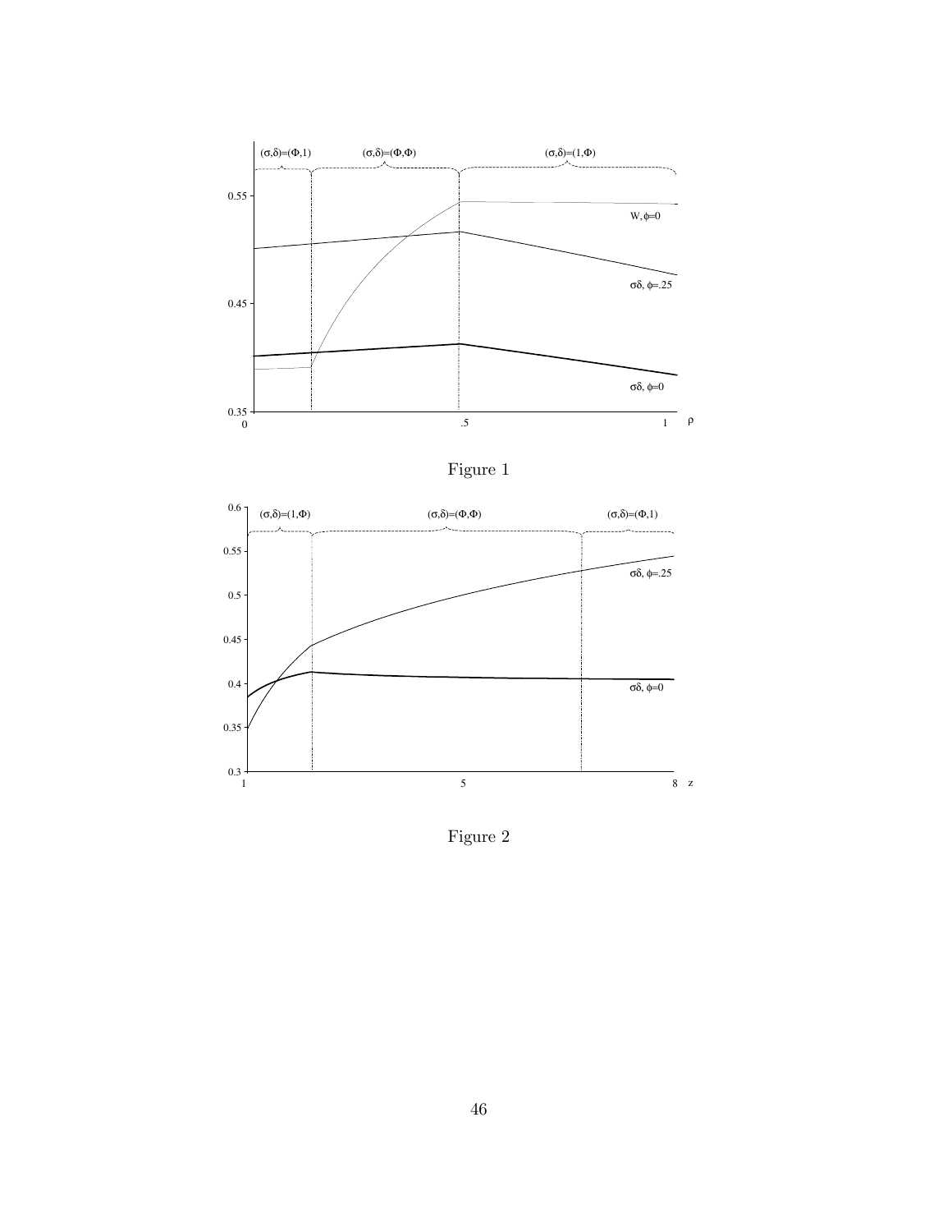Figure 1

Figure 2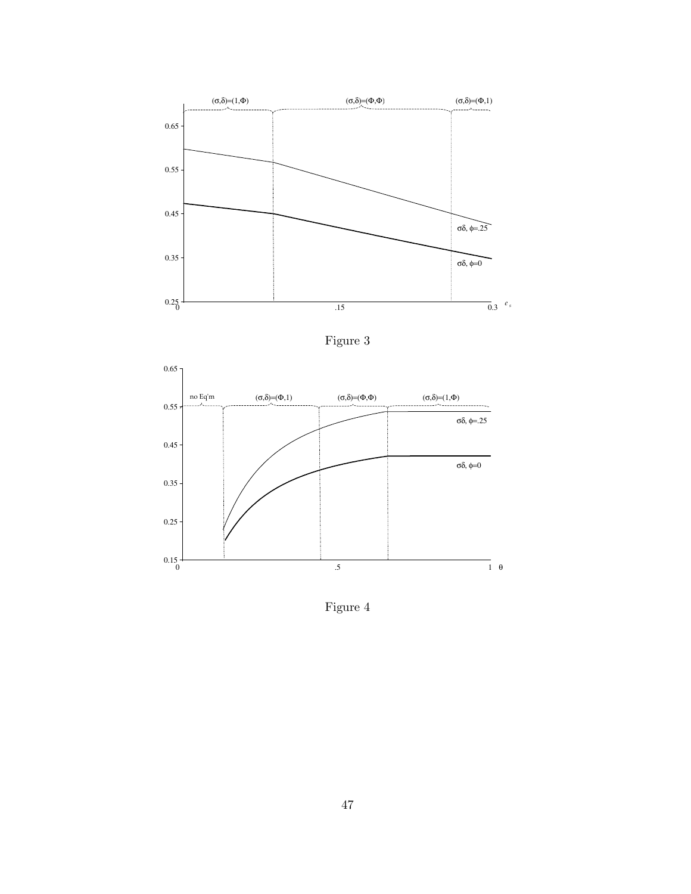Figure 3

Figure 4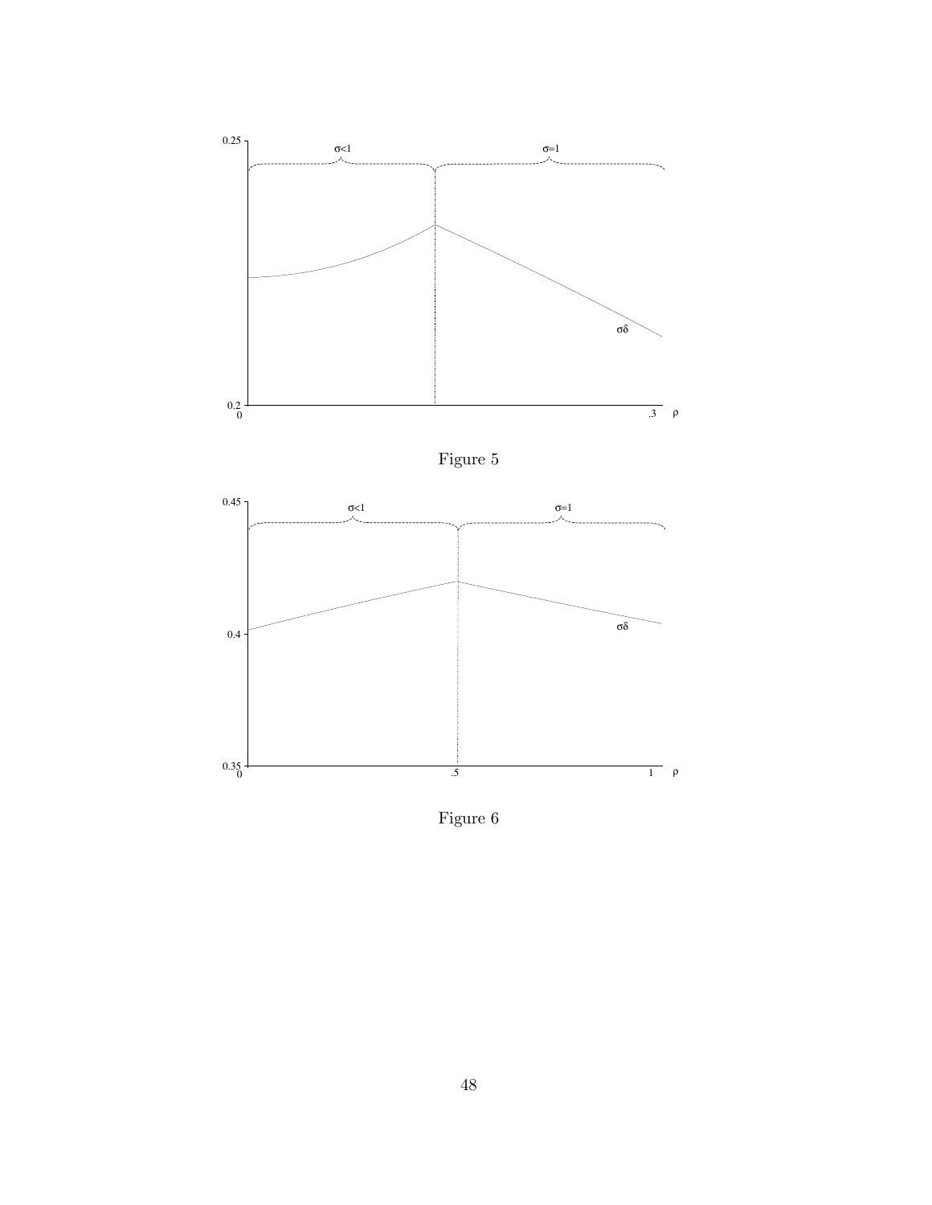0.25

σ<1

σ=1

σδ

0.2

0

.3

ρ

Figure 5

0.45

σ<1

σ=1

0.4

σδ

0.35

0

.5

1

ρ

Figure 6